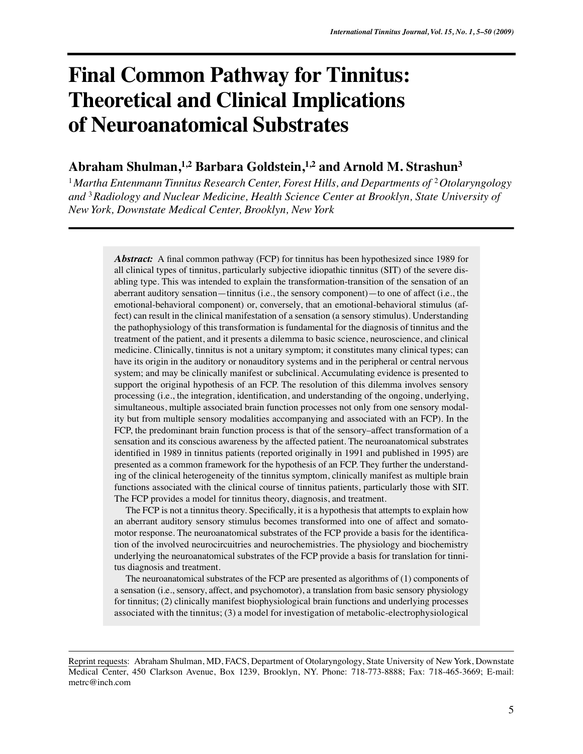# Final Common Pathway for Tinnitus: Theoretical and Clinical Implications of Neuroanatomical Substrates

## Abraham Shulman,[1,2] Barbara Goldstein,[1,2] and Arnold M. Strashun[3]

[1] *Martha Entenmann Tinnitus Research Center, Forest Hills, and Departments of* [2] *Otolaryngology and* [3] *Radiology and Nuclear Medicine, Health Science Center at Brooklyn, State University of New York, Downstate Medical Center, Brooklyn, New York*

***Abstract:*** A final common pathway (FCP) for tinnitus has been hypothesized since 1989 for all clinical types of tinnitus, particularly subjective idiopathic tinnitus (SIT) of the severe disabling type. This was intended to explain the transformation-transition of the sensation of an aberrant auditory sensation—tinnitus (i.e., the sensory component)—to one of affect (i.e., the emotional-behavioral component) or, conversely, that an emotional-behavioral stimulus (affect) can result in the clinical manifestation of a sensation (a sensory stimulus). Understanding the pathophysiology of this transformation is fundamental for the diagnosis of tinnitus and the treatment of the patient, and it presents a dilemma to basic science, neuroscience, and clinical medicine. Clinically, tinnitus is not a unitary symptom; it constitutes many clinical types; can have its origin in the auditory or nonauditory systems and in the peripheral or central nervous system; and may be clinically manifest or subclinical. Accumulating evidence is presented to support the original hypothesis of an FCP. The resolution of this dilemma involves sensory processing (i.e., the integration, identification, and understanding of the ongoing, underlying, simultaneous, multiple associated brain function processes not only from one sensory modality but from multiple sensory modalities accompanying and associated with an FCP). In the FCP, the predominant brain function process is that of the sensory–affect transformation of a sensation and its conscious awareness by the affected patient. The neuroanatomical substrates identified in 1989 in tinnitus patients (reported originally in 1991 and published in 1995) are presented as a common framework for the hypothesis of an FCP. They further the understanding of the clinical heterogeneity of the tinnitus symptom, clinically manifest as multiple brain functions associated with the clinical course of tinnitus patients, particularly those with SIT. The FCP provides a model for tinnitus theory, diagnosis, and treatment.

The FCP is not a tinnitus theory. Specifically, it is a hypothesis that attempts to explain how an aberrant auditory sensory stimulus becomes transformed into one of affect and somatomotor response. The neuroanatomical substrates of the FCP provide a basis for the identification of the involved neurocircuitries and neurochemistries. The physiology and biochemistry underlying the neuroanatomical substrates of the FCP provide a basis for translation for tinnitus diagnosis and treatment.

The neuroanatomical substrates of the FCP are presented as algorithms of (1) components of a sensation (i.e., sensory, affect, and psychomotor), a translation from basic sensory physiology for tinnitus; (2) clinically manifest biophysiological brain functions and underlying processes associated with the tinnitus; (3) a model for investigation of metabolic-electrophysiological

Reprint requests: Abraham Shulman, MD, FACS, Department of Otolaryngology, State University of New York, Downstate Medical Center, 450 Clarkson Avenue, Box 1239, Brooklyn, NY. Phone: 718-773-8888; Fax: 718-465-3669; E-mail: metrc@inch.com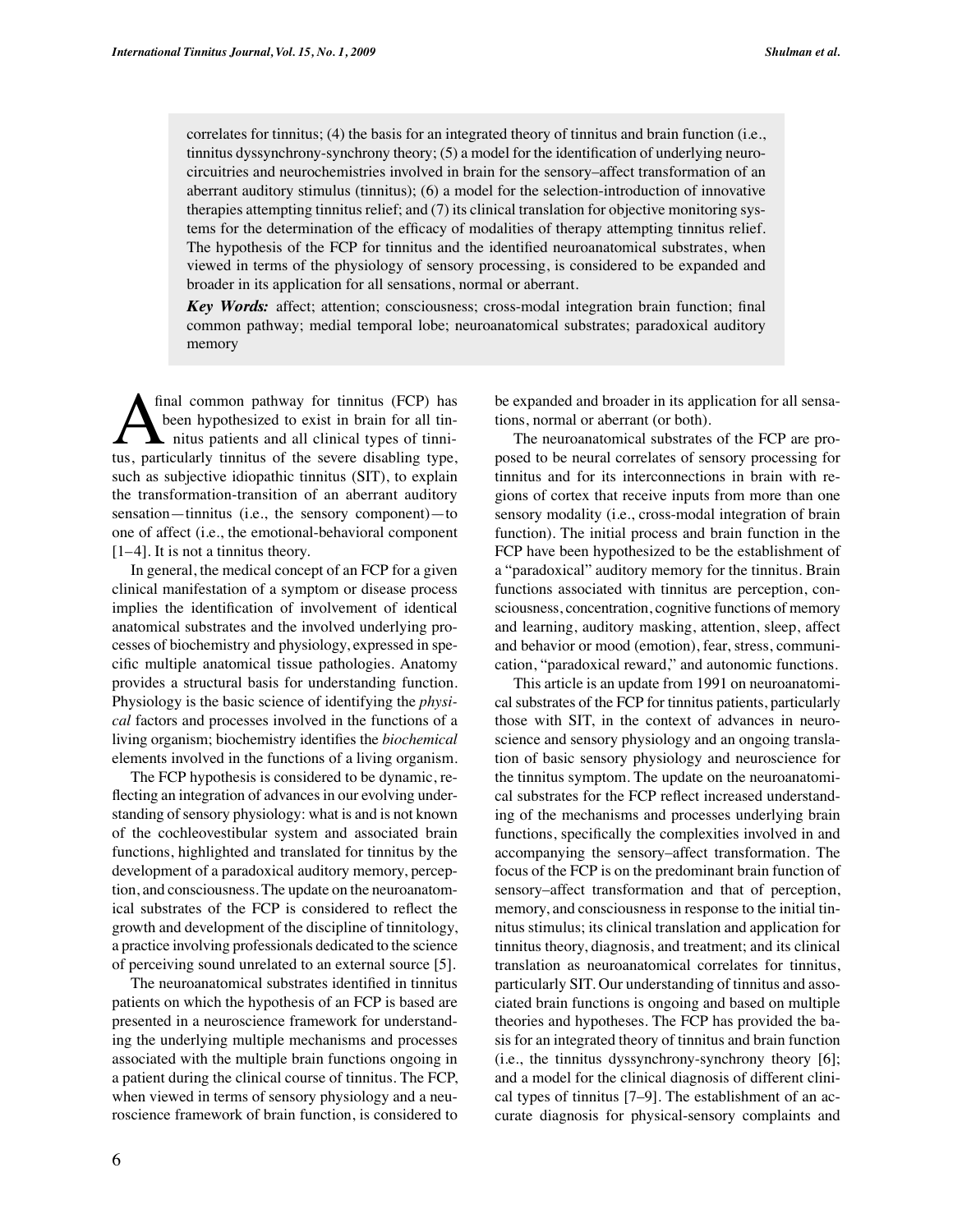correlates for tinnitus; (4) the basis for an integrated theory of tinnitus and brain function (i.e., tinnitus dyssynchrony-synchrony theory; (5) a model for the identification of underlying neurocircuitries and neurochemistries involved in brain for the sensory–affect transformation of an aberrant auditory stimulus (tinnitus); (6) a model for the selection-introduction of innovative therapies attempting tinnitus relief; and (7) its clinical translation for objective monitoring systems for the determination of the efficacy of modalities of therapy attempting tinnitus relief. The hypothesis of the FCP for tinnitus and the identified neuroanatomical substrates, when viewed in terms of the physiology of sensory processing, is considered to be expanded and broader in its application for all sensations, normal or aberrant.

***Key Words:*** affect; attention; consciousness; cross-modal integration brain function; final common pathway; medial temporal lobe; neuroanatomical substrates; paradoxical auditory memory

A final common pathway for tinnitus (FCP) has been hypothesized to exist in brain for all tinnitus patients and all clinical types of tinnitus, particularly tinnitus of the severe disabling type, such as subjective idiopathic tinnitus (SIT), to explain the transformation-transition of an aberrant auditory sensation—tinnitus (i.e., the sensory component)—to one of affect (i.e., the emotional-behavioral component [1–4]. It is not a tinnitus theory.

In general, the medical concept of an FCP for a given clinical manifestation of a symptom or disease process implies the identification of involvement of identical anatomical substrates and the involved underlying processes of biochemistry and physiology, expressed in specific multiple anatomical tissue pathologies. Anatomy provides a structural basis for understanding function. Physiology is the basic science of identifying the *physical* factors and processes involved in the functions of a living organism; biochemistry identifies the *biochemical* elements involved in the functions of a living organism.

The FCP hypothesis is considered to be dynamic, reflecting an integration of advances in our evolving understanding of sensory physiology: what is and is not known of the cochleovestibular system and associated brain functions, highlighted and translated for tinnitus by the development of a paradoxical auditory memory, perception, and consciousness. The update on the neuroanatomical substrates of the FCP is considered to reflect the growth and development of the discipline of tinnitology, a practice involving professionals dedicated to the science of perceiving sound unrelated to an external source [5].

The neuroanatomical substrates identified in tinnitus patients on which the hypothesis of an FCP is based are presented in a neuroscience framework for understanding the underlying multiple mechanisms and processes associated with the multiple brain functions ongoing in a patient during the clinical course of tinnitus. The FCP, when viewed in terms of sensory physiology and a neuroscience framework of brain function, is considered to be expanded and broader in its application for all sensations, normal or aberrant (or both).

The neuroanatomical substrates of the FCP are proposed to be neural correlates of sensory processing for tinnitus and for its interconnections in brain with regions of cortex that receive inputs from more than one sensory modality (i.e., cross-modal integration of brain function). The initial process and brain function in the FCP have been hypothesized to be the establishment of a "paradoxical" auditory memory for the tinnitus. Brain functions associated with tinnitus are perception, consciousness, concentration, cognitive functions of memory and learning, auditory masking, attention, sleep, affect and behavior or mood (emotion), fear, stress, communication, "paradoxical reward," and autonomic functions.

This article is an update from 1991 on neuroanatomical substrates of the FCP for tinnitus patients, particularly those with SIT, in the context of advances in neuroscience and sensory physiology and an ongoing translation of basic sensory physiology and neuroscience for the tinnitus symptom. The update on the neuroanatomical substrates for the FCP reflect increased understanding of the mechanisms and processes underlying brain functions, specifically the complexities involved in and accompanying the sensory–affect transformation. The focus of the FCP is on the predominant brain function of sensory–affect transformation and that of perception, memory, and consciousness in response to the initial tinnitus stimulus; its clinical translation and application for tinnitus theory, diagnosis, and treatment; and its clinical translation as neuroanatomical correlates for tinnitus, particularly SIT. Our understanding of tinnitus and associated brain functions is ongoing and based on multiple theories and hypotheses. The FCP has provided the basis for an integrated theory of tinnitus and brain function (i.e., the tinnitus dyssynchrony-synchrony theory [6]; and a model for the clinical diagnosis of different clinical types of tinnitus [7–9]. The establishment of an accurate diagnosis for physical-sensory complaints and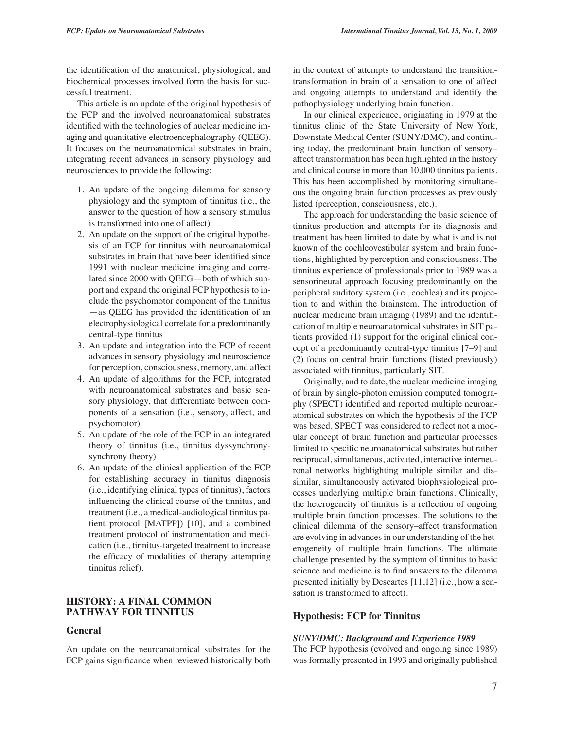the identification of the anatomical, physiological, and biochemical processes involved form the basis for successful treatment.

This article is an update of the original hypothesis of the FCP and the involved neuroanatomical substrates identified with the technologies of nuclear medicine imaging and quantitative electroencephalography (QEEG). It focuses on the neuroanatomical substrates in brain, integrating recent advances in sensory physiology and neurosciences to provide the following:

1. An update of the ongoing dilemma for sensory physiology and the symptom of tinnitus (i.e., the answer to the question of how a sensory stimulus is transformed into one of affect)
2. An update on the support of the original hypothesis of an FCP for tinnitus with neuroanatomical substrates in brain that have been identified since 1991 with nuclear medicine imaging and correlated since 2000 with QEEG—both of which support and expand the original FCP hypothesis to include the psychomotor component of the tinnitus—as QEEG has provided the identification of an electrophysiological correlate for a predominantly central-type tinnitus
3. An update and integration into the FCP of recent advances in sensory physiology and neuroscience for perception, consciousness, memory, and affect
4. An update of algorithms for the FCP, integrated with neuroanatomical substrates and basic sensory physiology, that differentiate between components of a sensation (i.e., sensory, affect, and psychomotor)
5. An update of the role of the FCP in an integrated theory of tinnitus (i.e., tinnitus dyssynchrony-synchrony theory)
6. An update of the clinical application of the FCP for establishing accuracy in tinnitus diagnosis (i.e., identifying clinical types of tinnitus), factors influencing the clinical course of the tinnitus, and treatment (i.e., a medical-audiological tinnitus patient protocol [MATPP]) [10], and a combined treatment protocol of instrumentation and medication (i.e., tinnitus-targeted treatment to increase the efficacy of modalities of therapy attempting tinnitus relief).

## HISTORY: A FINAL COMMON PATHWAY FOR TINNITUS

### General

An update on the neuroanatomical substrates for the FCP gains significance when reviewed historically both in the context of attempts to understand the transition-transformation in brain of a sensation to one of affect and ongoing attempts to understand and identify the pathophysiology underlying brain function.

In our clinical experience, originating in 1979 at the tinnitus clinic of the State University of New York, Downstate Medical Center (SUNY/DMC), and continuing today, the predominant brain function of sensory–affect transformation has been highlighted in the history and clinical course in more than 10,000 tinnitus patients. This has been accomplished by monitoring simultaneous the ongoing brain function processes as previously listed (perception, consciousness, etc.).

The approach for understanding the basic science of tinnitus production and attempts for its diagnosis and treatment has been limited to date by what is and is not known of the cochleovestibular system and brain functions, highlighted by perception and consciousness. The tinnitus experience of professionals prior to 1989 was a sensorineural approach focusing predominantly on the peripheral auditory system (i.e., cochlea) and its projection to and within the brainstem. The introduction of nuclear medicine brain imaging (1989) and the identification of multiple neuroanatomical substrates in SIT patients provided (1) support for the original clinical concept of a predominantly central-type tinnitus [7–9] and (2) focus on central brain functions (listed previously) associated with tinnitus, particularly SIT.

Originally, and to date, the nuclear medicine imaging of brain by single-photon emission computed tomography (SPECT) identified and reported multiple neuroanatomical substrates on which the hypothesis of the FCP was based. SPECT was considered to reflect not a modular concept of brain function and particular processes limited to specific neuroanatomical substrates but rather reciprocal, simultaneous, activated, interactive interneuronal networks highlighting multiple similar and dissimilar, simultaneously activated biophysiological processes underlying multiple brain functions. Clinically, the heterogeneity of tinnitus is a reflection of ongoing multiple brain function processes. The solutions to the clinical dilemma of the sensory–affect transformation are evolving in advances in our understanding of the heterogeneity of multiple brain functions. The ultimate challenge presented by the symptom of tinnitus to basic science and medicine is to find answers to the dilemma presented initially by Descartes [11,12] (i.e., how a sensation is transformed to affect).

### Hypothesis: FCP for Tinnitus

#### *SUNY/DMC: Background and Experience 1989*

The FCP hypothesis (evolved and ongoing since 1989) was formally presented in 1993 and originally published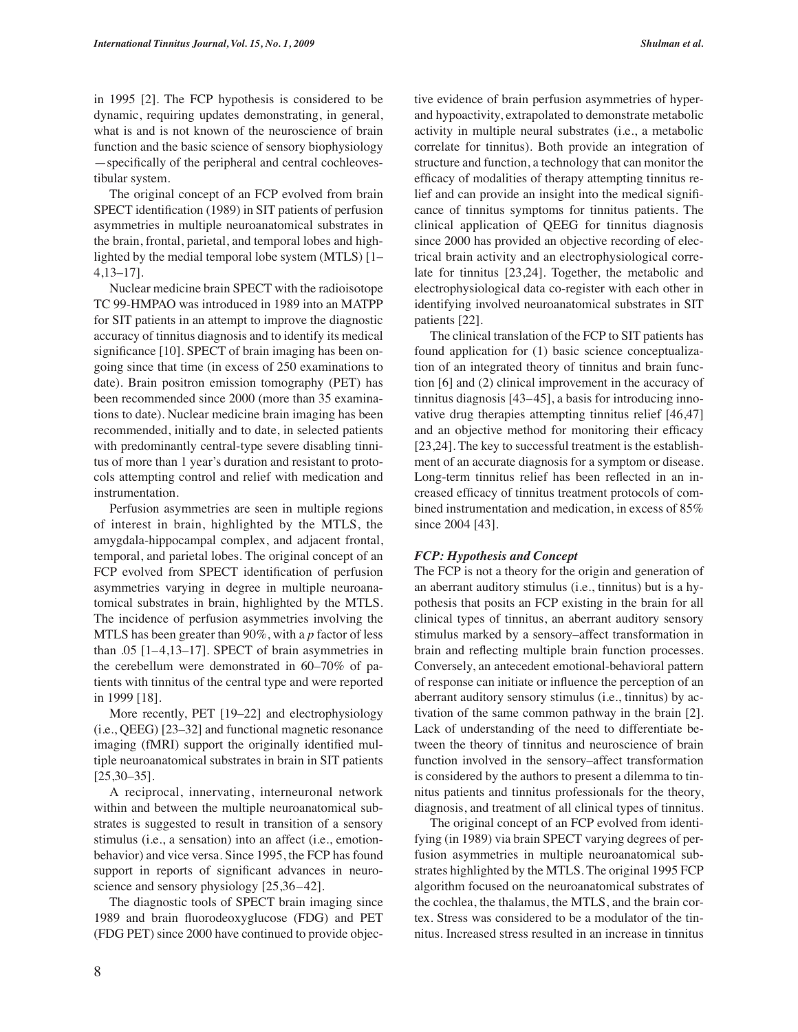in 1995 [2]. The FCP hypothesis is considered to be dynamic, requiring updates demonstrating, in general, what is and is not known of the neuroscience of brain function and the basic science of sensory biophysiology —specifically of the peripheral and central cochleovestibular system.

The original concept of an FCP evolved from brain SPECT identification (1989) in SIT patients of perfusion asymmetries in multiple neuroanatomical substrates in the brain, frontal, parietal, and temporal lobes and highlighted by the medial temporal lobe system (MTLS) [1–4,13–17].

Nuclear medicine brain SPECT with the radioisotope TC 99-HMPAO was introduced in 1989 into an MATPP for SIT patients in an attempt to improve the diagnostic accuracy of tinnitus diagnosis and to identify its medical significance [10]. SPECT of brain imaging has been ongoing since that time (in excess of 250 examinations to date). Brain positron emission tomography (PET) has been recommended since 2000 (more than 35 examinations to date). Nuclear medicine brain imaging has been recommended, initially and to date, in selected patients with predominantly central-type severe disabling tinnitus of more than 1 year's duration and resistant to protocols attempting control and relief with medication and instrumentation.

Perfusion asymmetries are seen in multiple regions of interest in brain, highlighted by the MTLS, the amygdala-hippocampal complex, and adjacent frontal, temporal, and parietal lobes. The original concept of an FCP evolved from SPECT identification of perfusion asymmetries varying in degree in multiple neuroanatomical substrates in brain, highlighted by the MTLS. The incidence of perfusion asymmetries involving the MTLS has been greater than 90%, with a *p* factor of less than .05 [1–4,13–17]. SPECT of brain asymmetries in the cerebellum were demonstrated in 60–70% of patients with tinnitus of the central type and were reported in 1999 [18].

More recently, PET [19–22] and electrophysiology (i.e., QEEG) [23–32] and functional magnetic resonance imaging (fMRI) support the originally identified multiple neuroanatomical substrates in brain in SIT patients [25,30–35].

A reciprocal, innervating, interneuronal network within and between the multiple neuroanatomical substrates is suggested to result in transition of a sensory stimulus (i.e., a sensation) into an affect (i.e., emotion-behavior) and vice versa. Since 1995, the FCP has found support in reports of significant advances in neuroscience and sensory physiology [25,36–42].

The diagnostic tools of SPECT brain imaging since 1989 and brain fluorodeoxyglucose (FDG) and PET (FDG PET) since 2000 have continued to provide objective evidence of brain perfusion asymmetries of hyper- and hypoactivity, extrapolated to demonstrate metabolic activity in multiple neural substrates (i.e., a metabolic correlate for tinnitus). Both provide an integration of structure and function, a technology that can monitor the efficacy of modalities of therapy attempting tinnitus relief and can provide an insight into the medical significance of tinnitus symptoms for tinnitus patients. The clinical application of QEEG for tinnitus diagnosis since 2000 has provided an objective recording of electrical brain activity and an electrophysiological correlate for tinnitus [23,24]. Together, the metabolic and electrophysiological data co-register with each other in identifying involved neuroanatomical substrates in SIT patients [22].

The clinical translation of the FCP to SIT patients has found application for (1) basic science conceptualization of an integrated theory of tinnitus and brain function [6] and (2) clinical improvement in the accuracy of tinnitus diagnosis [43–45], a basis for introducing innovative drug therapies attempting tinnitus relief [46,47] and an objective method for monitoring their efficacy [23,24]. The key to successful treatment is the establishment of an accurate diagnosis for a symptom or disease. Long-term tinnitus relief has been reflected in an increased efficacy of tinnitus treatment protocols of combined instrumentation and medication, in excess of 85% since 2004 [43].

### *FCP: Hypothesis and Concept*

The FCP is not a theory for the origin and generation of an aberrant auditory stimulus (i.e., tinnitus) but is a hypothesis that posits an FCP existing in the brain for all clinical types of tinnitus, an aberrant auditory sensory stimulus marked by a sensory–affect transformation in brain and reflecting multiple brain function processes. Conversely, an antecedent emotional-behavioral pattern of response can initiate or influence the perception of an aberrant auditory sensory stimulus (i.e., tinnitus) by activation of the same common pathway in the brain [2]. Lack of understanding of the need to differentiate between the theory of tinnitus and neuroscience of brain function involved in the sensory–affect transformation is considered by the authors to present a dilemma to tinnitus patients and tinnitus professionals for the theory, diagnosis, and treatment of all clinical types of tinnitus.

The original concept of an FCP evolved from identifying (in 1989) via brain SPECT varying degrees of perfusion asymmetries in multiple neuroanatomical substrates highlighted by the MTLS. The original 1995 FCP algorithm focused on the neuroanatomical substrates of the cochlea, the thalamus, the MTLS, and the brain cortex. Stress was considered to be a modulator of the tinnitus. Increased stress resulted in an increase in tinnitus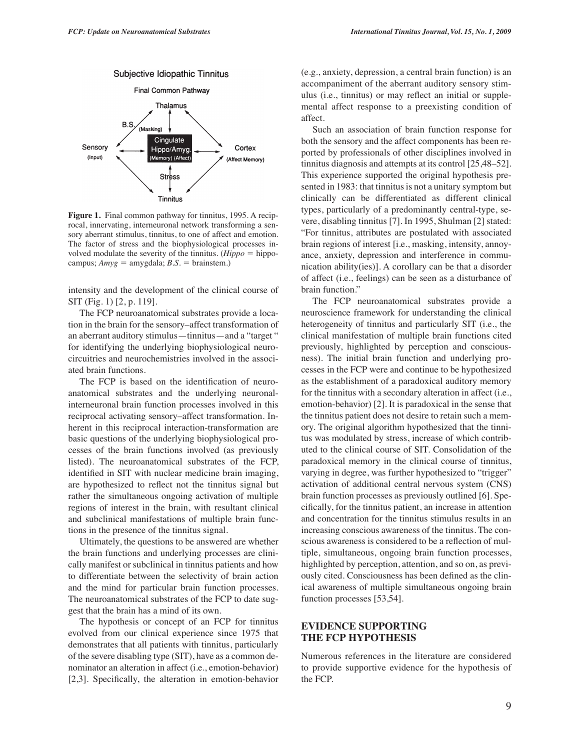**Figure 1.** Final common pathway for tinnitus, 1995. A reciprocal, innervating, interneuronal network transforming a sensory aberrant stimulus, tinnitus, to one of affect and emotion. The factor of stress and the biophysiological processes involved modulate the severity of the tinnitus. (*Hippo* = hippocampus; *Amyg* = amygdala; *B.S.* = brainstem.)

intensity and the development of the clinical course of SIT (Fig. 1) [2, p. 119].

The FCP neuroanatomical substrates provide a location in the brain for the sensory–affect transformation of an aberrant auditory stimulus—tinnitus—and a "target " for identifying the underlying biophysiological neurocircuitries and neurochemistries involved in the associated brain functions.

The FCP is based on the identification of neuroanatomical substrates and the underlying neuronal-interneuronal brain function processes involved in this reciprocal activating sensory–affect transformation. Inherent in this reciprocal interaction-transformation are basic questions of the underlying biophysiological processes of the brain functions involved (as previously listed). The neuroanatomical substrates of the FCP, identified in SIT with nuclear medicine brain imaging, are hypothesized to reflect not the tinnitus signal but rather the simultaneous ongoing activation of multiple regions of interest in the brain, with resultant clinical and subclinical manifestations of multiple brain functions in the presence of the tinnitus signal.

Ultimately, the questions to be answered are whether the brain functions and underlying processes are clinically manifest or subclinical in tinnitus patients and how to differentiate between the selectivity of brain action and the mind for particular brain function processes. The neuroanatomical substrates of the FCP to date suggest that the brain has a mind of its own.

The hypothesis or concept of an FCP for tinnitus evolved from our clinical experience since 1975 that demonstrates that all patients with tinnitus, particularly of the severe disabling type (SIT), have as a common denominator an alteration in affect (i.e., emotion-behavior) [2,3]. Specifically, the alteration in emotion-behavior (e.g., anxiety, depression, a central brain function) is an accompaniment of the aberrant auditory sensory stimulus (i.e., tinnitus) or may reflect an initial or supplemental affect response to a preexisting condition of affect.

Such an association of brain function response for both the sensory and the affect components has been reported by professionals of other disciplines involved in tinnitus diagnosis and attempts at its control [25,48–52]. This experience supported the original hypothesis presented in 1983: that tinnitus is not a unitary symptom but clinically can be differentiated as different clinical types, particularly of a predominantly central-type, severe, disabling tinnitus [7]. In 1995, Shulman [2] stated: "For tinnitus, attributes are postulated with associated brain regions of interest [i.e., masking, intensity, annoyance, anxiety, depression and interference in communication ability(ies)]. A corollary can be that a disorder of affect (i.e., feelings) can be seen as a disturbance of brain function."

The FCP neuroanatomical substrates provide a neuroscience framework for understanding the clinical heterogeneity of tinnitus and particularly SIT (i.e., the clinical manifestation of multiple brain functions cited previously, highlighted by perception and consciousness). The initial brain function and underlying processes in the FCP were and continue to be hypothesized as the establishment of a paradoxical auditory memory for the tinnitus with a secondary alteration in affect (i.e., emotion-behavior) [2]. It is paradoxical in the sense that the tinnitus patient does not desire to retain such a memory. The original algorithm hypothesized that the tinnitus was modulated by stress, increase of which contributed to the clinical course of SIT. Consolidation of the paradoxical memory in the clinical course of tinnitus, varying in degree, was further hypothesized to "trigger" activation of additional central nervous system (CNS) brain function processes as previously outlined [6]. Specifically, for the tinnitus patient, an increase in attention and concentration for the tinnitus stimulus results in an increasing conscious awareness of the tinnitus. The conscious awareness is considered to be a reflection of multiple, simultaneous, ongoing brain function processes, highlighted by perception, attention, and so on, as previously cited. Consciousness has been defined as the clinical awareness of multiple simultaneous ongoing brain function processes [53,54].

## EVIDENCE SUPPORTING THE FCP HYPOTHESIS

Numerous references in the literature are considered to provide supportive evidence for the hypothesis of the FCP.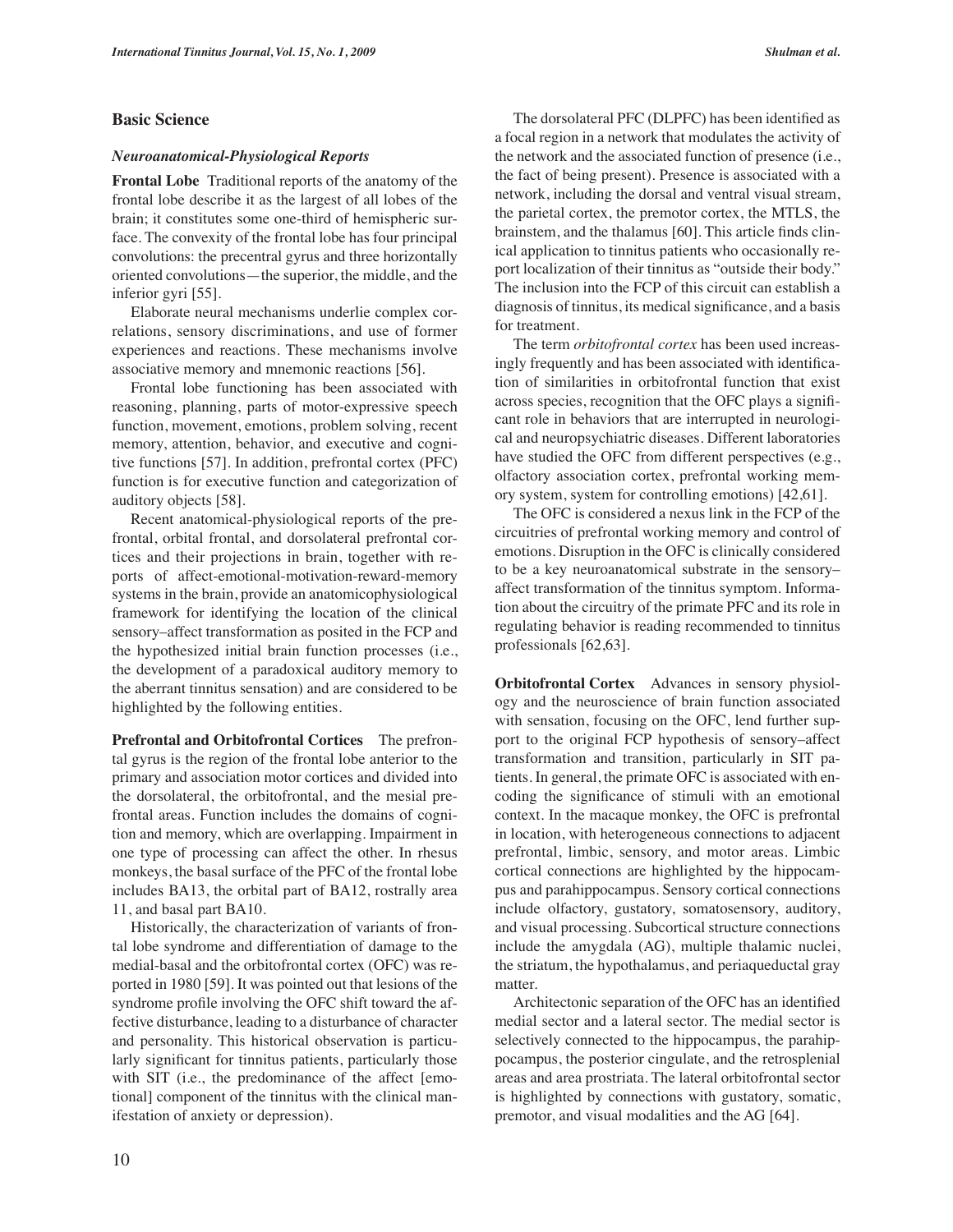## Basic Science

### *Neuroanatomical-Physiological Reports*

**Frontal Lobe** Traditional reports of the anatomy of the frontal lobe describe it as the largest of all lobes of the brain; it constitutes some one-third of hemispheric surface. The convexity of the frontal lobe has four principal convolutions: the precentral gyrus and three horizontally oriented convolutions—the superior, the middle, and the inferior gyri [55].

Elaborate neural mechanisms underlie complex correlations, sensory discriminations, and use of former experiences and reactions. These mechanisms involve associative memory and mnemonic reactions [56].

Frontal lobe functioning has been associated with reasoning, planning, parts of motor-expressive speech function, movement, emotions, problem solving, recent memory, attention, behavior, and executive and cognitive functions [57]. In addition, prefrontal cortex (PFC) function is for executive function and categorization of auditory objects [58].

Recent anatomical-physiological reports of the prefrontal, orbital frontal, and dorsolateral prefrontal cortices and their projections in brain, together with reports of affect-emotional-motivation-reward-memory systems in the brain, provide an anatomicophysiological framework for identifying the location of the clinical sensory–affect transformation as posited in the FCP and the hypothesized initial brain function processes (i.e., the development of a paradoxical auditory memory to the aberrant tinnitus sensation) and are considered to be highlighted by the following entities.

**Prefrontal and Orbitofrontal Cortices** The prefrontal gyrus is the region of the frontal lobe anterior to the primary and association motor cortices and divided into the dorsolateral, the orbitofrontal, and the mesial prefrontal areas. Function includes the domains of cognition and memory, which are overlapping. Impairment in one type of processing can affect the other. In rhesus monkeys, the basal surface of the PFC of the frontal lobe includes BA13, the orbital part of BA12, rostrally area 11, and basal part BA10.

Historically, the characterization of variants of frontal lobe syndrome and differentiation of damage to the medial-basal and the orbitofrontal cortex (OFC) was reported in 1980 [59]. It was pointed out that lesions of the syndrome profile involving the OFC shift toward the affective disturbance, leading to a disturbance of character and personality. This historical observation is particularly significant for tinnitus patients, particularly those with SIT (i.e., the predominance of the affect [emotional] component of the tinnitus with the clinical manifestation of anxiety or depression).

The dorsolateral PFC (DLPFC) has been identified as a focal region in a network that modulates the activity of the network and the associated function of presence (i.e., the fact of being present). Presence is associated with a network, including the dorsal and ventral visual stream, the parietal cortex, the premotor cortex, the MTLS, the brainstem, and the thalamus [60]. This article finds clinical application to tinnitus patients who occasionally report localization of their tinnitus as "outside their body." The inclusion into the FCP of this circuit can establish a diagnosis of tinnitus, its medical significance, and a basis for treatment.

The term *orbitofrontal cortex* has been used increasingly frequently and has been associated with identification of similarities in orbitofrontal function that exist across species, recognition that the OFC plays a significant role in behaviors that are interrupted in neurological and neuropsychiatric diseases. Different laboratories have studied the OFC from different perspectives (e.g., olfactory association cortex, prefrontal working memory system, system for controlling emotions) [42,61].

The OFC is considered a nexus link in the FCP of the circuitries of prefrontal working memory and control of emotions. Disruption in the OFC is clinically considered to be a key neuroanatomical substrate in the sensory–affect transformation of the tinnitus symptom. Information about the circuitry of the primate PFC and its role in regulating behavior is reading recommended to tinnitus professionals [62,63].

**Orbitofrontal Cortex** Advances in sensory physiology and the neuroscience of brain function associated with sensation, focusing on the OFC, lend further support to the original FCP hypothesis of sensory–affect transformation and transition, particularly in SIT patients. In general, the primate OFC is associated with encoding the significance of stimuli with an emotional context. In the macaque monkey, the OFC is prefrontal in location, with heterogeneous connections to adjacent prefrontal, limbic, sensory, and motor areas. Limbic cortical connections are highlighted by the hippocampus and parahippocampus. Sensory cortical connections include olfactory, gustatory, somatosensory, auditory, and visual processing. Subcortical structure connections include the amygdala (AG), multiple thalamic nuclei, the striatum, the hypothalamus, and periaqueductal gray matter.

Architectonic separation of the OFC has an identified medial sector and a lateral sector. The medial sector is selectively connected to the hippocampus, the parahippocampus, the posterior cingulate, and the retrosplenial areas and area prostriata. The lateral orbitofrontal sector is highlighted by connections with gustatory, somatic, premotor, and visual modalities and the AG [64].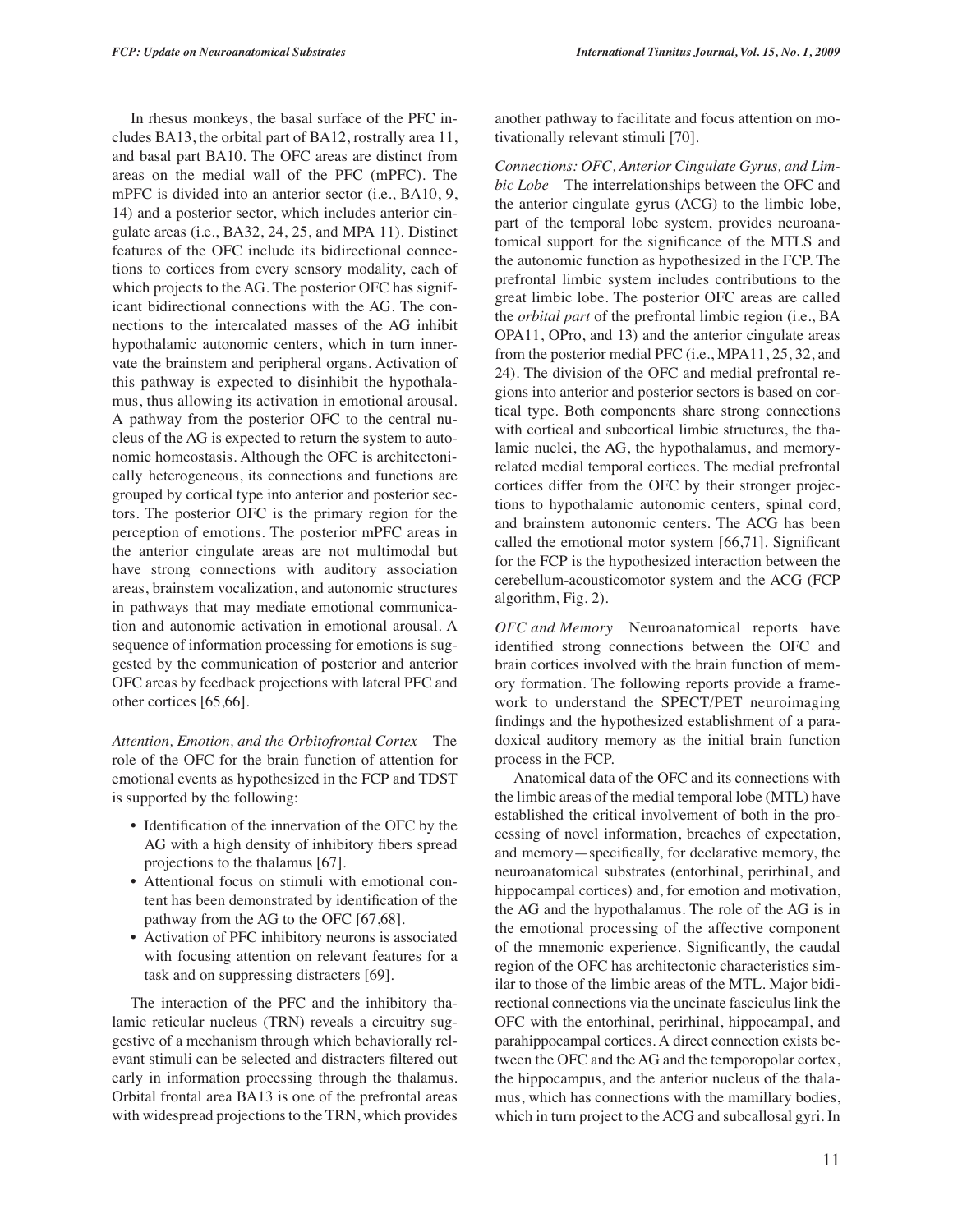In rhesus monkeys, the basal surface of the PFC includes BA13, the orbital part of BA12, rostrally area 11, and basal part BA10. The OFC areas are distinct from areas on the medial wall of the PFC (mPFC). The mPFC is divided into an anterior sector (i.e., BA10, 9, 14) and a posterior sector, which includes anterior cingulate areas (i.e., BA32, 24, 25, and MPA 11). Distinct features of the OFC include its bidirectional connections to cortices from every sensory modality, each of which projects to the AG. The posterior OFC has significant bidirectional connections with the AG. The connections to the intercalated masses of the AG inhibit hypothalamic autonomic centers, which in turn innervate the brainstem and peripheral organs. Activation of this pathway is expected to disinhibit the hypothalamus, thus allowing its activation in emotional arousal. A pathway from the posterior OFC to the central nucleus of the AG is expected to return the system to autonomic homeostasis. Although the OFC is architectonically heterogeneous, its connections and functions are grouped by cortical type into anterior and posterior sectors. The posterior OFC is the primary region for the perception of emotions. The posterior mPFC areas in the anterior cingulate areas are not multimodal but have strong connections with auditory association areas, brainstem vocalization, and autonomic structures in pathways that may mediate emotional communication and autonomic activation in emotional arousal. A sequence of information processing for emotions is suggested by the communication of posterior and anterior OFC areas by feedback projections with lateral PFC and other cortices [65,66].

*Attention, Emotion, and the Orbitofrontal Cortex* The role of the OFC for the brain function of attention for emotional events as hypothesized in the FCP and TDST is supported by the following:

- Identification of the innervation of the OFC by the AG with a high density of inhibitory fibers spread projections to the thalamus [67].
- Attentional focus on stimuli with emotional content has been demonstrated by identification of the pathway from the AG to the OFC [67,68].
- Activation of PFC inhibitory neurons is associated with focusing attention on relevant features for a task and on suppressing distracters [69].

The interaction of the PFC and the inhibitory thalamic reticular nucleus (TRN) reveals a circuitry suggestive of a mechanism through which behaviorally relevant stimuli can be selected and distracters filtered out early in information processing through the thalamus. Orbital frontal area BA13 is one of the prefrontal areas with widespread projections to the TRN, which provides another pathway to facilitate and focus attention on motivationally relevant stimuli [70].

*Connections: OFC, Anterior Cingulate Gyrus, and Limbic Lobe* The interrelationships between the OFC and the anterior cingulate gyrus (ACG) to the limbic lobe, part of the temporal lobe system, provides neuroanatomical support for the significance of the MTLS and the autonomic function as hypothesized in the FCP. The prefrontal limbic system includes contributions to the great limbic lobe. The posterior OFC areas are called the *orbital part* of the prefrontal limbic region (i.e., BA OPA11, OPro, and 13) and the anterior cingulate areas from the posterior medial PFC (i.e., MPA11, 25, 32, and 24). The division of the OFC and medial prefrontal regions into anterior and posterior sectors is based on cortical type. Both components share strong connections with cortical and subcortical limbic structures, the thalamic nuclei, the AG, the hypothalamus, and memory-related medial temporal cortices. The medial prefrontal cortices differ from the OFC by their stronger projections to hypothalamic autonomic centers, spinal cord, and brainstem autonomic centers. The ACG has been called the emotional motor system [66,71]. Significant for the FCP is the hypothesized interaction between the cerebellum-acousticomotor system and the ACG (FCP algorithm, Fig. 2).

*OFC and Memory* Neuroanatomical reports have identified strong connections between the OFC and brain cortices involved with the brain function of memory formation. The following reports provide a framework to understand the SPECT/PET neuroimaging findings and the hypothesized establishment of a paradoxical auditory memory as the initial brain function process in the FCP.

Anatomical data of the OFC and its connections with the limbic areas of the medial temporal lobe (MTL) have established the critical involvement of both in the processing of novel information, breaches of expectation, and memory—specifically, for declarative memory, the neuroanatomical substrates (entorhinal, perirhinal, and hippocampal cortices) and, for emotion and motivation, the AG and the hypothalamus. The role of the AG is in the emotional processing of the affective component of the mnemonic experience. Significantly, the caudal region of the OFC has architectonic characteristics similar to those of the limbic areas of the MTL. Major bidirectional connections via the uncinate fasciculus link the OFC with the entorhinal, perirhinal, hippocampal, and parahippocampal cortices. A direct connection exists between the OFC and the AG and the temporopolar cortex, the hippocampus, and the anterior nucleus of the thalamus, which has connections with the mamillary bodies, which in turn project to the ACG and subcallosal gyri. In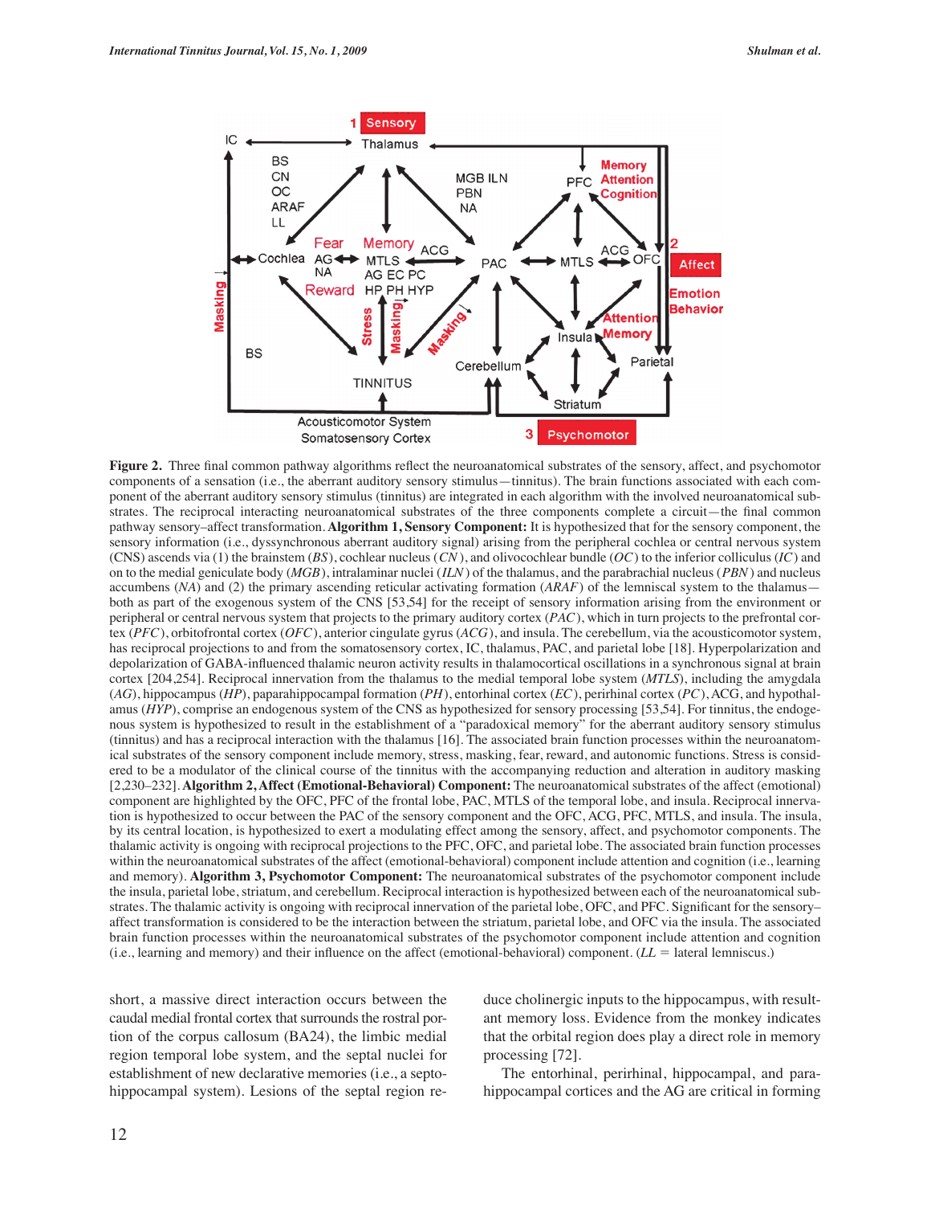**Figure 2.** Three final common pathway algorithms reflect the neuroanatomical substrates of the sensory, affect, and psychomotor components of a sensation (i.e., the aberrant auditory sensory stimulus—tinnitus). The brain functions associated with each component of the aberrant auditory sensory stimulus (tinnitus) are integrated in each algorithm with the involved neuroanatomical substrates. The reciprocal interacting neuroanatomical substrates of the three components complete a circuit—the final common pathway sensory–affect transformation. **Algorithm 1, Sensory Component:** It is hypothesized that for the sensory component, the sensory information (i.e., dyssynchronous aberrant auditory signal) arising from the peripheral cochlea or central nervous system (CNS) ascends via (1) the brainstem (*BS*), cochlear nucleus (*CN*), and olivocochlear bundle (*OC*) to the inferior colliculus (*IC*) and on to the medial geniculate body (*MGB*), intralaminar nuclei (*ILN*) of the thalamus, and the parabrachial nucleus (*PBN*) and nucleus accumbens (*NA*) and (2) the primary ascending reticular activating formation (*ARAF*) of the lemniscal system to the thalamus—both as part of the exogenous system of the CNS [53,54] for the receipt of sensory information arising from the environment or peripheral or central nervous system that projects to the primary auditory cortex (*PAC*), which in turn projects to the prefrontal cortex (*PFC*), orbitofrontal cortex (*OFC*), anterior cingulate gyrus (*ACG*), and insula. The cerebellum, via the acousticomotor system, has reciprocal projections to and from the somatosensory cortex, IC, thalamus, PAC, and parietal lobe [18]. Hyperpolarization and depolarization of GABA-influenced thalamic neuron activity results in thalamocortical oscillations in a synchronous signal at brain cortex [204,254]. Reciprocal innervation from the thalamus to the medial temporal lobe system (*MTLS*), including the amygdala (*AG*), hippocampus (*HP*), paparahippocampal formation (*PH*), entorhinal cortex (*EC*), perirhinal cortex (*PC*), ACG, and hypothalamus (*HYP*), comprise an endogenous system of the CNS as hypothesized for sensory processing [53,54]. For tinnitus, the endogenous system is hypothesized to result in the establishment of a "paradoxical memory" for the aberrant auditory sensory stimulus (tinnitus) and has a reciprocal interaction with the thalamus [16]. The associated brain function processes within the neuroanatomical substrates of the sensory component include memory, stress, masking, fear, reward, and autonomic functions. Stress is considered to be a modulator of the clinical course of the tinnitus with the accompanying reduction and alteration in auditory masking [2,230–232]. **Algorithm 2, Affect (Emotional-Behavioral) Component:** The neuroanatomical substrates of the affect (emotional) component are highlighted by the OFC, PFC of the frontal lobe, PAC, MTLS of the temporal lobe, and insula. Reciprocal innervation is hypothesized to occur between the PAC of the sensory component and the OFC, ACG, PFC, MTLS, and insula. The insula, by its central location, is hypothesized to exert a modulating effect among the sensory, affect, and psychomotor components. The thalamic activity is ongoing with reciprocal projections to the PFC, OFC, and parietal lobe. The associated brain function processes within the neuroanatomical substrates of the affect (emotional-behavioral) component include attention and cognition (i.e., learning and memory). **Algorithm 3, Psychomotor Component:** The neuroanatomical substrates of the psychomotor component include the insula, parietal lobe, striatum, and cerebellum. Reciprocal interaction is hypothesized between each of the neuroanatomical substrates. The thalamic activity is ongoing with reciprocal innervation of the parietal lobe, OFC, and PFC. Significant for the sensory–affect transformation is considered to be the interaction between the striatum, parietal lobe, and OFC via the insula. The associated brain function processes within the neuroanatomical substrates of the psychomotor component include attention and cognition (i.e., learning and memory) and their influence on the affect (emotional-behavioral) component. (*LL* = lateral lemniscus.)

short, a massive direct interaction occurs between the caudal medial frontal cortex that surrounds the rostral portion of the corpus callosum (BA24), the limbic medial region temporal lobe system, and the septal nuclei for establishment of new declarative memories (i.e., a septo-hippocampal system). Lesions of the septal region reduce cholinergic inputs to the hippocampus, with resultant memory loss. Evidence from the monkey indicates that the orbital region does play a direct role in memory processing [72].

The entorhinal, perirhinal, hippocampal, and parahippocampal cortices and the AG are critical in forming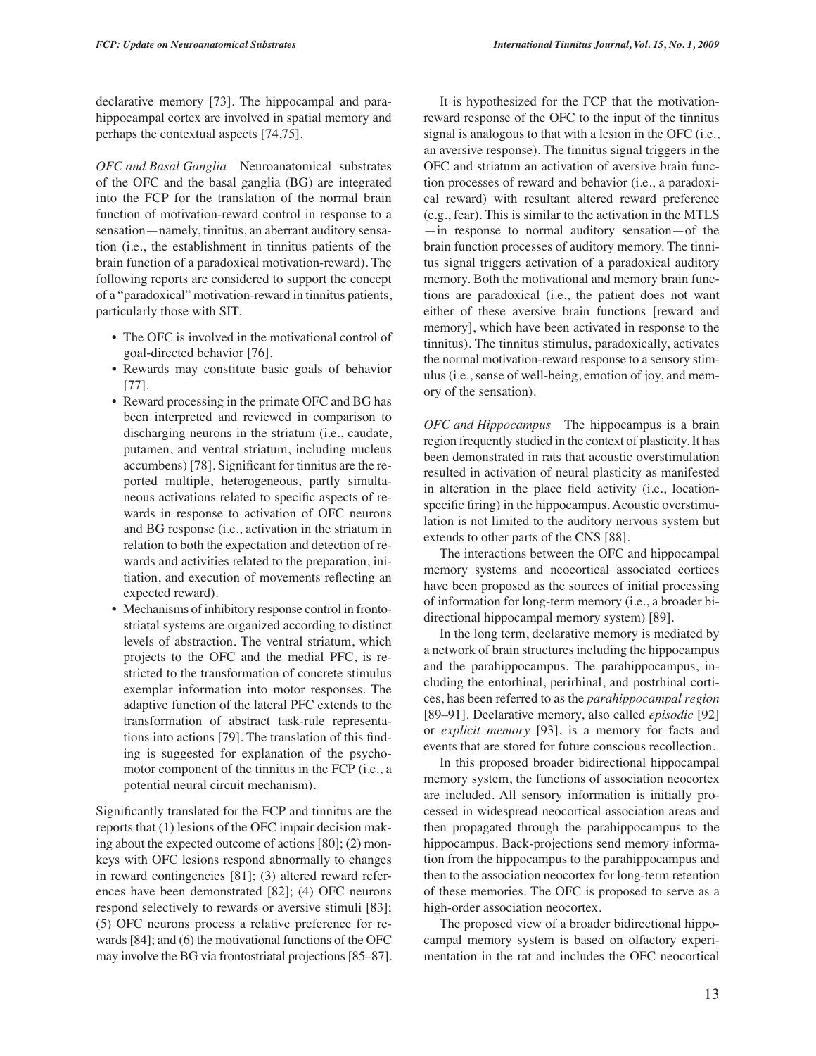declarative memory [73]. The hippocampal and parahippocampal cortex are involved in spatial memory and perhaps the contextual aspects [74,75].

*OFC and Basal Ganglia* Neuroanatomical substrates of the OFC and the basal ganglia (BG) are integrated into the FCP for the translation of the normal brain function of motivation-reward control in response to a sensation—namely, tinnitus, an aberrant auditory sensation (i.e., the establishment in tinnitus patients of the brain function of a paradoxical motivation-reward). The following reports are considered to support the concept of a "paradoxical" motivation-reward in tinnitus patients, particularly those with SIT.

- The OFC is involved in the motivational control of goal-directed behavior [76].
- Rewards may constitute basic goals of behavior [77].
- Reward processing in the primate OFC and BG has been interpreted and reviewed in comparison to discharging neurons in the striatum (i.e., caudate, putamen, and ventral striatum, including nucleus accumbens) [78]. Significant for tinnitus are the reported multiple, heterogeneous, partly simultaneous activations related to specific aspects of rewards in response to activation of OFC neurons and BG response (i.e., activation in the striatum in relation to both the expectation and detection of rewards and activities related to the preparation, initiation, and execution of movements reflecting an expected reward).
- Mechanisms of inhibitory response control in frontostriatal systems are organized according to distinct levels of abstraction. The ventral striatum, which projects to the OFC and the medial PFC, is restricted to the transformation of concrete stimulus exemplar information into motor responses. The adaptive function of the lateral PFC extends to the transformation of abstract task-rule representations into actions [79]. The translation of this finding is suggested for explanation of the psychomotor component of the tinnitus in the FCP (i.e., a potential neural circuit mechanism).

Significantly translated for the FCP and tinnitus are the reports that (1) lesions of the OFC impair decision making about the expected outcome of actions [80]; (2) monkeys with OFC lesions respond abnormally to changes in reward contingencies [81]; (3) altered reward references have been demonstrated [82]; (4) OFC neurons respond selectively to rewards or aversive stimuli [83]; (5) OFC neurons process a relative preference for rewards [84]; and (6) the motivational functions of the OFC may involve the BG via frontostriatal projections [85–87].

It is hypothesized for the FCP that the motivation-reward response of the OFC to the input of the tinnitus signal is analogous to that with a lesion in the OFC (i.e., an aversive response). The tinnitus signal triggers in the OFC and striatum an activation of aversive brain function processes of reward and behavior (i.e., a paradoxical reward) with resultant altered reward preference (e.g., fear). This is similar to the activation in the MTLS —in response to normal auditory sensation—of the brain function processes of auditory memory. The tinnitus signal triggers activation of a paradoxical auditory memory. Both the motivational and memory brain functions are paradoxical (i.e., the patient does not want either of these aversive brain functions [reward and memory], which have been activated in response to the tinnitus). The tinnitus stimulus, paradoxically, activates the normal motivation-reward response to a sensory stimulus (i.e., sense of well-being, emotion of joy, and memory of the sensation).

*OFC and Hippocampus* The hippocampus is a brain region frequently studied in the context of plasticity. It has been demonstrated in rats that acoustic overstimulation resulted in activation of neural plasticity as manifested in alteration in the place field activity (i.e., location-specific firing) in the hippocampus. Acoustic overstimulation is not limited to the auditory nervous system but extends to other parts of the CNS [88].

The interactions between the OFC and hippocampal memory systems and neocortical associated cortices have been proposed as the sources of initial processing of information for long-term memory (i.e., a broader bidirectional hippocampal memory system) [89].

In the long term, declarative memory is mediated by a network of brain structures including the hippocampus and the parahippocampus. The parahippocampus, including the entorhinal, perirhinal, and postrhinal cortices, has been referred to as the *parahippocampal region* [89–91]. Declarative memory, also called *episodic* [92] or *explicit memory* [93], is a memory for facts and events that are stored for future conscious recollection.

In this proposed broader bidirectional hippocampal memory system, the functions of association neocortex are included. All sensory information is initially processed in widespread neocortical association areas and then propagated through the parahippocampus to the hippocampus. Back-projections send memory information from the hippocampus to the parahippocampus and then to the association neocortex for long-term retention of these memories. The OFC is proposed to serve as a high-order association neocortex.

The proposed view of a broader bidirectional hippocampal memory system is based on olfactory experimentation in the rat and includes the OFC neocortical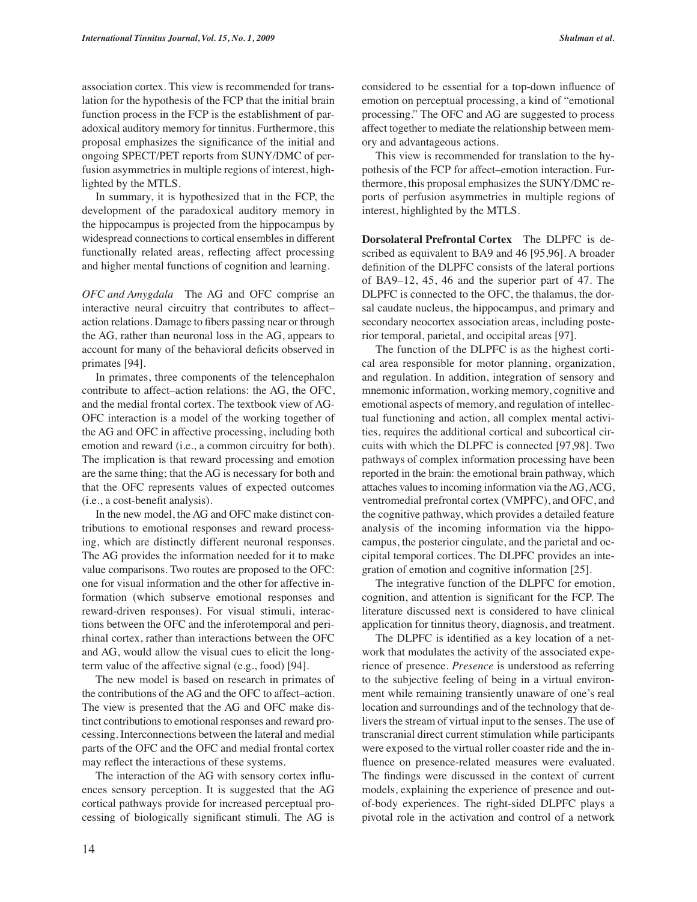association cortex. This view is recommended for translation for the hypothesis of the FCP that the initial brain function process in the FCP is the establishment of paradoxical auditory memory for tinnitus. Furthermore, this proposal emphasizes the significance of the initial and ongoing SPECT/PET reports from SUNY/DMC of perfusion asymmetries in multiple regions of interest, highlighted by the MTLS.

In summary, it is hypothesized that in the FCP, the development of the paradoxical auditory memory in the hippocampus is projected from the hippocampus by widespread connections to cortical ensembles in different functionally related areas, reflecting affect processing and higher mental functions of cognition and learning.

*OFC and Amygdala* The AG and OFC comprise an interactive neural circuitry that contributes to affect–action relations. Damage to fibers passing near or through the AG, rather than neuronal loss in the AG, appears to account for many of the behavioral deficits observed in primates [94].

In primates, three components of the telencephalon contribute to affect–action relations: the AG, the OFC, and the medial frontal cortex. The textbook view of AG-OFC interaction is a model of the working together of the AG and OFC in affective processing, including both emotion and reward (i.e., a common circuitry for both). The implication is that reward processing and emotion are the same thing; that the AG is necessary for both and that the OFC represents values of expected outcomes (i.e., a cost-benefit analysis).

In the new model, the AG and OFC make distinct contributions to emotional responses and reward processing, which are distinctly different neuronal responses. The AG provides the information needed for it to make value comparisons. Two routes are proposed to the OFC: one for visual information and the other for affective information (which subserve emotional responses and reward-driven responses). For visual stimuli, interactions between the OFC and the inferotemporal and perirhinal cortex, rather than interactions between the OFC and AG, would allow the visual cues to elicit the long-term value of the affective signal (e.g., food) [94].

The new model is based on research in primates of the contributions of the AG and the OFC to affect–action. The view is presented that the AG and OFC make distinct contributions to emotional responses and reward processing. Interconnections between the lateral and medial parts of the OFC and the OFC and medial frontal cortex may reflect the interactions of these systems.

The interaction of the AG with sensory cortex influences sensory perception. It is suggested that the AG cortical pathways provide for increased perceptual processing of biologically significant stimuli. The AG is considered to be essential for a top-down influence of emotion on perceptual processing, a kind of "emotional processing." The OFC and AG are suggested to process affect together to mediate the relationship between memory and advantageous actions.

This view is recommended for translation to the hypothesis of the FCP for affect–emotion interaction. Furthermore, this proposal emphasizes the SUNY/DMC reports of perfusion asymmetries in multiple regions of interest, highlighted by the MTLS.

**Dorsolateral Prefrontal Cortex** The DLPFC is described as equivalent to BA9 and 46 [95,96]. A broader definition of the DLPFC consists of the lateral portions of BA9–12, 45, 46 and the superior part of 47. The DLPFC is connected to the OFC, the thalamus, the dorsal caudate nucleus, the hippocampus, and primary and secondary neocortex association areas, including posterior temporal, parietal, and occipital areas [97].

The function of the DLPFC is as the highest cortical area responsible for motor planning, organization, and regulation. In addition, integration of sensory and mnemonic information, working memory, cognitive and emotional aspects of memory, and regulation of intellectual functioning and action, all complex mental activities, requires the additional cortical and subcortical circuits with which the DLPFC is connected [97,98]. Two pathways of complex information processing have been reported in the brain: the emotional brain pathway, which attaches values to incoming information via the AG, ACG, ventromedial prefrontal cortex (VMPFC), and OFC, and the cognitive pathway, which provides a detailed feature analysis of the incoming information via the hippocampus, the posterior cingulate, and the parietal and occipital temporal cortices. The DLPFC provides an integration of emotion and cognitive information [25].

The integrative function of the DLPFC for emotion, cognition, and attention is significant for the FCP. The literature discussed next is considered to have clinical application for tinnitus theory, diagnosis, and treatment.

The DLPFC is identified as a key location of a network that modulates the activity of the associated experience of presence. *Presence* is understood as referring to the subjective feeling of being in a virtual environment while remaining transiently unaware of one's real location and surroundings and of the technology that delivers the stream of virtual input to the senses. The use of transcranial direct current stimulation while participants were exposed to the virtual roller coaster ride and the influence on presence-related measures were evaluated. The findings were discussed in the context of current models, explaining the experience of presence and out-of-body experiences. The right-sided DLPFC plays a pivotal role in the activation and control of a network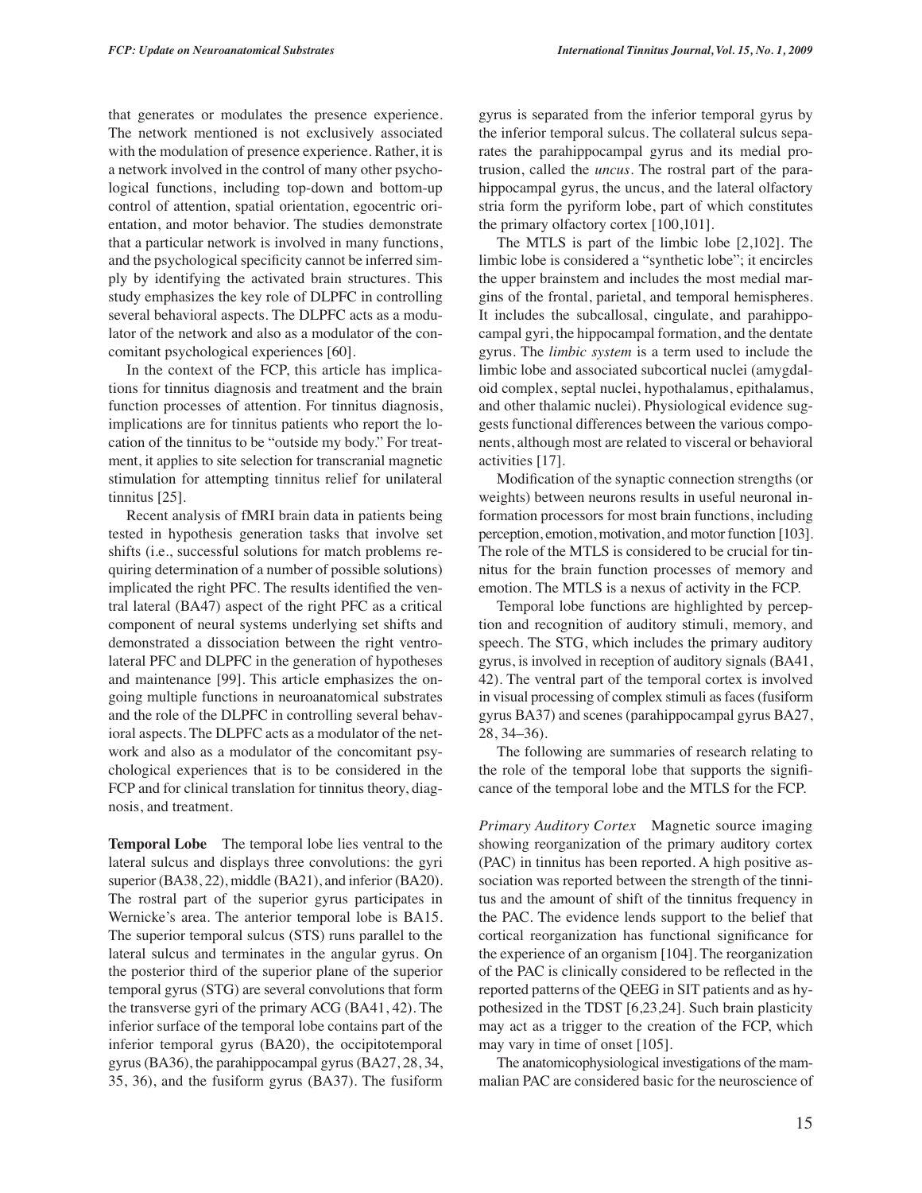that generates or modulates the presence experience. The network mentioned is not exclusively associated with the modulation of presence experience. Rather, it is a network involved in the control of many other psychological functions, including top-down and bottom-up control of attention, spatial orientation, egocentric orientation, and motor behavior. The studies demonstrate that a particular network is involved in many functions, and the psychological specificity cannot be inferred simply by identifying the activated brain structures. This study emphasizes the key role of DLPFC in controlling several behavioral aspects. The DLPFC acts as a modulator of the network and also as a modulator of the concomitant psychological experiences [60].

In the context of the FCP, this article has implications for tinnitus diagnosis and treatment and the brain function processes of attention. For tinnitus diagnosis, implications are for tinnitus patients who report the location of the tinnitus to be "outside my body." For treatment, it applies to site selection for transcranial magnetic stimulation for attempting tinnitus relief for unilateral tinnitus [25].

Recent analysis of fMRI brain data in patients being tested in hypothesis generation tasks that involve set shifts (i.e., successful solutions for match problems requiring determination of a number of possible solutions) implicated the right PFC. The results identified the ventral lateral (BA47) aspect of the right PFC as a critical component of neural systems underlying set shifts and demonstrated a dissociation between the right ventrolateral PFC and DLPFC in the generation of hypotheses and maintenance [99]. This article emphasizes the ongoing multiple functions in neuroanatomical substrates and the role of the DLPFC in controlling several behavioral aspects. The DLPFC acts as a modulator of the network and also as a modulator of the concomitant psychological experiences that is to be considered in the FCP and for clinical translation for tinnitus theory, diagnosis, and treatment.

**Temporal Lobe** The temporal lobe lies ventral to the lateral sulcus and displays three convolutions: the gyri superior (BA38, 22), middle (BA21), and inferior (BA20). The rostral part of the superior gyrus participates in Wernicke's area. The anterior temporal lobe is BA15. The superior temporal sulcus (STS) runs parallel to the lateral sulcus and terminates in the angular gyrus. On the posterior third of the superior plane of the superior temporal gyrus (STG) are several convolutions that form the transverse gyri of the primary ACG (BA41, 42). The inferior surface of the temporal lobe contains part of the inferior temporal gyrus (BA20), the occipitotemporal gyrus (BA36), the parahippocampal gyrus (BA27, 28, 34, 35, 36), and the fusiform gyrus (BA37). The fusiform gyrus is separated from the inferior temporal gyrus by the inferior temporal sulcus. The collateral sulcus separates the parahippocampal gyrus and its medial protrusion, called the *uncus*. The rostral part of the parahippocampal gyrus, the uncus, and the lateral olfactory stria form the pyriform lobe, part of which constitutes the primary olfactory cortex [100,101].

The MTLS is part of the limbic lobe [2,102]. The limbic lobe is considered a "synthetic lobe"; it encircles the upper brainstem and includes the most medial margins of the frontal, parietal, and temporal hemispheres. It includes the subcallosal, cingulate, and parahippocampal gyri, the hippocampal formation, and the dentate gyrus. The *limbic system* is a term used to include the limbic lobe and associated subcortical nuclei (amygdaloid complex, septal nuclei, hypothalamus, epithalamus, and other thalamic nuclei). Physiological evidence suggests functional differences between the various components, although most are related to visceral or behavioral activities [17].

Modification of the synaptic connection strengths (or weights) between neurons results in useful neuronal information processors for most brain functions, including perception, emotion, motivation, and motor function [103]. The role of the MTLS is considered to be crucial for tinnitus for the brain function processes of memory and emotion. The MTLS is a nexus of activity in the FCP.

Temporal lobe functions are highlighted by perception and recognition of auditory stimuli, memory, and speech. The STG, which includes the primary auditory gyrus, is involved in reception of auditory signals (BA41, 42). The ventral part of the temporal cortex is involved in visual processing of complex stimuli as faces (fusiform gyrus BA37) and scenes (parahippocampal gyrus BA27, 28, 34–36).

The following are summaries of research relating to the role of the temporal lobe that supports the significance of the temporal lobe and the MTLS for the FCP.

*Primary Auditory Cortex* Magnetic source imaging showing reorganization of the primary auditory cortex (PAC) in tinnitus has been reported. A high positive association was reported between the strength of the tinnitus and the amount of shift of the tinnitus frequency in the PAC. The evidence lends support to the belief that cortical reorganization has functional significance for the experience of an organism [104]. The reorganization of the PAC is clinically considered to be reflected in the reported patterns of the QEEG in SIT patients and as hypothesized in the TDST [6,23,24]. Such brain plasticity may act as a trigger to the creation of the FCP, which may vary in time of onset [105].

The anatomicophysiological investigations of the mammalian PAC are considered basic for the neuroscience of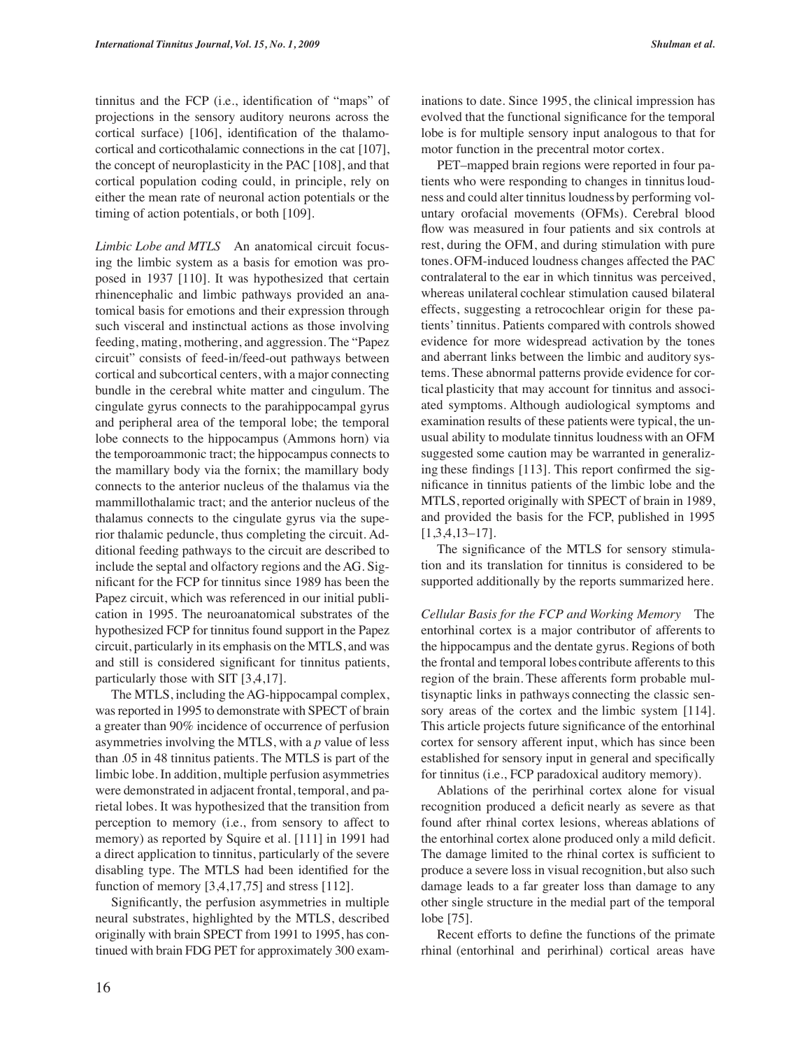tinnitus and the FCP (i.e., identification of "maps" of projections in the sensory auditory neurons across the cortical surface) [106], identification of the thalamocortical and corticothalamic connections in the cat [107], the concept of neuroplasticity in the PAC [108], and that cortical population coding could, in principle, rely on either the mean rate of neuronal action potentials or the timing of action potentials, or both [109].

*Limbic Lobe and MTLS* An anatomical circuit focusing the limbic system as a basis for emotion was proposed in 1937 [110]. It was hypothesized that certain rhinencephalic and limbic pathways provided an anatomical basis for emotions and their expression through such visceral and instinctual actions as those involving feeding, mating, mothering, and aggression. The "Papez circuit" consists of feed-in/feed-out pathways between cortical and subcortical centers, with a major connecting bundle in the cerebral white matter and cingulum. The cingulate gyrus connects to the parahippocampal gyrus and peripheral area of the temporal lobe; the temporal lobe connects to the hippocampus (Ammons horn) via the temporoammonic tract; the hippocampus connects to the mamillary body via the fornix; the mamillary body connects to the anterior nucleus of the thalamus via the mammillothalamic tract; and the anterior nucleus of the thalamus connects to the cingulate gyrus via the superior thalamic peduncle, thus completing the circuit. Additional feeding pathways to the circuit are described to include the septal and olfactory regions and the AG. Significant for the FCP for tinnitus since 1989 has been the Papez circuit, which was referenced in our initial publication in 1995. The neuroanatomical substrates of the hypothesized FCP for tinnitus found support in the Papez circuit, particularly in its emphasis on the MTLS, and was and still is considered significant for tinnitus patients, particularly those with SIT [3,4,17].

The MTLS, including the AG-hippocampal complex, was reported in 1995 to demonstrate with SPECT of brain a greater than 90% incidence of occurrence of perfusion asymmetries involving the MTLS, with a *p* value of less than .05 in 48 tinnitus patients. The MTLS is part of the limbic lobe. In addition, multiple perfusion asymmetries were demonstrated in adjacent frontal, temporal, and parietal lobes. It was hypothesized that the transition from perception to memory (i.e., from sensory to affect to memory) as reported by Squire et al. [111] in 1991 had a direct application to tinnitus, particularly of the severe disabling type. The MTLS had been identified for the function of memory [3,4,17,75] and stress [112].

Significantly, the perfusion asymmetries in multiple neural substrates, highlighted by the MTLS, described originally with brain SPECT from 1991 to 1995, has continued with brain FDG PET for approximately 300 examinations to date. Since 1995, the clinical impression has evolved that the functional significance for the temporal lobe is for multiple sensory input analogous to that for motor function in the precentral motor cortex.

PET–mapped brain regions were reported in four patients who were responding to changes in tinnitus loudness and could alter tinnitus loudness by performing voluntary orofacial movements (OFMs). Cerebral blood flow was measured in four patients and six controls at rest, during the OFM, and during stimulation with pure tones. OFM-induced loudness changes affected the PAC contralateral to the ear in which tinnitus was perceived, whereas unilateral cochlear stimulation caused bilateral effects, suggesting a retrocochlear origin for these patients' tinnitus. Patients compared with controls showed evidence for more widespread activation by the tones and aberrant links between the limbic and auditory systems. These abnormal patterns provide evidence for cortical plasticity that may account for tinnitus and associated symptoms. Although audiological symptoms and examination results of these patients were typical, the unusual ability to modulate tinnitus loudness with an OFM suggested some caution may be warranted in generalizing these findings [113]. This report confirmed the significance in tinnitus patients of the limbic lobe and the MTLS, reported originally with SPECT of brain in 1989, and provided the basis for the FCP, published in 1995 [1,3,4,13–17].

The significance of the MTLS for sensory stimulation and its translation for tinnitus is considered to be supported additionally by the reports summarized here.

*Cellular Basis for the FCP and Working Memory* The entorhinal cortex is a major contributor of afferents to the hippocampus and the dentate gyrus. Regions of both the frontal and temporal lobes contribute afferents to this region of the brain. These afferents form probable multisynaptic links in pathways connecting the classic sensory areas of the cortex and the limbic system [114]. This article projects future significance of the entorhinal cortex for sensory afferent input, which has since been established for sensory input in general and specifically for tinnitus (i.e., FCP paradoxical auditory memory).

Ablations of the perirhinal cortex alone for visual recognition produced a deficit nearly as severe as that found after rhinal cortex lesions, whereas ablations of the entorhinal cortex alone produced only a mild deficit. The damage limited to the rhinal cortex is sufficient to produce a severe loss in visual recognition, but also such damage leads to a far greater loss than damage to any other single structure in the medial part of the temporal lobe [75].

Recent efforts to define the functions of the primate rhinal (entorhinal and perirhinal) cortical areas have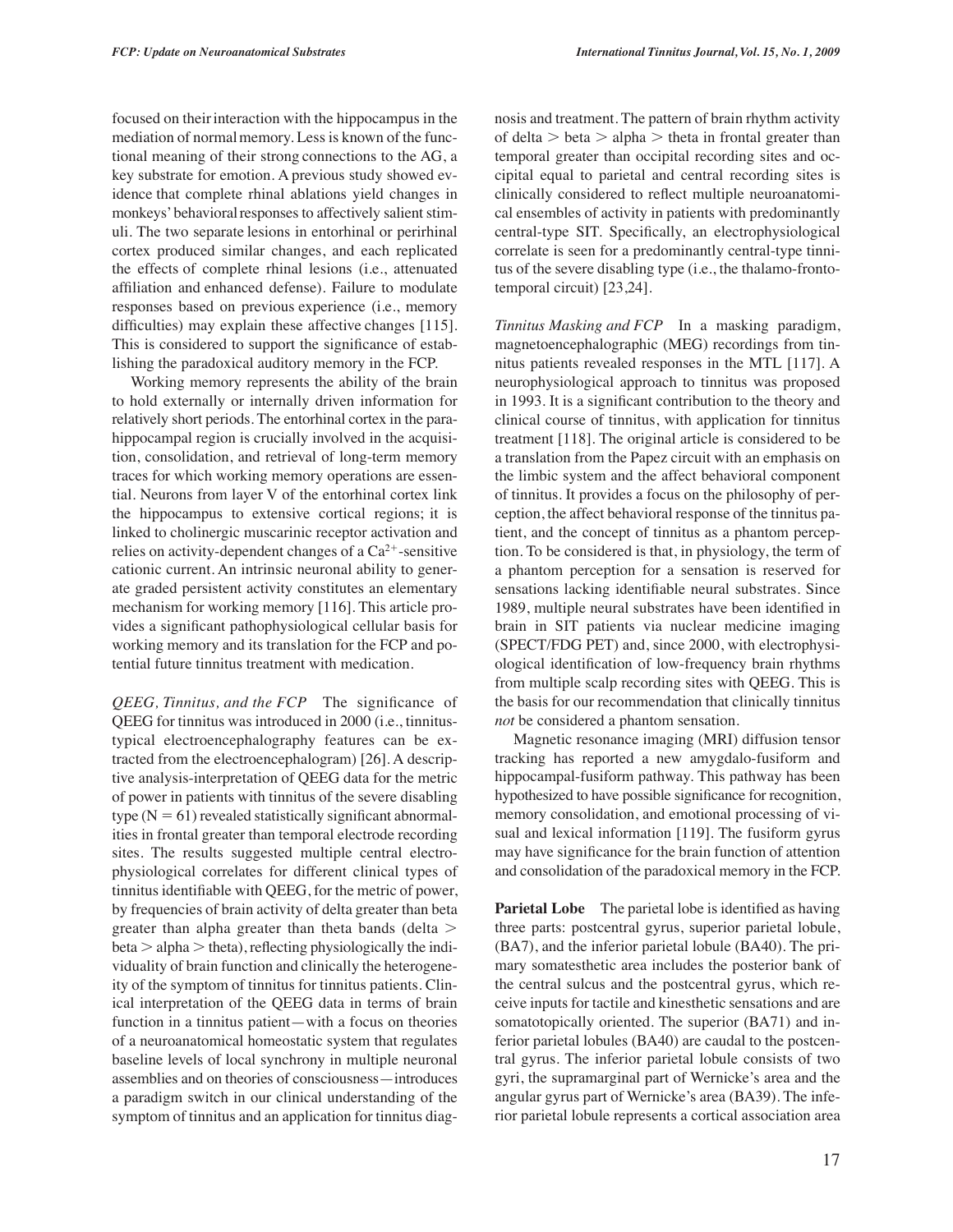focused on their interaction with the hippocampus in the mediation of normal memory. Less is known of the functional meaning of their strong connections to the AG, a key substrate for emotion. A previous study showed evidence that complete rhinal ablations yield changes in monkeys' behavioral responses to affectively salient stimuli. The two separate lesions in entorhinal or perirhinal cortex produced similar changes, and each replicated the effects of complete rhinal lesions (i.e., attenuated affiliation and enhanced defense). Failure to modulate responses based on previous experience (i.e., memory difficulties) may explain these affective changes [115]. This is considered to support the significance of establishing the paradoxical auditory memory in the FCP.

Working memory represents the ability of the brain to hold externally or internally driven information for relatively short periods. The entorhinal cortex in the parahippocampal region is crucially involved in the acquisition, consolidation, and retrieval of long-term memory traces for which working memory operations are essential. Neurons from layer V of the entorhinal cortex link the hippocampus to extensive cortical regions; it is linked to cholinergic muscarinic receptor activation and relies on activity-dependent changes of a $Ca^{2+}$-sensitive cationic current. An intrinsic neuronal ability to generate graded persistent activity constitutes an elementary mechanism for working memory [116]. This article provides a significant pathophysiological cellular basis for working memory and its translation for the FCP and potential future tinnitus treatment with medication.

*QEEG, Tinnitus, and the FCP* The significance of QEEG for tinnitus was introduced in 2000 (i.e., tinnitus-typical electroencephalography features can be extracted from the electroencephalogram) [26]. A descriptive analysis-interpretation of QEEG data for the metric of power in patients with tinnitus of the severe disabling type (N = 61) revealed statistically significant abnormalities in frontal greater than temporal electrode recording sites. The results suggested multiple central electrophysiological correlates for different clinical types of tinnitus identifiable with QEEG, for the metric of power, by frequencies of brain activity of delta greater than beta greater than alpha greater than theta bands (delta > beta > alpha > theta), reflecting physiologically the individuality of brain function and clinically the heterogeneity of the symptom of tinnitus for tinnitus patients. Clinical interpretation of the QEEG data in terms of brain function in a tinnitus patient—with a focus on theories of a neuroanatomical homeostatic system that regulates baseline levels of local synchrony in multiple neuronal assemblies and on theories of consciousness—introduces a paradigm switch in our clinical understanding of the symptom of tinnitus and an application for tinnitus diagnosis and treatment. The pattern of brain rhythm activity of delta > beta > alpha > theta in frontal greater than temporal greater than occipital recording sites and occipital equal to parietal and central recording sites is clinically considered to reflect multiple neuroanatomical ensembles of activity in patients with predominantly central-type SIT. Specifically, an electrophysiological correlate is seen for a predominantly central-type tinnitus of the severe disabling type (i.e., the thalamo-frontotemporal circuit) [23,24].

*Tinnitus Masking and FCP* In a masking paradigm, magnetoencephalographic (MEG) recordings from tinnitus patients revealed responses in the MTL [117]. A neurophysiological approach to tinnitus was proposed in 1993. It is a significant contribution to the theory and clinical course of tinnitus, with application for tinnitus treatment [118]. The original article is considered to be a translation from the Papez circuit with an emphasis on the limbic system and the affect behavioral component of tinnitus. It provides a focus on the philosophy of perception, the affect behavioral response of the tinnitus patient, and the concept of tinnitus as a phantom perception. To be considered is that, in physiology, the term of a phantom perception for a sensation is reserved for sensations lacking identifiable neural substrates. Since 1989, multiple neural substrates have been identified in brain in SIT patients via nuclear medicine imaging (SPECT/FDG PET) and, since 2000, with electrophysiological identification of low-frequency brain rhythms from multiple scalp recording sites with QEEG. This is the basis for our recommendation that clinically tinnitus *not* be considered a phantom sensation.

Magnetic resonance imaging (MRI) diffusion tensor tracking has reported a new amygdalo-fusiform and hippocampal-fusiform pathway. This pathway has been hypothesized to have possible significance for recognition, memory consolidation, and emotional processing of visual and lexical information [119]. The fusiform gyrus may have significance for the brain function of attention and consolidation of the paradoxical memory in the FCP.

**Parietal Lobe** The parietal lobe is identified as having three parts: postcentral gyrus, superior parietal lobule, (BA7), and the inferior parietal lobule (BA40). The primary somatesthetic area includes the posterior bank of the central sulcus and the postcentral gyrus, which receive inputs for tactile and kinesthetic sensations and are somatotopically oriented. The superior (BA71) and inferior parietal lobules (BA40) are caudal to the postcentral gyrus. The inferior parietal lobule consists of two gyri, the supramarginal part of Wernicke's area and the angular gyrus part of Wernicke's area (BA39). The inferior parietal lobule represents a cortical association area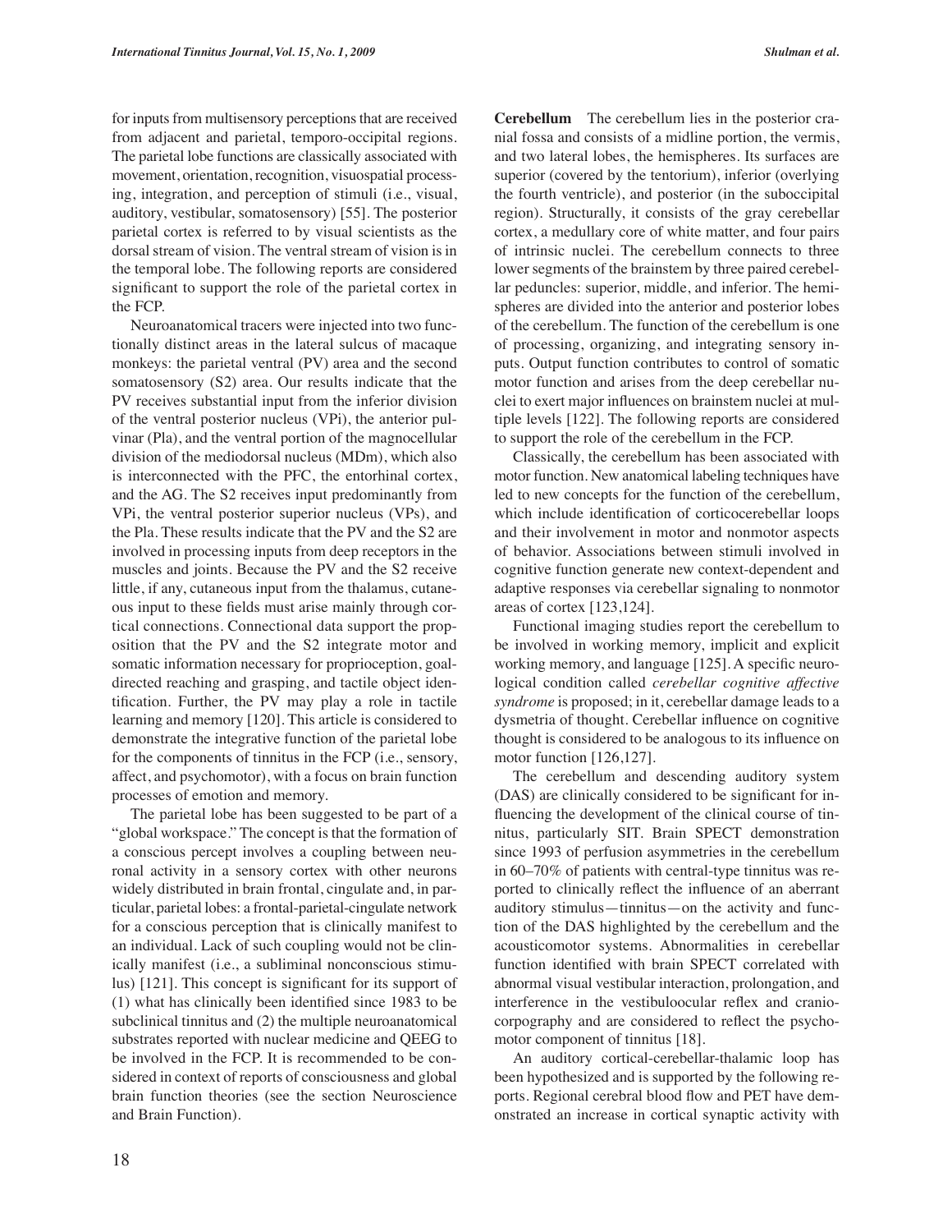for inputs from multisensory perceptions that are received from adjacent and parietal, temporo-occipital regions. The parietal lobe functions are classically associated with movement, orientation, recognition, visuospatial processing, integration, and perception of stimuli (i.e., visual, auditory, vestibular, somatosensory) [55]. The posterior parietal cortex is referred to by visual scientists as the dorsal stream of vision. The ventral stream of vision is in the temporal lobe. The following reports are considered significant to support the role of the parietal cortex in the FCP.

Neuroanatomical tracers were injected into two functionally distinct areas in the lateral sulcus of macaque monkeys: the parietal ventral (PV) area and the second somatosensory (S2) area. Our results indicate that the PV receives substantial input from the inferior division of the ventral posterior nucleus (VPi), the anterior pulvinar (Pla), and the ventral portion of the magnocellular division of the mediodorsal nucleus (MDm), which also is interconnected with the PFC, the entorhinal cortex, and the AG. The S2 receives input predominantly from VPi, the ventral posterior superior nucleus (VPs), and the Pla. These results indicate that the PV and the S2 are involved in processing inputs from deep receptors in the muscles and joints. Because the PV and the S2 receive little, if any, cutaneous input from the thalamus, cutaneous input to these fields must arise mainly through cortical connections. Connectional data support the proposition that the PV and the S2 integrate motor and somatic information necessary for proprioception, goal-directed reaching and grasping, and tactile object identification. Further, the PV may play a role in tactile learning and memory [120]. This article is considered to demonstrate the integrative function of the parietal lobe for the components of tinnitus in the FCP (i.e., sensory, affect, and psychomotor), with a focus on brain function processes of emotion and memory.

The parietal lobe has been suggested to be part of a "global workspace." The concept is that the formation of a conscious percept involves a coupling between neuronal activity in a sensory cortex with other neurons widely distributed in brain frontal, cingulate and, in particular, parietal lobes: a frontal-parietal-cingulate network for a conscious perception that is clinically manifest to an individual. Lack of such coupling would not be clinically manifest (i.e., a subliminal nonconscious stimulus) [121]. This concept is significant for its support of (1) what has clinically been identified since 1983 to be subclinical tinnitus and (2) the multiple neuroanatomical substrates reported with nuclear medicine and QEEG to be involved in the FCP. It is recommended to be considered in context of reports of consciousness and global brain function theories (see the section Neuroscience and Brain Function).

**Cerebellum** The cerebellum lies in the posterior cranial fossa and consists of a midline portion, the vermis, and two lateral lobes, the hemispheres. Its surfaces are superior (covered by the tentorium), inferior (overlying the fourth ventricle), and posterior (in the suboccipital region). Structurally, it consists of the gray cerebellar cortex, a medullary core of white matter, and four pairs of intrinsic nuclei. The cerebellum connects to three lower segments of the brainstem by three paired cerebellar peduncles: superior, middle, and inferior. The hemispheres are divided into the anterior and posterior lobes of the cerebellum. The function of the cerebellum is one of processing, organizing, and integrating sensory inputs. Output function contributes to control of somatic motor function and arises from the deep cerebellar nuclei to exert major influences on brainstem nuclei at multiple levels [122]. The following reports are considered to support the role of the cerebellum in the FCP.

Classically, the cerebellum has been associated with motor function. New anatomical labeling techniques have led to new concepts for the function of the cerebellum, which include identification of corticocerebellar loops and their involvement in motor and nonmotor aspects of behavior. Associations between stimuli involved in cognitive function generate new context-dependent and adaptive responses via cerebellar signaling to nonmotor areas of cortex [123,124].

Functional imaging studies report the cerebellum to be involved in working memory, implicit and explicit working memory, and language [125]. A specific neurological condition called *cerebellar cognitive affective syndrome* is proposed; in it, cerebellar damage leads to a dysmetria of thought. Cerebellar influence on cognitive thought is considered to be analogous to its influence on motor function [126,127].

The cerebellum and descending auditory system (DAS) are clinically considered to be significant for influencing the development of the clinical course of tinnitus, particularly SIT. Brain SPECT demonstration since 1993 of perfusion asymmetries in the cerebellum in 60–70% of patients with central-type tinnitus was reported to clinically reflect the influence of an aberrant auditory stimulus—tinnitus—on the activity and function of the DAS highlighted by the cerebellum and the acousticomotor systems. Abnormalities in cerebellar function identified with brain SPECT correlated with abnormal visual vestibular interaction, prolongation, and interference in the vestibuloocular reflex and craniocorpography and are considered to reflect the psychomotor component of tinnitus [18].

An auditory cortical-cerebellar-thalamic loop has been hypothesized and is supported by the following reports. Regional cerebral blood flow and PET have demonstrated an increase in cortical synaptic activity with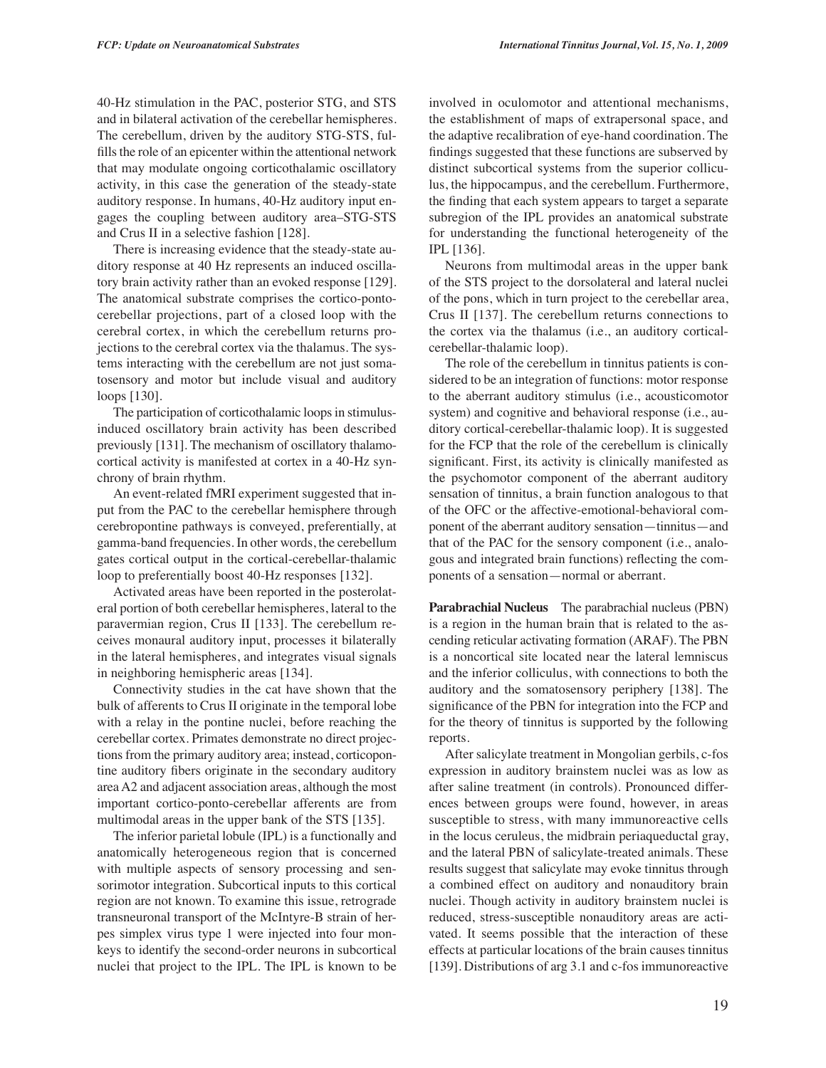40-Hz stimulation in the PAC, posterior STG, and STS and in bilateral activation of the cerebellar hemispheres. The cerebellum, driven by the auditory STG-STS, fulfills the role of an epicenter within the attentional network that may modulate ongoing corticothalamic oscillatory activity, in this case the generation of the steady-state auditory response. In humans, 40-Hz auditory input engages the coupling between auditory area–STG-STS and Crus II in a selective fashion [128].

There is increasing evidence that the steady-state auditory response at 40 Hz represents an induced oscillatory brain activity rather than an evoked response [129]. The anatomical substrate comprises the cortico-ponto-cerebellar projections, part of a closed loop with the cerebral cortex, in which the cerebellum returns projections to the cerebral cortex via the thalamus. The systems interacting with the cerebellum are not just somatosensory and motor but include visual and auditory loops [130].

The participation of corticothalamic loops in stimulus-induced oscillatory brain activity has been described previously [131]. The mechanism of oscillatory thalamocortical activity is manifested at cortex in a 40-Hz synchrony of brain rhythm.

An event-related fMRI experiment suggested that input from the PAC to the cerebellar hemisphere through cerebropontine pathways is conveyed, preferentially, at gamma-band frequencies. In other words, the cerebellum gates cortical output in the cortical-cerebellar-thalamic loop to preferentially boost 40-Hz responses [132].

Activated areas have been reported in the posterolateral portion of both cerebellar hemispheres, lateral to the paravermian region, Crus II [133]. The cerebellum receives monaural auditory input, processes it bilaterally in the lateral hemispheres, and integrates visual signals in neighboring hemispheric areas [134].

Connectivity studies in the cat have shown that the bulk of afferents to Crus II originate in the temporal lobe with a relay in the pontine nuclei, before reaching the cerebellar cortex. Primates demonstrate no direct projections from the primary auditory area; instead, corticopontine auditory fibers originate in the secondary auditory area A2 and adjacent association areas, although the most important cortico-ponto-cerebellar afferents are from multimodal areas in the upper bank of the STS [135].

The inferior parietal lobule (IPL) is a functionally and anatomically heterogeneous region that is concerned with multiple aspects of sensory processing and sensorimotor integration. Subcortical inputs to this cortical region are not known. To examine this issue, retrograde transneuronal transport of the McIntyre-B strain of herpes simplex virus type 1 were injected into four monkeys to identify the second-order neurons in subcortical nuclei that project to the IPL. The IPL is known to be involved in oculomotor and attentional mechanisms, the establishment of maps of extrapersonal space, and the adaptive recalibration of eye-hand coordination. The findings suggested that these functions are subserved by distinct subcortical systems from the superior colliculus, the hippocampus, and the cerebellum. Furthermore, the finding that each system appears to target a separate subregion of the IPL provides an anatomical substrate for understanding the functional heterogeneity of the IPL [136].

Neurons from multimodal areas in the upper bank of the STS project to the dorsolateral and lateral nuclei of the pons, which in turn project to the cerebellar area, Crus II [137]. The cerebellum returns connections to the cortex via the thalamus (i.e., an auditory cortical-cerebellar-thalamic loop).

The role of the cerebellum in tinnitus patients is considered to be an integration of functions: motor response to the aberrant auditory stimulus (i.e., acousticomotor system) and cognitive and behavioral response (i.e., auditory cortical-cerebellar-thalamic loop). It is suggested for the FCP that the role of the cerebellum is clinically significant. First, its activity is clinically manifested as the psychomotor component of the aberrant auditory sensation of tinnitus, a brain function analogous to that of the OFC or the affective-emotional-behavioral component of the aberrant auditory sensation—tinnitus—and that of the PAC for the sensory component (i.e., analogous and integrated brain functions) reflecting the components of a sensation—normal or aberrant.

**Parabrachial Nucleus** The parabrachial nucleus (PBN) is a region in the human brain that is related to the ascending reticular activating formation (ARAF). The PBN is a noncortical site located near the lateral lemniscus and the inferior colliculus, with connections to both the auditory and the somatosensory periphery [138]. The significance of the PBN for integration into the FCP and for the theory of tinnitus is supported by the following reports.

After salicylate treatment in Mongolian gerbils, c-fos expression in auditory brainstem nuclei was as low as after saline treatment (in controls). Pronounced differences between groups were found, however, in areas susceptible to stress, with many immunoreactive cells in the locus ceruleus, the midbrain periaqueductal gray, and the lateral PBN of salicylate-treated animals. These results suggest that salicylate may evoke tinnitus through a combined effect on auditory and nonauditory brain nuclei. Though activity in auditory brainstem nuclei is reduced, stress-susceptible nonauditory areas are activated. It seems possible that the interaction of these effects at particular locations of the brain causes tinnitus [139]. Distributions of arg 3.1 and c-fos immunoreactive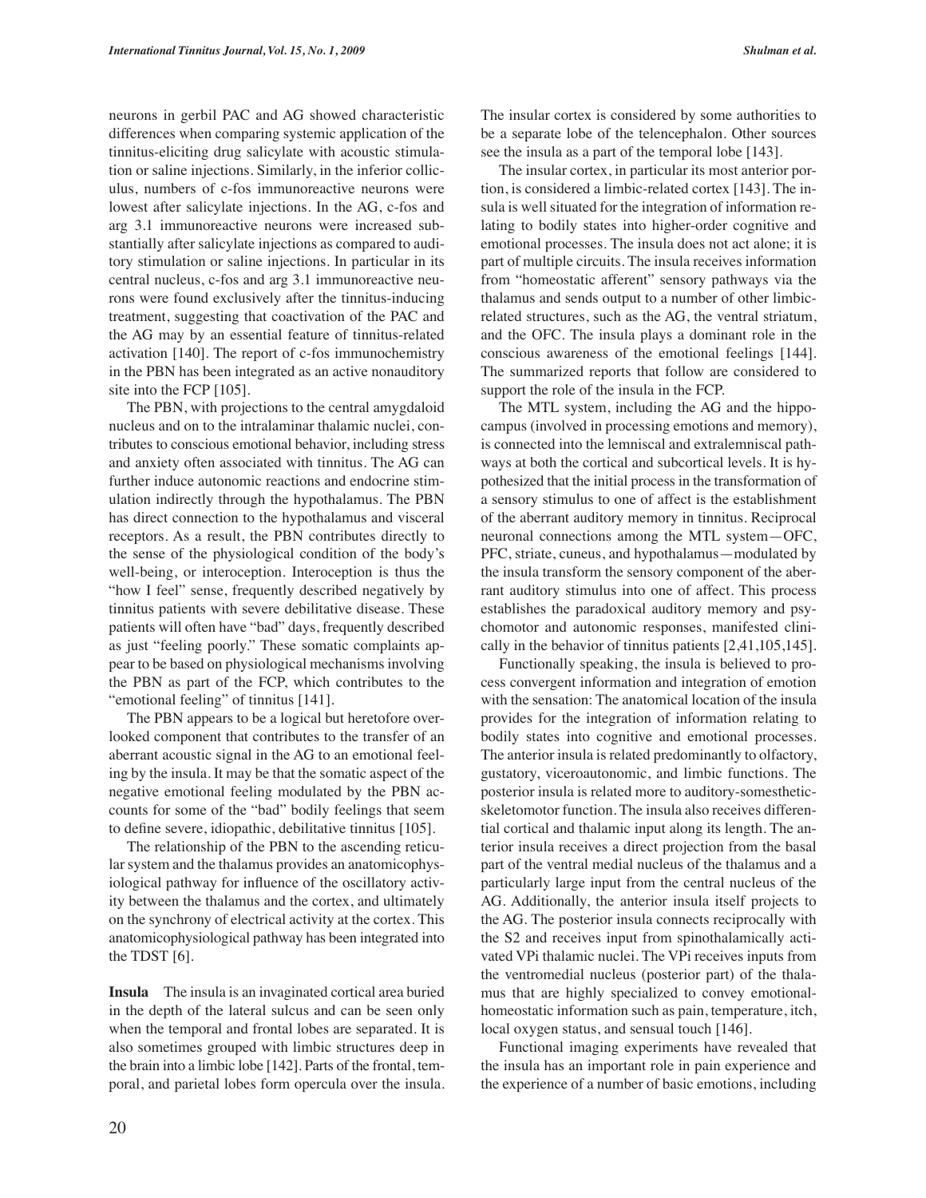neurons in gerbil PAC and AG showed characteristic differences when comparing systemic application of the tinnitus-eliciting drug salicylate with acoustic stimulation or saline injections. Similarly, in the inferior colliculus, numbers of c-fos immunoreactive neurons were lowest after salicylate injections. In the AG, c-fos and arg 3.1 immunoreactive neurons were increased substantially after salicylate injections as compared to auditory stimulation or saline injections. In particular in its central nucleus, c-fos and arg 3.1 immunoreactive neurons were found exclusively after the tinnitus-inducing treatment, suggesting that coactivation of the PAC and the AG may by an essential feature of tinnitus-related activation [140]. The report of c-fos immunochemistry in the PBN has been integrated as an active nonauditory site into the FCP [105].

The PBN, with projections to the central amygdaloid nucleus and on to the intralaminar thalamic nuclei, contributes to conscious emotional behavior, including stress and anxiety often associated with tinnitus. The AG can further induce autonomic reactions and endocrine stimulation indirectly through the hypothalamus. The PBN has direct connection to the hypothalamus and visceral receptors. As a result, the PBN contributes directly to the sense of the physiological condition of the body's well-being, or interoception. Interoception is thus the "how I feel" sense, frequently described negatively by tinnitus patients with severe debilitative disease. These patients will often have "bad" days, frequently described as just "feeling poorly." These somatic complaints appear to be based on physiological mechanisms involving the PBN as part of the FCP, which contributes to the "emotional feeling" of tinnitus [141].

The PBN appears to be a logical but heretofore overlooked component that contributes to the transfer of an aberrant acoustic signal in the AG to an emotional feeling by the insula. It may be that the somatic aspect of the negative emotional feeling modulated by the PBN accounts for some of the "bad" bodily feelings that seem to define severe, idiopathic, debilitative tinnitus [105].

The relationship of the PBN to the ascending reticular system and the thalamus provides an anatomicophysiological pathway for influence of the oscillatory activity between the thalamus and the cortex, and ultimately on the synchrony of electrical activity at the cortex. This anatomicophysiological pathway has been integrated into the TDST [6].

**Insula** The insula is an invaginated cortical area buried in the depth of the lateral sulcus and can be seen only when the temporal and frontal lobes are separated. It is also sometimes grouped with limbic structures deep in the brain into a limbic lobe [142]. Parts of the frontal, temporal, and parietal lobes form opercula over the insula. The insular cortex is considered by some authorities to be a separate lobe of the telencephalon. Other sources see the insula as a part of the temporal lobe [143].

The insular cortex, in particular its most anterior portion, is considered a limbic-related cortex [143]. The insula is well situated for the integration of information relating to bodily states into higher-order cognitive and emotional processes. The insula does not act alone; it is part of multiple circuits. The insula receives information from "homeostatic afferent" sensory pathways via the thalamus and sends output to a number of other limbic-related structures, such as the AG, the ventral striatum, and the OFC. The insula plays a dominant role in the conscious awareness of the emotional feelings [144]. The summarized reports that follow are considered to support the role of the insula in the FCP.

The MTL system, including the AG and the hippocampus (involved in processing emotions and memory), is connected into the lemniscal and extralemniscal pathways at both the cortical and subcortical levels. It is hypothesized that the initial process in the transformation of a sensory stimulus to one of affect is the establishment of the aberrant auditory memory in tinnitus. Reciprocal neuronal connections among the MTL system—OFC, PFC, striate, cuneus, and hypothalamus—modulated by the insula transform the sensory component of the aberrant auditory stimulus into one of affect. This process establishes the paradoxical auditory memory and psychomotor and autonomic responses, manifested clinically in the behavior of tinnitus patients [2,41,105,145].

Functionally speaking, the insula is believed to process convergent information and integration of emotion with the sensation: The anatomical location of the insula provides for the integration of information relating to bodily states into cognitive and emotional processes. The anterior insula is related predominantly to olfactory, gustatory, viceroautonomic, and limbic functions. The posterior insula is related more to auditory-somesthetic-skeletomotor function. The insula also receives differential cortical and thalamic input along its length. The anterior insula receives a direct projection from the basal part of the ventral medial nucleus of the thalamus and a particularly large input from the central nucleus of the AG. Additionally, the anterior insula itself projects to the AG. The posterior insula connects reciprocally with the S2 and receives input from spinothalamically activated VPi thalamic nuclei. The VPi receives inputs from the ventromedial nucleus (posterior part) of the thalamus that are highly specialized to convey emotional-homeostatic information such as pain, temperature, itch, local oxygen status, and sensual touch [146].

Functional imaging experiments have revealed that the insula has an important role in pain experience and the experience of a number of basic emotions, including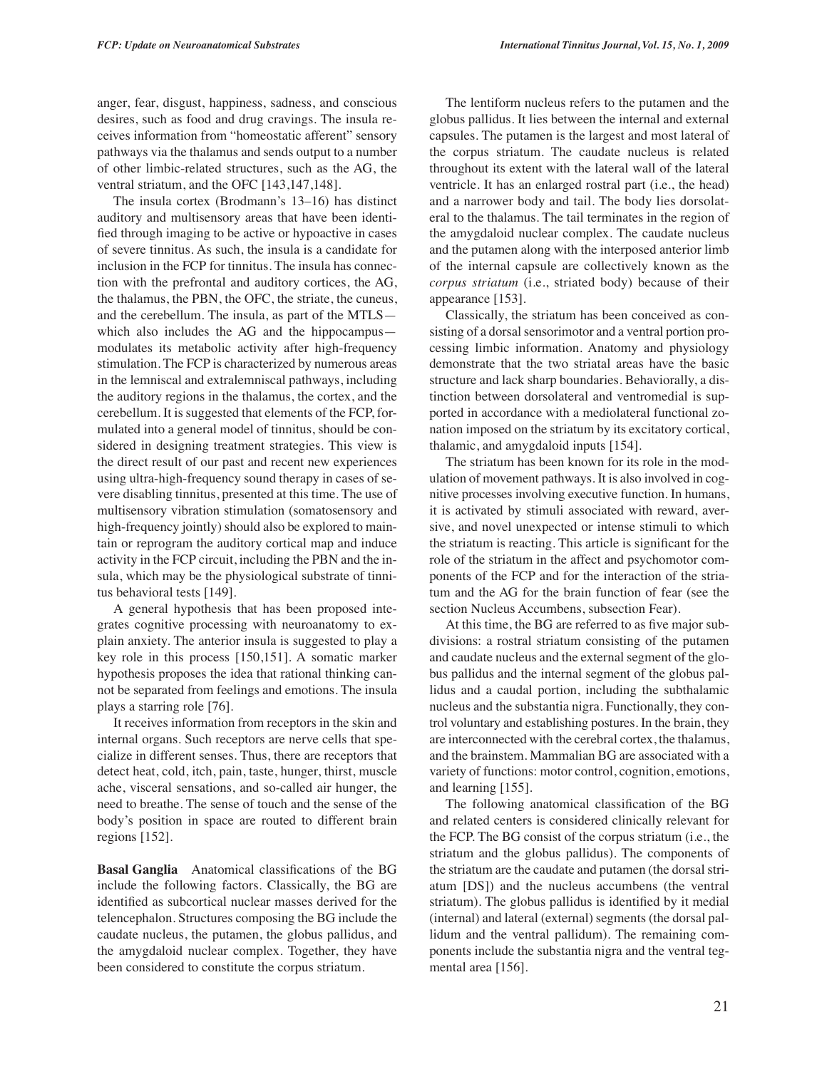anger, fear, disgust, happiness, sadness, and conscious desires, such as food and drug cravings. The insula receives information from "homeostatic afferent" sensory pathways via the thalamus and sends output to a number of other limbic-related structures, such as the AG, the ventral striatum, and the OFC [143,147,148].

The insula cortex (Brodmann's 13–16) has distinct auditory and multisensory areas that have been identified through imaging to be active or hypoactive in cases of severe tinnitus. As such, the insula is a candidate for inclusion in the FCP for tinnitus. The insula has connection with the prefrontal and auditory cortices, the AG, the thalamus, the PBN, the OFC, the striate, the cuneus, and the cerebellum. The insula, as part of the MTLS—which also includes the AG and the hippocampus—modulates its metabolic activity after high-frequency stimulation. The FCP is characterized by numerous areas in the lemniscal and extralemniscal pathways, including the auditory regions in the thalamus, the cortex, and the cerebellum. It is suggested that elements of the FCP, formulated into a general model of tinnitus, should be considered in designing treatment strategies. This view is the direct result of our past and recent new experiences using ultra-high-frequency sound therapy in cases of severe disabling tinnitus, presented at this time. The use of multisensory vibration stimulation (somatosensory and high-frequency jointly) should also be explored to maintain or reprogram the auditory cortical map and induce activity in the FCP circuit, including the PBN and the insula, which may be the physiological substrate of tinnitus behavioral tests [149].

A general hypothesis that has been proposed integrates cognitive processing with neuroanatomy to explain anxiety. The anterior insula is suggested to play a key role in this process [150,151]. A somatic marker hypothesis proposes the idea that rational thinking cannot be separated from feelings and emotions. The insula plays a starring role [76].

It receives information from receptors in the skin and internal organs. Such receptors are nerve cells that specialize in different senses. Thus, there are receptors that detect heat, cold, itch, pain, taste, hunger, thirst, muscle ache, visceral sensations, and so-called air hunger, the need to breathe. The sense of touch and the sense of the body's position in space are routed to different brain regions [152].

**Basal Ganglia** Anatomical classifications of the BG include the following factors. Classically, the BG are identified as subcortical nuclear masses derived for the telencephalon. Structures composing the BG include the caudate nucleus, the putamen, the globus pallidus, and the amygdaloid nuclear complex. Together, they have been considered to constitute the corpus striatum.

The lentiform nucleus refers to the putamen and the globus pallidus. It lies between the internal and external capsules. The putamen is the largest and most lateral of the corpus striatum. The caudate nucleus is related throughout its extent with the lateral wall of the lateral ventricle. It has an enlarged rostral part (i.e., the head) and a narrower body and tail. The body lies dorsolateral to the thalamus. The tail terminates in the region of the amygdaloid nuclear complex. The caudate nucleus and the putamen along with the interposed anterior limb of the internal capsule are collectively known as the *corpus striatum* (i.e., striated body) because of their appearance [153].

Classically, the striatum has been conceived as consisting of a dorsal sensorimotor and a ventral portion processing limbic information. Anatomy and physiology demonstrate that the two striatal areas have the basic structure and lack sharp boundaries. Behaviorally, a distinction between dorsolateral and ventromedial is supported in accordance with a mediolateral functional zonation imposed on the striatum by its excitatory cortical, thalamic, and amygdaloid inputs [154].

The striatum has been known for its role in the modulation of movement pathways. It is also involved in cognitive processes involving executive function. In humans, it is activated by stimuli associated with reward, aversive, and novel unexpected or intense stimuli to which the striatum is reacting. This article is significant for the role of the striatum in the affect and psychomotor components of the FCP and for the interaction of the striatum and the AG for the brain function of fear (see the section Nucleus Accumbens, subsection Fear).

At this time, the BG are referred to as five major subdivisions: a rostral striatum consisting of the putamen and caudate nucleus and the external segment of the globus pallidus and the internal segment of the globus pallidus and a caudal portion, including the subthalamic nucleus and the substantia nigra. Functionally, they control voluntary and establishing postures. In the brain, they are interconnected with the cerebral cortex, the thalamus, and the brainstem. Mammalian BG are associated with a variety of functions: motor control, cognition, emotions, and learning [155].

The following anatomical classification of the BG and related centers is considered clinically relevant for the FCP. The BG consist of the corpus striatum (i.e., the striatum and the globus pallidus). The components of the striatum are the caudate and putamen (the dorsal striatum [DS]) and the nucleus accumbens (the ventral striatum). The globus pallidus is identified by it medial (internal) and lateral (external) segments (the dorsal pallidum and the ventral pallidum). The remaining components include the substantia nigra and the ventral tegmental area [156].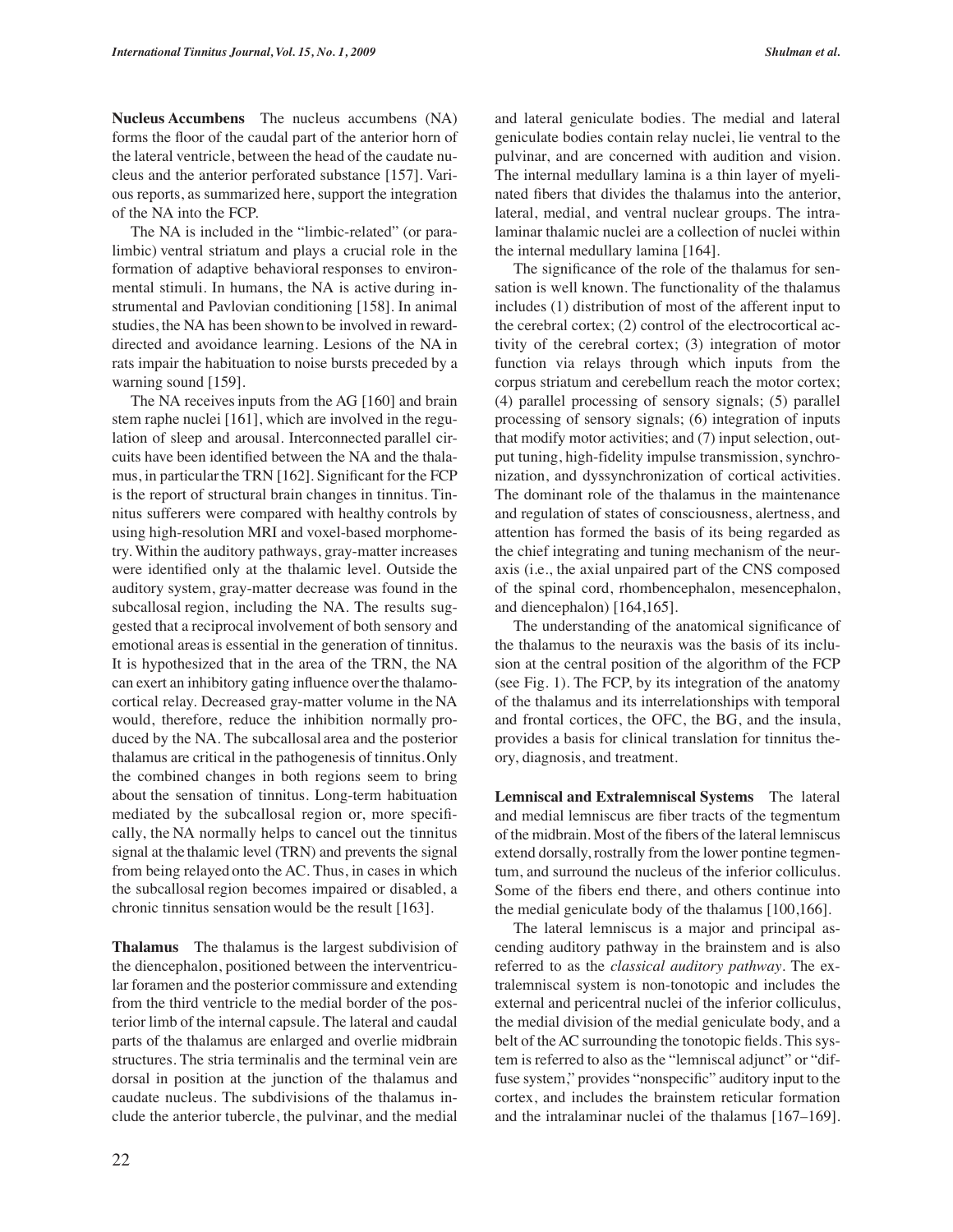**Nucleus Accumbens** The nucleus accumbens (NA) forms the floor of the caudal part of the anterior horn of the lateral ventricle, between the head of the caudate nucleus and the anterior perforated substance [157]. Various reports, as summarized here, support the integration of the NA into the FCP.

The NA is included in the "limbic-related" (or paralimbic) ventral striatum and plays a crucial role in the formation of adaptive behavioral responses to environmental stimuli. In humans, the NA is active during instrumental and Pavlovian conditioning [158]. In animal studies, the NA has been shown to be involved in reward-directed and avoidance learning. Lesions of the NA in rats impair the habituation to noise bursts preceded by a warning sound [159].

The NA receives inputs from the AG [160] and brain stem raphe nuclei [161], which are involved in the regulation of sleep and arousal. Interconnected parallel circuits have been identified between the NA and the thalamus, in particular the TRN [162]. Significant for the FCP is the report of structural brain changes in tinnitus. Tinnitus sufferers were compared with healthy controls by using high-resolution MRI and voxel-based morphometry. Within the auditory pathways, gray-matter increases were identified only at the thalamic level. Outside the auditory system, gray-matter decrease was found in the subcallosal region, including the NA. The results suggested that a reciprocal involvement of both sensory and emotional areas is essential in the generation of tinnitus. It is hypothesized that in the area of the TRN, the NA can exert an inhibitory gating influence over the thalamocortical relay. Decreased gray-matter volume in the NA would, therefore, reduce the inhibition normally produced by the NA. The subcallosal area and the posterior thalamus are critical in the pathogenesis of tinnitus. Only the combined changes in both regions seem to bring about the sensation of tinnitus. Long-term habituation mediated by the subcallosal region or, more specifically, the NA normally helps to cancel out the tinnitus signal at the thalamic level (TRN) and prevents the signal from being relayed onto the AC. Thus, in cases in which the subcallosal region becomes impaired or disabled, a chronic tinnitus sensation would be the result [163].

**Thalamus** The thalamus is the largest subdivision of the diencephalon, positioned between the interventricular foramen and the posterior commissure and extending from the third ventricle to the medial border of the posterior limb of the internal capsule. The lateral and caudal parts of the thalamus are enlarged and overlie midbrain structures. The stria terminalis and the terminal vein are dorsal in position at the junction of the thalamus and caudate nucleus. The subdivisions of the thalamus include the anterior tubercle, the pulvinar, and the medial and lateral geniculate bodies. The medial and lateral geniculate bodies contain relay nuclei, lie ventral to the pulvinar, and are concerned with audition and vision. The internal medullary lamina is a thin layer of myelinated fibers that divides the thalamus into the anterior, lateral, medial, and ventral nuclear groups. The intralaminar thalamic nuclei are a collection of nuclei within the internal medullary lamina [164].

The significance of the role of the thalamus for sensation is well known. The functionality of the thalamus includes (1) distribution of most of the afferent input to the cerebral cortex; (2) control of the electrocortical activity of the cerebral cortex; (3) integration of motor function via relays through which inputs from the corpus striatum and cerebellum reach the motor cortex; (4) parallel processing of sensory signals; (5) parallel processing of sensory signals; (6) integration of inputs that modify motor activities; and (7) input selection, output tuning, high-fidelity impulse transmission, synchronization, and dyssynchronization of cortical activities. The dominant role of the thalamus in the maintenance and regulation of states of consciousness, alertness, and attention has formed the basis of its being regarded as the chief integrating and tuning mechanism of the neuraxis (i.e., the axial unpaired part of the CNS composed of the spinal cord, rhombencephalon, mesencephalon, and diencephalon) [164,165].

The understanding of the anatomical significance of the thalamus to the neuraxis was the basis of its inclusion at the central position of the algorithm of the FCP (see Fig. 1). The FCP, by its integration of the anatomy of the thalamus and its interrelationships with temporal and frontal cortices, the OFC, the BG, and the insula, provides a basis for clinical translation for tinnitus theory, diagnosis, and treatment.

**Lemniscal and Extralemniscal Systems** The lateral and medial lemniscus are fiber tracts of the tegmentum of the midbrain. Most of the fibers of the lateral lemniscus extend dorsally, rostrally from the lower pontine tegmentum, and surround the nucleus of the inferior colliculus. Some of the fibers end there, and others continue into the medial geniculate body of the thalamus [100,166].

The lateral lemniscus is a major and principal ascending auditory pathway in the brainstem and is also referred to as the *classical auditory pathway*. The extralemniscal system is non-tonotopic and includes the external and pericentral nuclei of the inferior colliculus, the medial division of the medial geniculate body, and a belt of the AC surrounding the tonotopic fields. This system is referred to also as the "lemniscal adjunct" or "diffuse system," provides "nonspecific" auditory input to the cortex, and includes the brainstem reticular formation and the intralaminar nuclei of the thalamus [167–169].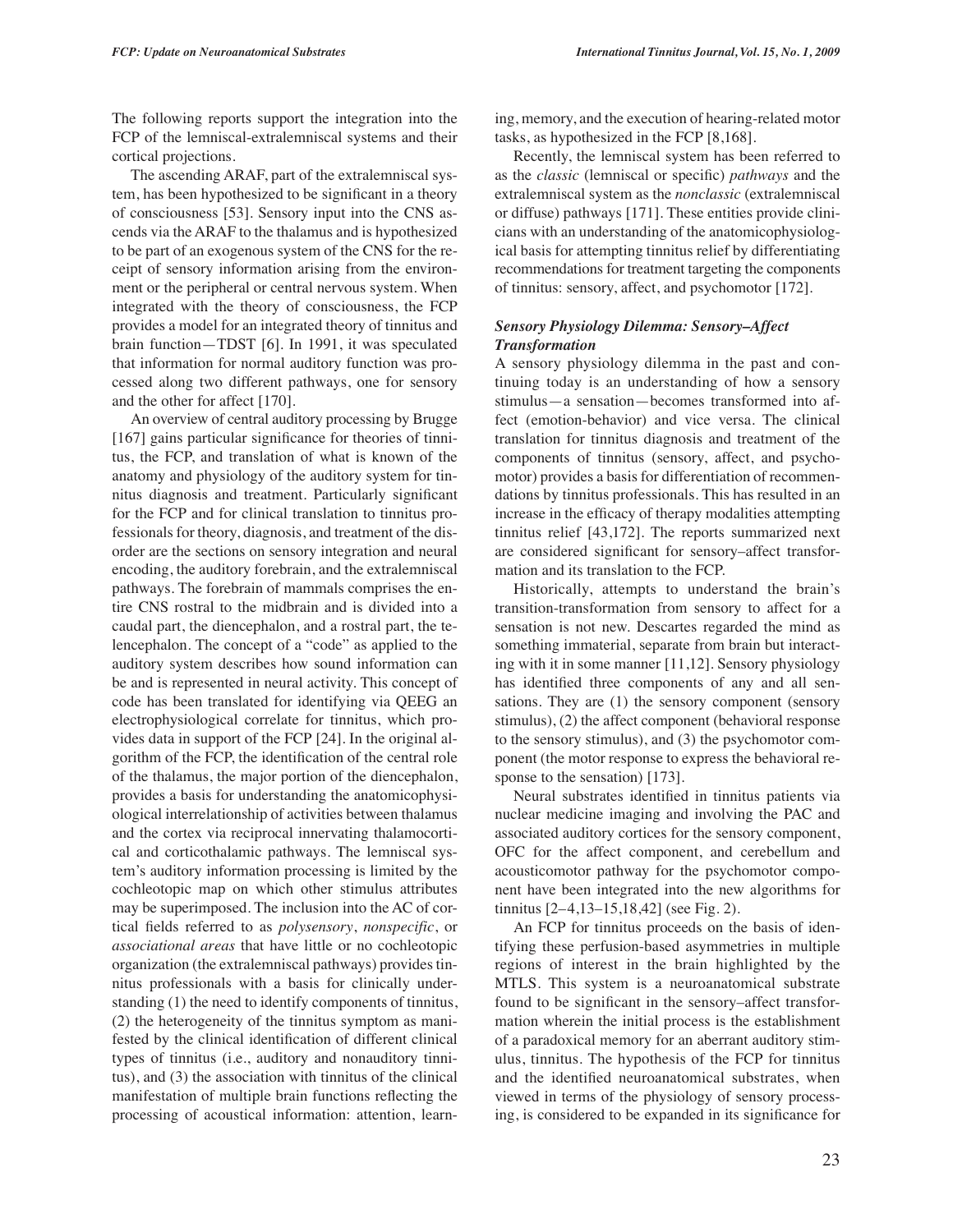The following reports support the integration into the FCP of the lemniscal-extralemniscal systems and their cortical projections.

The ascending ARAF, part of the extralemniscal system, has been hypothesized to be significant in a theory of consciousness [53]. Sensory input into the CNS ascends via the ARAF to the thalamus and is hypothesized to be part of an exogenous system of the CNS for the receipt of sensory information arising from the environment or the peripheral or central nervous system. When integrated with the theory of consciousness, the FCP provides a model for an integrated theory of tinnitus and brain function—TDST [6]. In 1991, it was speculated that information for normal auditory function was processed along two different pathways, one for sensory and the other for affect [170].

An overview of central auditory processing by Brugge [167] gains particular significance for theories of tinnitus, the FCP, and translation of what is known of the anatomy and physiology of the auditory system for tinnitus diagnosis and treatment. Particularly significant for the FCP and for clinical translation to tinnitus professionals for theory, diagnosis, and treatment of the disorder are the sections on sensory integration and neural encoding, the auditory forebrain, and the extralemniscal pathways. The forebrain of mammals comprises the entire CNS rostral to the midbrain and is divided into a caudal part, the diencephalon, and a rostral part, the telencephalon. The concept of a "code" as applied to the auditory system describes how sound information can be and is represented in neural activity. This concept of code has been translated for identifying via QEEG an electrophysiological correlate for tinnitus, which provides data in support of the FCP [24]. In the original algorithm of the FCP, the identification of the central role of the thalamus, the major portion of the diencephalon, provides a basis for understanding the anatomicophysiological interrelationship of activities between thalamus and the cortex via reciprocal innervating thalamocortical and corticothalamic pathways. The lemniscal system's auditory information processing is limited by the cochleotopic map on which other stimulus attributes may be superimposed. The inclusion into the AC of cortical fields referred to as *polysensory*, *nonspecific*, or *associational areas* that have little or no cochleotopic organization (the extralemniscal pathways) provides tinnitus professionals with a basis for clinically understanding (1) the need to identify components of tinnitus, (2) the heterogeneity of the tinnitus symptom as manifested by the clinical identification of different clinical types of tinnitus (i.e., auditory and nonauditory tinnitus), and (3) the association with tinnitus of the clinical manifestation of multiple brain functions reflecting the processing of acoustical information: attention, learning, memory, and the execution of hearing-related motor tasks, as hypothesized in the FCP [8,168].

Recently, the lemniscal system has been referred to as the *classic* (lemniscal or specific) *pathways* and the extralemniscal system as the *nonclassic* (extralemniscal or diffuse) pathways [171]. These entities provide clinicians with an understanding of the anatomicophysiological basis for attempting tinnitus relief by differentiating recommendations for treatment targeting the components of tinnitus: sensory, affect, and psychomotor [172].

### *Sensory Physiology Dilemma: Sensory–Affect Transformation*

A sensory physiology dilemma in the past and continuing today is an understanding of how a sensory stimulus—a sensation—becomes transformed into affect (emotion-behavior) and vice versa. The clinical translation for tinnitus diagnosis and treatment of the components of tinnitus (sensory, affect, and psychomotor) provides a basis for differentiation of recommendations by tinnitus professionals. This has resulted in an increase in the efficacy of therapy modalities attempting tinnitus relief [43,172]. The reports summarized next are considered significant for sensory–affect transformation and its translation to the FCP.

Historically, attempts to understand the brain's transition-transformation from sensory to affect for a sensation is not new. Descartes regarded the mind as something immaterial, separate from brain but interacting with it in some manner [11,12]. Sensory physiology has identified three components of any and all sensations. They are (1) the sensory component (sensory stimulus), (2) the affect component (behavioral response to the sensory stimulus), and (3) the psychomotor component (the motor response to express the behavioral response to the sensation) [173].

Neural substrates identified in tinnitus patients via nuclear medicine imaging and involving the PAC and associated auditory cortices for the sensory component, OFC for the affect component, and cerebellum and acousticomotor pathway for the psychomotor component have been integrated into the new algorithms for tinnitus [2–4,13–15,18,42] (see Fig. 2).

An FCP for tinnitus proceeds on the basis of identifying these perfusion-based asymmetries in multiple regions of interest in the brain highlighted by the MTLS. This system is a neuroanatomical substrate found to be significant in the sensory–affect transformation wherein the initial process is the establishment of a paradoxical memory for an aberrant auditory stimulus, tinnitus. The hypothesis of the FCP for tinnitus and the identified neuroanatomical substrates, when viewed in terms of the physiology of sensory processing, is considered to be expanded in its significance for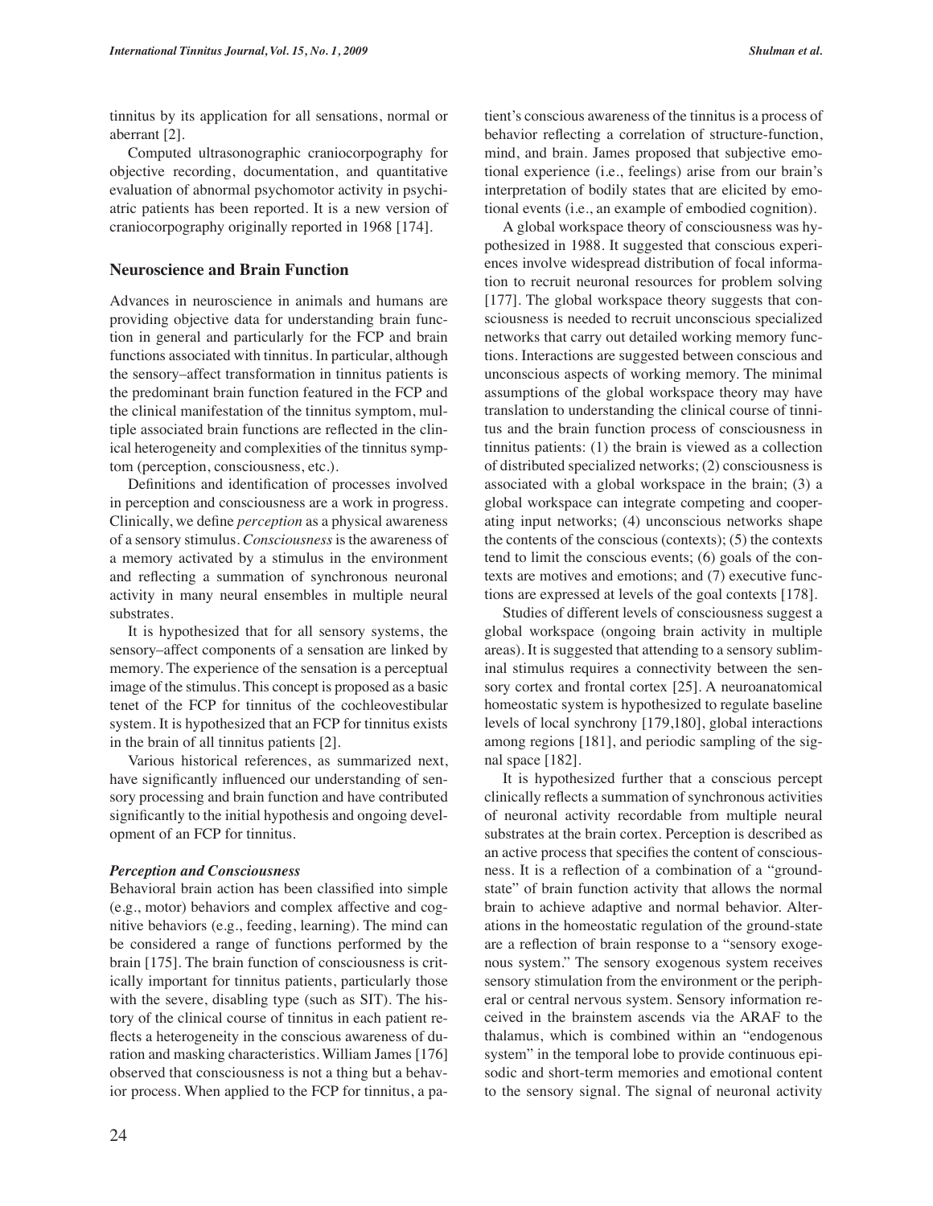tinnitus by its application for all sensations, normal or aberrant [2].

Computed ultrasonographic craniocorpography for objective recording, documentation, and quantitative evaluation of abnormal psychomotor activity in psychiatric patients has been reported. It is a new version of craniocorpography originally reported in 1968 [174].

## Neuroscience and Brain Function

Advances in neuroscience in animals and humans are providing objective data for understanding brain function in general and particularly for the FCP and brain functions associated with tinnitus. In particular, although the sensory–affect transformation in tinnitus patients is the predominant brain function featured in the FCP and the clinical manifestation of the tinnitus symptom, multiple associated brain functions are reflected in the clinical heterogeneity and complexities of the tinnitus symptom (perception, consciousness, etc.).

Definitions and identification of processes involved in perception and consciousness are a work in progress. Clinically, we define *perception* as a physical awareness of a sensory stimulus. *Consciousness* is the awareness of a memory activated by a stimulus in the environment and reflecting a summation of synchronous neuronal activity in many neural ensembles in multiple neural substrates.

It is hypothesized that for all sensory systems, the sensory–affect components of a sensation are linked by memory. The experience of the sensation is a perceptual image of the stimulus. This concept is proposed as a basic tenet of the FCP for tinnitus of the cochleovestibular system. It is hypothesized that an FCP for tinnitus exists in the brain of all tinnitus patients [2].

Various historical references, as summarized next, have significantly influenced our understanding of sensory processing and brain function and have contributed significantly to the initial hypothesis and ongoing development of an FCP for tinnitus.

### *Perception and Consciousness*

Behavioral brain action has been classified into simple (e.g., motor) behaviors and complex affective and cognitive behaviors (e.g., feeding, learning). The mind can be considered a range of functions performed by the brain [175]. The brain function of consciousness is critically important for tinnitus patients, particularly those with the severe, disabling type (such as SIT). The history of the clinical course of tinnitus in each patient reflects a heterogeneity in the conscious awareness of duration and masking characteristics. William James [176] observed that consciousness is not a thing but a behavior process. When applied to the FCP for tinnitus, a patient's conscious awareness of the tinnitus is a process of behavior reflecting a correlation of structure-function, mind, and brain. James proposed that subjective emotional experience (i.e., feelings) arise from our brain's interpretation of bodily states that are elicited by emotional events (i.e., an example of embodied cognition).

A global workspace theory of consciousness was hypothesized in 1988. It suggested that conscious experiences involve widespread distribution of focal information to recruit neuronal resources for problem solving [177]. The global workspace theory suggests that consciousness is needed to recruit unconscious specialized networks that carry out detailed working memory functions. Interactions are suggested between conscious and unconscious aspects of working memory. The minimal assumptions of the global workspace theory may have translation to understanding the clinical course of tinnitus and the brain function process of consciousness in tinnitus patients: (1) the brain is viewed as a collection of distributed specialized networks; (2) consciousness is associated with a global workspace in the brain; (3) a global workspace can integrate competing and cooperating input networks; (4) unconscious networks shape the contents of the conscious (contexts); (5) the contexts tend to limit the conscious events; (6) goals of the contexts are motives and emotions; and (7) executive functions are expressed at levels of the goal contexts [178].

Studies of different levels of consciousness suggest a global workspace (ongoing brain activity in multiple areas). It is suggested that attending to a sensory subliminal stimulus requires a connectivity between the sensory cortex and frontal cortex [25]. A neuroanatomical homeostatic system is hypothesized to regulate baseline levels of local synchrony [179,180], global interactions among regions [181], and periodic sampling of the signal space [182].

It is hypothesized further that a conscious percept clinically reflects a summation of synchronous activities of neuronal activity recordable from multiple neural substrates at the brain cortex. Perception is described as an active process that specifies the content of consciousness. It is a reflection of a combination of a "ground-state" of brain function activity that allows the normal brain to achieve adaptive and normal behavior. Alterations in the homeostatic regulation of the ground-state are a reflection of brain response to a "sensory exogenous system." The sensory exogenous system receives sensory stimulation from the environment or the peripheral or central nervous system. Sensory information received in the brainstem ascends via the ARAF to the thalamus, which is combined within an "endogenous system" in the temporal lobe to provide continuous episodic and short-term memories and emotional content to the sensory signal. The signal of neuronal activity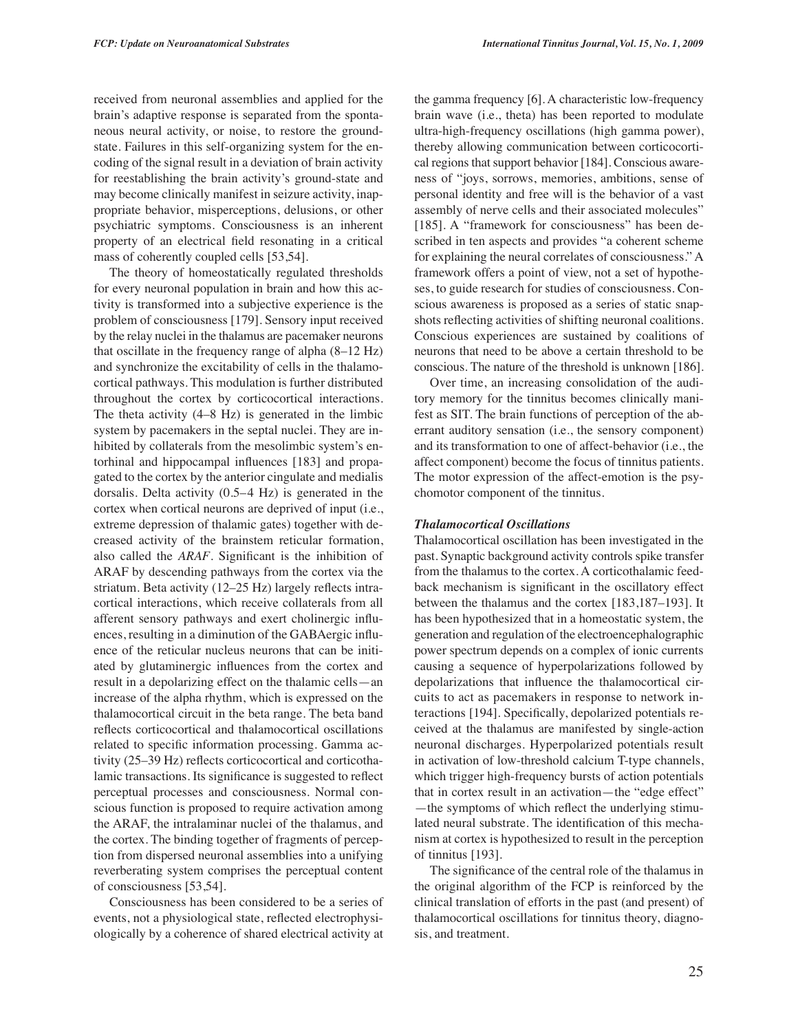received from neuronal assemblies and applied for the brain's adaptive response is separated from the spontaneous neural activity, or noise, to restore the groundstate. Failures in this self-organizing system for the encoding of the signal result in a deviation of brain activity for reestablishing the brain activity's ground-state and may become clinically manifest in seizure activity, inappropriate behavior, misperceptions, delusions, or other psychiatric symptoms. Consciousness is an inherent property of an electrical field resonating in a critical mass of coherently coupled cells [53,54].

The theory of homeostatically regulated thresholds for every neuronal population in brain and how this activity is transformed into a subjective experience is the problem of consciousness [179]. Sensory input received by the relay nuclei in the thalamus are pacemaker neurons that oscillate in the frequency range of alpha (8–12 Hz) and synchronize the excitability of cells in the thalamocortical pathways. This modulation is further distributed throughout the cortex by corticocortical interactions. The theta activity (4–8 Hz) is generated in the limbic system by pacemakers in the septal nuclei. They are inhibited by collaterals from the mesolimbic system's entorhinal and hippocampal influences [183] and propagated to the cortex by the anterior cingulate and medialis dorsalis. Delta activity (0.5–4 Hz) is generated in the cortex when cortical neurons are deprived of input (i.e., extreme depression of thalamic gates) together with decreased activity of the brainstem reticular formation, also called the *ARAF*. Significant is the inhibition of ARAF by descending pathways from the cortex via the striatum. Beta activity (12–25 Hz) largely reflects intracortical interactions, which receive collaterals from all afferent sensory pathways and exert cholinergic influences, resulting in a diminution of the GABAergic influence of the reticular nucleus neurons that can be initiated by glutaminergic influences from the cortex and result in a depolarizing effect on the thalamic cells—an increase of the alpha rhythm, which is expressed on the thalamocortical circuit in the beta range. The beta band reflects corticocortical and thalamocortical oscillations related to specific information processing. Gamma activity (25–39 Hz) reflects corticocortical and corticothalamic transactions. Its significance is suggested to reflect perceptual processes and consciousness. Normal conscious function is proposed to require activation among the ARAF, the intralaminar nuclei of the thalamus, and the cortex. The binding together of fragments of perception from dispersed neuronal assemblies into a unifying reverberating system comprises the perceptual content of consciousness [53,54].

Consciousness has been considered to be a series of events, not a physiological state, reflected electrophysiologically by a coherence of shared electrical activity at the gamma frequency [6]. A characteristic low-frequency brain wave (i.e., theta) has been reported to modulate ultra-high-frequency oscillations (high gamma power), thereby allowing communication between corticocortical regions that support behavior [184]. Conscious awareness of "joys, sorrows, memories, ambitions, sense of personal identity and free will is the behavior of a vast assembly of nerve cells and their associated molecules" [185]. A "framework for consciousness" has been described in ten aspects and provides "a coherent scheme for explaining the neural correlates of consciousness." A framework offers a point of view, not a set of hypotheses, to guide research for studies of consciousness. Conscious awareness is proposed as a series of static snapshots reflecting activities of shifting neuronal coalitions. Conscious experiences are sustained by coalitions of neurons that need to be above a certain threshold to be conscious. The nature of the threshold is unknown [186].

Over time, an increasing consolidation of the auditory memory for the tinnitus becomes clinically manifest as SIT. The brain functions of perception of the aberrant auditory sensation (i.e., the sensory component) and its transformation to one of affect-behavior (i.e., the affect component) become the focus of tinnitus patients. The motor expression of the affect-emotion is the psychomotor component of the tinnitus.

### *Thalamocortical Oscillations*

Thalamocortical oscillation has been investigated in the past. Synaptic background activity controls spike transfer from the thalamus to the cortex. A corticothalamic feedback mechanism is significant in the oscillatory effect between the thalamus and the cortex [183,187–193]. It has been hypothesized that in a homeostatic system, the generation and regulation of the electroencephalographic power spectrum depends on a complex of ionic currents causing a sequence of hyperpolarizations followed by depolarizations that influence the thalamocortical circuits to act as pacemakers in response to network interactions [194]. Specifically, depolarized potentials received at the thalamus are manifested by single-action neuronal discharges. Hyperpolarized potentials result in activation of low-threshold calcium T-type channels, which trigger high-frequency bursts of action potentials that in cortex result in an activation—the "edge effect" —the symptoms of which reflect the underlying stimulated neural substrate. The identification of this mechanism at cortex is hypothesized to result in the perception of tinnitus [193].

The significance of the central role of the thalamus in the original algorithm of the FCP is reinforced by the clinical translation of efforts in the past (and present) of thalamocortical oscillations for tinnitus theory, diagnosis, and treatment.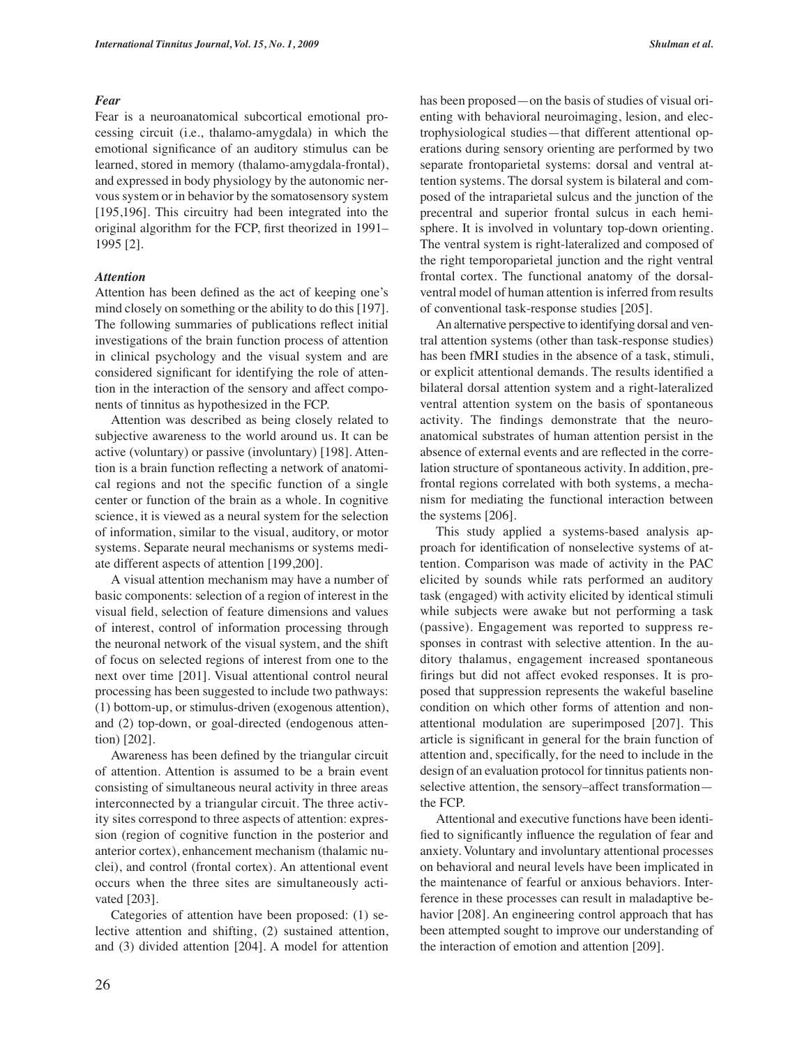### *Fear*

Fear is a neuroanatomical subcortical emotional processing circuit (i.e., thalamo-amygdala) in which the emotional significance of an auditory stimulus can be learned, stored in memory (thalamo-amygdala-frontal), and expressed in body physiology by the autonomic nervous system or in behavior by the somatosensory system [195,196]. This circuitry had been integrated into the original algorithm for the FCP, first theorized in 1991–1995 [2].

### *Attention*

Attention has been defined as the act of keeping one's mind closely on something or the ability to do this [197]. The following summaries of publications reflect initial investigations of the brain function process of attention in clinical psychology and the visual system and are considered significant for identifying the role of attention in the interaction of the sensory and affect components of tinnitus as hypothesized in the FCP.

Attention was described as being closely related to subjective awareness to the world around us. It can be active (voluntary) or passive (involuntary) [198]. Attention is a brain function reflecting a network of anatomical regions and not the specific function of a single center or function of the brain as a whole. In cognitive science, it is viewed as a neural system for the selection of information, similar to the visual, auditory, or motor systems. Separate neural mechanisms or systems mediate different aspects of attention [199,200].

A visual attention mechanism may have a number of basic components: selection of a region of interest in the visual field, selection of feature dimensions and values of interest, control of information processing through the neuronal network of the visual system, and the shift of focus on selected regions of interest from one to the next over time [201]. Visual attentional control neural processing has been suggested to include two pathways: (1) bottom-up, or stimulus-driven (exogenous attention), and (2) top-down, or goal-directed (endogenous attention) [202].

Awareness has been defined by the triangular circuit of attention. Attention is assumed to be a brain event consisting of simultaneous neural activity in three areas interconnected by a triangular circuit. The three activity sites correspond to three aspects of attention: expression (region of cognitive function in the posterior and anterior cortex), enhancement mechanism (thalamic nuclei), and control (frontal cortex). An attentional event occurs when the three sites are simultaneously activated [203].

Categories of attention have been proposed: (1) selective attention and shifting, (2) sustained attention, and (3) divided attention [204]. A model for attention has been proposed—on the basis of studies of visual orienting with behavioral neuroimaging, lesion, and electrophysiological studies—that different attentional operations during sensory orienting are performed by two separate frontoparietal systems: dorsal and ventral attention systems. The dorsal system is bilateral and composed of the intraparietal sulcus and the junction of the precentral and superior frontal sulcus in each hemisphere. It is involved in voluntary top-down orienting. The ventral system is right-lateralized and composed of the right temporoparietal junction and the right ventral frontal cortex. The functional anatomy of the dorsal-ventral model of human attention is inferred from results of conventional task-response studies [205].

An alternative perspective to identifying dorsal and ventral attention systems (other than task-response studies) has been fMRI studies in the absence of a task, stimuli, or explicit attentional demands. The results identified a bilateral dorsal attention system and a right-lateralized ventral attention system on the basis of spontaneous activity. The findings demonstrate that the neuroanatomical substrates of human attention persist in the absence of external events and are reflected in the correlation structure of spontaneous activity. In addition, prefrontal regions correlated with both systems, a mechanism for mediating the functional interaction between the systems [206].

This study applied a systems-based analysis approach for identification of nonselective systems of attention. Comparison was made of activity in the PAC elicited by sounds while rats performed an auditory task (engaged) with activity elicited by identical stimuli while subjects were awake but not performing a task (passive). Engagement was reported to suppress responses in contrast with selective attention. In the auditory thalamus, engagement increased spontaneous firings but did not affect evoked responses. It is proposed that suppression represents the wakeful baseline condition on which other forms of attention and nonattentional modulation are superimposed [207]. This article is significant in general for the brain function of attention and, specifically, for the need to include in the design of an evaluation protocol for tinnitus patients nonselective attention, the sensory–affect transformation—the FCP.

Attentional and executive functions have been identified to significantly influence the regulation of fear and anxiety. Voluntary and involuntary attentional processes on behavioral and neural levels have been implicated in the maintenance of fearful or anxious behaviors. Interference in these processes can result in maladaptive behavior [208]. An engineering control approach that has been attempted sought to improve our understanding of the interaction of emotion and attention [209].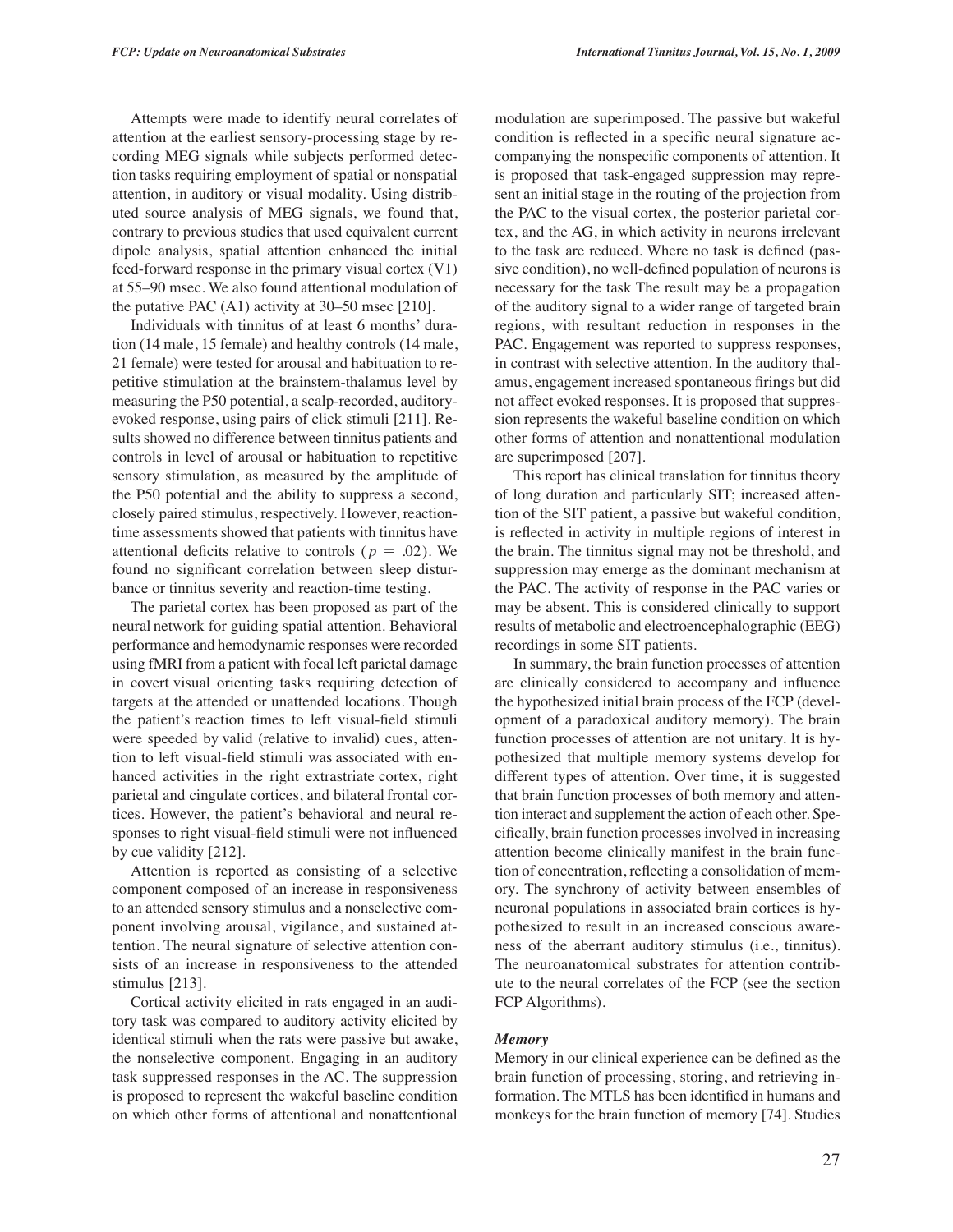Attempts were made to identify neural correlates of attention at the earliest sensory-processing stage by recording MEG signals while subjects performed detection tasks requiring employment of spatial or nonspatial attention, in auditory or visual modality. Using distributed source analysis of MEG signals, we found that, contrary to previous studies that used equivalent current dipole analysis, spatial attention enhanced the initial feed-forward response in the primary visual cortex (V1) at 55–90 msec. We also found attentional modulation of the putative PAC (A1) activity at 30–50 msec [210].

Individuals with tinnitus of at least 6 months' duration (14 male, 15 female) and healthy controls (14 male, 21 female) were tested for arousal and habituation to repetitive stimulation at the brainstem-thalamus level by measuring the P50 potential, a scalp-recorded, auditory-evoked response, using pairs of click stimuli [211]. Results showed no difference between tinnitus patients and controls in level of arousal or habituation to repetitive sensory stimulation, as measured by the amplitude of the P50 potential and the ability to suppress a second, closely paired stimulus, respectively. However, reaction-time assessments showed that patients with tinnitus have attentional deficits relative to controls ($p = .02$). We found no significant correlation between sleep disturbance or tinnitus severity and reaction-time testing.

The parietal cortex has been proposed as part of the neural network for guiding spatial attention. Behavioral performance and hemodynamic responses were recorded using fMRI from a patient with focal left parietal damage in covert visual orienting tasks requiring detection of targets at the attended or unattended locations. Though the patient's reaction times to left visual-field stimuli were speeded by valid (relative to invalid) cues, attention to left visual-field stimuli was associated with enhanced activities in the right extrastriate cortex, right parietal and cingulate cortices, and bilateral frontal cortices. However, the patient's behavioral and neural responses to right visual-field stimuli were not influenced by cue validity [212].

Attention is reported as consisting of a selective component composed of an increase in responsiveness to an attended sensory stimulus and a nonselective component involving arousal, vigilance, and sustained attention. The neural signature of selective attention consists of an increase in responsiveness to the attended stimulus [213].

Cortical activity elicited in rats engaged in an auditory task was compared to auditory activity elicited by identical stimuli when the rats were passive but awake, the nonselective component. Engaging in an auditory task suppressed responses in the AC. The suppression is proposed to represent the wakeful baseline condition on which other forms of attentional and nonattentional modulation are superimposed. The passive but wakeful condition is reflected in a specific neural signature accompanying the nonspecific components of attention. It is proposed that task-engaged suppression may represent an initial stage in the routing of the projection from the PAC to the visual cortex, the posterior parietal cortex, and the AG, in which activity in neurons irrelevant to the task are reduced. Where no task is defined (passive condition), no well-defined population of neurons is necessary for the task The result may be a propagation of the auditory signal to a wider range of targeted brain regions, with resultant reduction in responses in the PAC. Engagement was reported to suppress responses, in contrast with selective attention. In the auditory thalamus, engagement increased spontaneous firings but did not affect evoked responses. It is proposed that suppression represents the wakeful baseline condition on which other forms of attention and nonattentional modulation are superimposed [207].

This report has clinical translation for tinnitus theory of long duration and particularly SIT; increased attention of the SIT patient, a passive but wakeful condition, is reflected in activity in multiple regions of interest in the brain. The tinnitus signal may not be threshold, and suppression may emerge as the dominant mechanism at the PAC. The activity of response in the PAC varies or may be absent. This is considered clinically to support results of metabolic and electroencephalographic (EEG) recordings in some SIT patients.

In summary, the brain function processes of attention are clinically considered to accompany and influence the hypothesized initial brain process of the FCP (development of a paradoxical auditory memory). The brain function processes of attention are not unitary. It is hypothesized that multiple memory systems develop for different types of attention. Over time, it is suggested that brain function processes of both memory and attention interact and supplement the action of each other. Specifically, brain function processes involved in increasing attention become clinically manifest in the brain function of concentration, reflecting a consolidation of memory. The synchrony of activity between ensembles of neuronal populations in associated brain cortices is hypothesized to result in an increased conscious awareness of the aberrant auditory stimulus (i.e., tinnitus). The neuroanatomical substrates for attention contribute to the neural correlates of the FCP (see the section FCP Algorithms).

#### *Memory*

Memory in our clinical experience can be defined as the brain function of processing, storing, and retrieving information. The MTLS has been identified in humans and monkeys for the brain function of memory [74]. Studies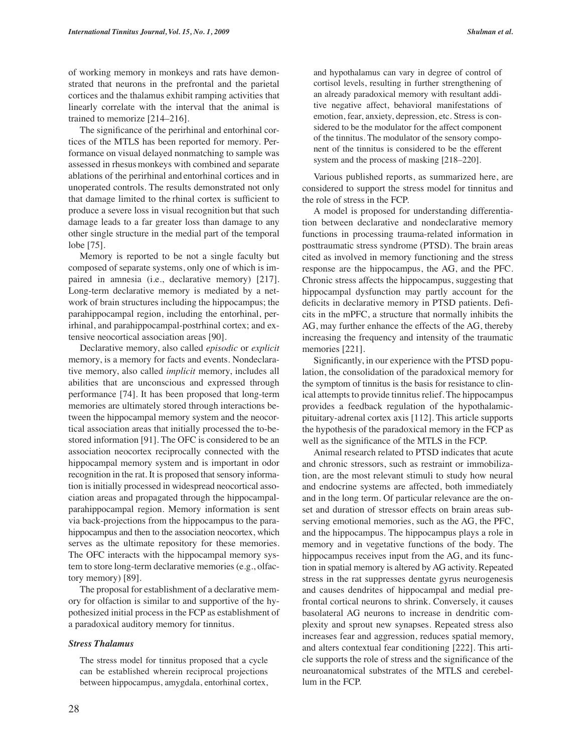of working memory in monkeys and rats have demonstrated that neurons in the prefrontal and the parietal cortices and the thalamus exhibit ramping activities that linearly correlate with the interval that the animal is trained to memorize [214–216].

The significance of the perirhinal and entorhinal cortices of the MTLS has been reported for memory. Performance on visual delayed nonmatching to sample was assessed in rhesus monkeys with combined and separate ablations of the perirhinal and entorhinal cortices and in unoperated controls. The results demonstrated not only that damage limited to the rhinal cortex is sufficient to produce a severe loss in visual recognition but that such damage leads to a far greater loss than damage to any other single structure in the medial part of the temporal lobe [75].

Memory is reported to be not a single faculty but composed of separate systems, only one of which is impaired in amnesia (i.e., declarative memory) [217]. Long-term declarative memory is mediated by a network of brain structures including the hippocampus; the parahippocampal region, including the entorhinal, perirhinal, and parahippocampal-postrhinal cortex; and extensive neocortical association areas [90].

Declarative memory, also called *episodic* or *explicit* memory, is a memory for facts and events. Nondeclarative memory, also called *implicit* memory, includes all abilities that are unconscious and expressed through performance [74]. It has been proposed that long-term memories are ultimately stored through interactions between the hippocampal memory system and the neocortical association areas that initially processed the to-be-stored information [91]. The OFC is considered to be an association neocortex reciprocally connected with the hippocampal memory system and is important in odor recognition in the rat. It is proposed that sensory information is initially processed in widespread neocortical association areas and propagated through the hippocampal-parahippocampal region. Memory information is sent via back-projections from the hippocampus to the parahippocampus and then to the association neocortex, which serves as the ultimate repository for these memories. The OFC interacts with the hippocampal memory system to store long-term declarative memories (e.g., olfactory memory) [89].

The proposal for establishment of a declarative memory for olfaction is similar to and supportive of the hypothesized initial process in the FCP as establishment of a paradoxical auditory memory for tinnitus.

### *Stress Thalamus*

> The stress model for tinnitus proposed that a cycle can be established wherein reciprocal projections between hippocampus, amygdala, entorhinal cortex, and hypothalamus can vary in degree of control of cortisol levels, resulting in further strengthening of an already paradoxical memory with resultant additive negative affect, behavioral manifestations of emotion, fear, anxiety, depression, etc. Stress is considered to be the modulator for the affect component of the tinnitus. The modulator of the sensory component of the tinnitus is considered to be the efferent system and the process of masking [218–220].

Various published reports, as summarized here, are considered to support the stress model for tinnitus and the role of stress in the FCP.

A model is proposed for understanding differentiation between declarative and nondeclarative memory functions in processing trauma-related information in posttraumatic stress syndrome (PTSD). The brain areas cited as involved in memory functioning and the stress response are the hippocampus, the AG, and the PFC. Chronic stress affects the hippocampus, suggesting that hippocampal dysfunction may partly account for the deficits in declarative memory in PTSD patients. Deficits in the mPFC, a structure that normally inhibits the AG, may further enhance the effects of the AG, thereby increasing the frequency and intensity of the traumatic memories [221].

Significantly, in our experience with the PTSD population, the consolidation of the paradoxical memory for the symptom of tinnitus is the basis for resistance to clinical attempts to provide tinnitus relief. The hippocampus provides a feedback regulation of the hypothalamic-pituitary-adrenal cortex axis [112]. This article supports the hypothesis of the paradoxical memory in the FCP as well as the significance of the MTLS in the FCP.

Animal research related to PTSD indicates that acute and chronic stressors, such as restraint or immobilization, are the most relevant stimuli to study how neural and endocrine systems are affected, both immediately and in the long term. Of particular relevance are the onset and duration of stressor effects on brain areas subserving emotional memories, such as the AG, the PFC, and the hippocampus. The hippocampus plays a role in memory and in vegetative functions of the body. The hippocampus receives input from the AG, and its function in spatial memory is altered by AG activity. Repeated stress in the rat suppresses dentate gyrus neurogenesis and causes dendrites of hippocampal and medial prefrontal cortical neurons to shrink. Conversely, it causes basolateral AG neurons to increase in dendritic complexity and sprout new synapses. Repeated stress also increases fear and aggression, reduces spatial memory, and alters contextual fear conditioning [222]. This article supports the role of stress and the significance of the neuroanatomical substrates of the MTLS and cerebellum in the FCP.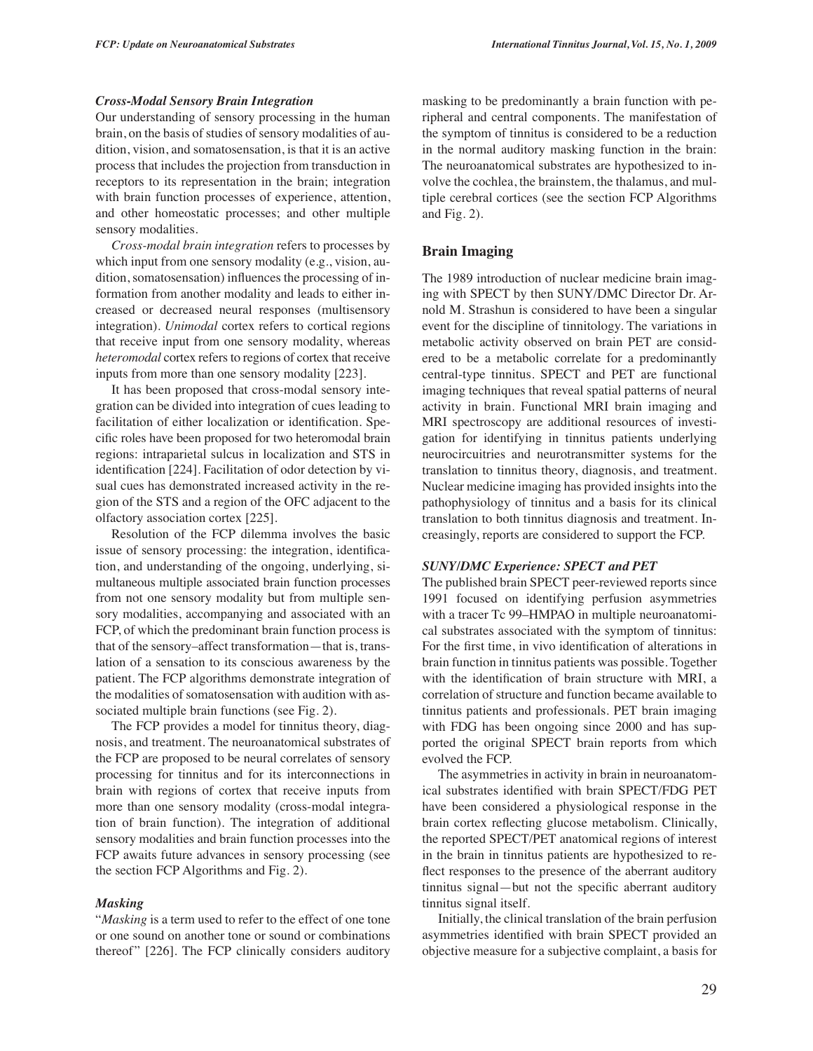### *Cross-Modal Sensory Brain Integration*

Our understanding of sensory processing in the human brain, on the basis of studies of sensory modalities of audition, vision, and somatosensation, is that it is an active process that includes the projection from transduction in receptors to its representation in the brain; integration with brain function processes of experience, attention, and other homeostatic processes; and other multiple sensory modalities.

*Cross-modal brain integration* refers to processes by which input from one sensory modality (e.g., vision, audition, somatosensation) influences the processing of information from another modality and leads to either increased or decreased neural responses (multisensory integration). *Unimodal* cortex refers to cortical regions that receive input from one sensory modality, whereas *heteromodal* cortex refers to regions of cortex that receive inputs from more than one sensory modality [223].

It has been proposed that cross-modal sensory integration can be divided into integration of cues leading to facilitation of either localization or identification. Specific roles have been proposed for two heteromodal brain regions: intraparietal sulcus in localization and STS in identification [224]. Facilitation of odor detection by visual cues has demonstrated increased activity in the region of the STS and a region of the OFC adjacent to the olfactory association cortex [225].

Resolution of the FCP dilemma involves the basic issue of sensory processing: the integration, identification, and understanding of the ongoing, underlying, simultaneous multiple associated brain function processes from not one sensory modality but from multiple sensory modalities, accompanying and associated with an FCP, of which the predominant brain function process is that of the sensory–affect transformation—that is, translation of a sensation to its conscious awareness by the patient. The FCP algorithms demonstrate integration of the modalities of somatosensation with audition with associated multiple brain functions (see Fig. 2).

The FCP provides a model for tinnitus theory, diagnosis, and treatment. The neuroanatomical substrates of the FCP are proposed to be neural correlates of sensory processing for tinnitus and for its interconnections in brain with regions of cortex that receive inputs from more than one sensory modality (cross-modal integration of brain function). The integration of additional sensory modalities and brain function processes into the FCP awaits future advances in sensory processing (see the section FCP Algorithms and Fig. 2).

### *Masking*

"*Masking* is a term used to refer to the effect of one tone or one sound on another tone or sound or combinations thereof" [226]. The FCP clinically considers auditory masking to be predominantly a brain function with peripheral and central components. The manifestation of the symptom of tinnitus is considered to be a reduction in the normal auditory masking function in the brain: The neuroanatomical substrates are hypothesized to involve the cochlea, the brainstem, the thalamus, and multiple cerebral cortices (see the section FCP Algorithms and Fig. 2).

## Brain Imaging

The 1989 introduction of nuclear medicine brain imaging with SPECT by then SUNY/DMC Director Dr. Arnold M. Strashun is considered to have been a singular event for the discipline of tinnitology. The variations in metabolic activity observed on brain PET are considered to be a metabolic correlate for a predominantly central-type tinnitus. SPECT and PET are functional imaging techniques that reveal spatial patterns of neural activity in brain. Functional MRI brain imaging and MRI spectroscopy are additional resources of investigation for identifying in tinnitus patients underlying neurocircuitries and neurotransmitter systems for the translation to tinnitus theory, diagnosis, and treatment. Nuclear medicine imaging has provided insights into the pathophysiology of tinnitus and a basis for its clinical translation to both tinnitus diagnosis and treatment. Increasingly, reports are considered to support the FCP.

### *SUNY/DMC Experience: SPECT and PET*

The published brain SPECT peer-reviewed reports since 1991 focused on identifying perfusion asymmetries with a tracer Tc 99–HMPAO in multiple neuroanatomical substrates associated with the symptom of tinnitus: For the first time, in vivo identification of alterations in brain function in tinnitus patients was possible. Together with the identification of brain structure with MRI, a correlation of structure and function became available to tinnitus patients and professionals. PET brain imaging with FDG has been ongoing since 2000 and has supported the original SPECT brain reports from which evolved the FCP.

The asymmetries in activity in brain in neuroanatomical substrates identified with brain SPECT/FDG PET have been considered a physiological response in the brain cortex reflecting glucose metabolism. Clinically, the reported SPECT/PET anatomical regions of interest in the brain in tinnitus patients are hypothesized to reflect responses to the presence of the aberrant auditory tinnitus signal—but not the specific aberrant auditory tinnitus signal itself.

Initially, the clinical translation of the brain perfusion asymmetries identified with brain SPECT provided an objective measure for a subjective complaint, a basis for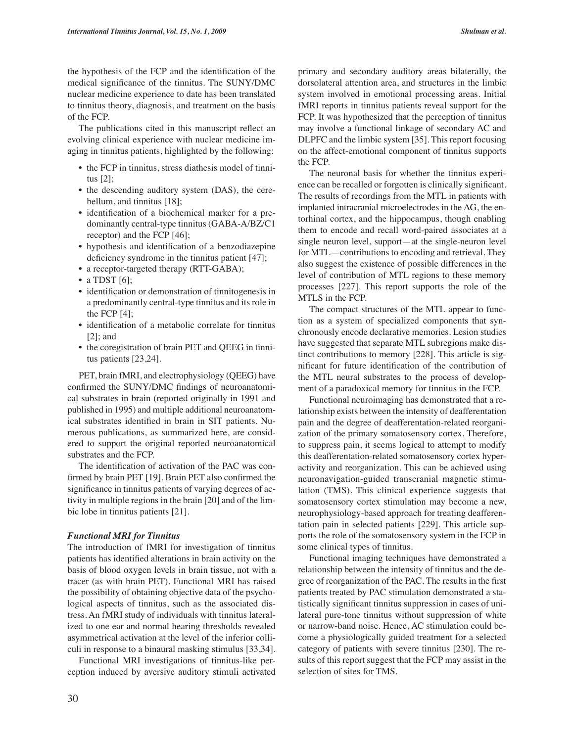the hypothesis of the FCP and the identification of the medical significance of the tinnitus. The SUNY/DMC nuclear medicine experience to date has been translated to tinnitus theory, diagnosis, and treatment on the basis of the FCP.

The publications cited in this manuscript reflect an evolving clinical experience with nuclear medicine imaging in tinnitus patients, highlighted by the following:

- the FCP in tinnitus, stress diathesis model of tinnitus [2];
- the descending auditory system (DAS), the cerebellum, and tinnitus [18];
- identification of a biochemical marker for a predominantly central-type tinnitus (GABA-A/BZ/C1 receptor) and the FCP [46];
- hypothesis and identification of a benzodiazepine deficiency syndrome in the tinnitus patient [47];
- a receptor-targeted therapy (RTT-GABA);
- a TDST [6];
- identification or demonstration of tinnitogenesis in a predominantly central-type tinnitus and its role in the FCP [4];
- identification of a metabolic correlate for tinnitus [2]; and
- the coregistration of brain PET and QEEG in tinnitus patients [23,24].

PET, brain fMRI, and electrophysiology (QEEG) have confirmed the SUNY/DMC findings of neuroanatomical substrates in brain (reported originally in 1991 and published in 1995) and multiple additional neuroanatomical substrates identified in brain in SIT patients. Numerous publications, as summarized here, are considered to support the original reported neuroanatomical substrates and the FCP.

The identification of activation of the PAC was confirmed by brain PET [19]. Brain PET also confirmed the significance in tinnitus patients of varying degrees of activity in multiple regions in the brain [20] and of the limbic lobe in tinnitus patients [21].

### *Functional MRI for Tinnitus*

The introduction of fMRI for investigation of tinnitus patients has identified alterations in brain activity on the basis of blood oxygen levels in brain tissue, not with a tracer (as with brain PET). Functional MRI has raised the possibility of obtaining objective data of the psychological aspects of tinnitus, such as the associated distress. An fMRI study of individuals with tinnitus lateralized to one ear and normal hearing thresholds revealed asymmetrical activation at the level of the inferior colliculi in response to a binaural masking stimulus [33,34].

Functional MRI investigations of tinnitus-like perception induced by aversive auditory stimuli activated primary and secondary auditory areas bilaterally, the dorsolateral attention area, and structures in the limbic system involved in emotional processing areas. Initial fMRI reports in tinnitus patients reveal support for the FCP. It was hypothesized that the perception of tinnitus may involve a functional linkage of secondary AC and DLPFC and the limbic system [35]. This report focusing on the affect-emotional component of tinnitus supports the FCP.

The neuronal basis for whether the tinnitus experience can be recalled or forgotten is clinically significant. The results of recordings from the MTL in patients with implanted intracranial microelectrodes in the AG, the entorhinal cortex, and the hippocampus, though enabling them to encode and recall word-paired associates at a single neuron level, support—at the single-neuron level for MTL—contributions to encoding and retrieval. They also suggest the existence of possible differences in the level of contribution of MTL regions to these memory processes [227]. This report supports the role of the MTLS in the FCP.

The compact structures of the MTL appear to function as a system of specialized components that synchronously encode declarative memories. Lesion studies have suggested that separate MTL subregions make distinct contributions to memory [228]. This article is significant for future identification of the contribution of the MTL neural substrates to the process of development of a paradoxical memory for tinnitus in the FCP.

Functional neuroimaging has demonstrated that a relationship exists between the intensity of deafferentation pain and the degree of deafferentation-related reorganization of the primary somatosensory cortex. Therefore, to suppress pain, it seems logical to attempt to modify this deafferentation-related somatosensory cortex hyperactivity and reorganization. This can be achieved using neuronavigation-guided transcranial magnetic stimulation (TMS). This clinical experience suggests that somatosensory cortex stimulation may become a new, neurophysiology-based approach for treating deafferentation pain in selected patients [229]. This article supports the role of the somatosensory system in the FCP in some clinical types of tinnitus.

Functional imaging techniques have demonstrated a relationship between the intensity of tinnitus and the degree of reorganization of the PAC. The results in the first patients treated by PAC stimulation demonstrated a statistically significant tinnitus suppression in cases of unilateral pure-tone tinnitus without suppression of white or narrow-band noise. Hence, AC stimulation could become a physiologically guided treatment for a selected category of patients with severe tinnitus [230]. The results of this report suggest that the FCP may assist in the selection of sites for TMS.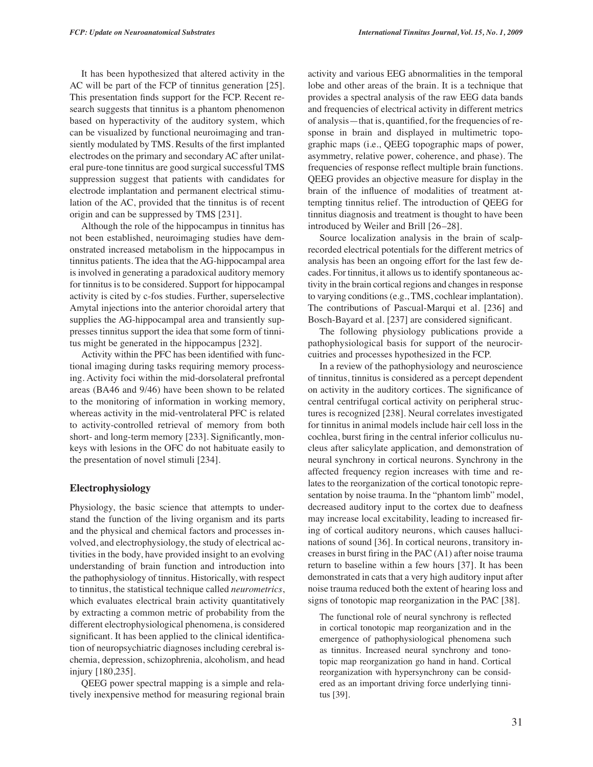It has been hypothesized that altered activity in the AC will be part of the FCP of tinnitus generation [25]. This presentation finds support for the FCP. Recent research suggests that tinnitus is a phantom phenomenon based on hyperactivity of the auditory system, which can be visualized by functional neuroimaging and transiently modulated by TMS. Results of the first implanted electrodes on the primary and secondary AC after unilateral pure-tone tinnitus are good surgical successful TMS suppression suggest that patients with candidates for electrode implantation and permanent electrical stimulation of the AC, provided that the tinnitus is of recent origin and can be suppressed by TMS [231].

Although the role of the hippocampus in tinnitus has not been established, neuroimaging studies have demonstrated increased metabolism in the hippocampus in tinnitus patients. The idea that the AG-hippocampal area is involved in generating a paradoxical auditory memory for tinnitus is to be considered. Support for hippocampal activity is cited by c-fos studies. Further, superselective Amytal injections into the anterior choroidal artery that supplies the AG-hippocampal area and transiently suppresses tinnitus support the idea that some form of tinnitus might be generated in the hippocampus [232].

Activity within the PFC has been identified with functional imaging during tasks requiring memory processing. Activity foci within the mid-dorsolateral prefrontal areas (BA46 and 9/46) have been shown to be related to the monitoring of information in working memory, whereas activity in the mid-ventrolateral PFC is related to activity-controlled retrieval of memory from both short- and long-term memory [233]. Significantly, monkeys with lesions in the OFC do not habituate easily to the presentation of novel stimuli [234].

## Electrophysiology

Physiology, the basic science that attempts to understand the function of the living organism and its parts and the physical and chemical factors and processes involved, and electrophysiology, the study of electrical activities in the body, have provided insight to an evolving understanding of brain function and introduction into the pathophysiology of tinnitus. Historically, with respect to tinnitus, the statistical technique called *neurometrics*, which evaluates electrical brain activity quantitatively by extracting a common metric of probability from the different electrophysiological phenomena, is considered significant. It has been applied to the clinical identification of neuropsychiatric diagnoses including cerebral ischemia, depression, schizophrenia, alcoholism, and head injury [180,235].

QEEG power spectral mapping is a simple and relatively inexpensive method for measuring regional brain activity and various EEG abnormalities in the temporal lobe and other areas of the brain. It is a technique that provides a spectral analysis of the raw EEG data bands and frequencies of electrical activity in different metrics of analysis—that is, quantified, for the frequencies of response in brain and displayed in multimetric topographic maps (i.e., QEEG topographic maps of power, asymmetry, relative power, coherence, and phase). The frequencies of response reflect multiple brain functions. QEEG provides an objective measure for display in the brain of the influence of modalities of treatment attempting tinnitus relief. The introduction of QEEG for tinnitus diagnosis and treatment is thought to have been introduced by Weiler and Brill [26–28].

Source localization analysis in the brain of scalp-recorded electrical potentials for the different metrics of analysis has been an ongoing effort for the last few decades. For tinnitus, it allows us to identify spontaneous activity in the brain cortical regions and changes in response to varying conditions (e.g., TMS, cochlear implantation). The contributions of Pascual-Marqui et al. [236] and Bosch-Bayard et al. [237] are considered significant.

The following physiology publications provide a pathophysiological basis for support of the neurocircuitries and processes hypothesized in the FCP.

In a review of the pathophysiology and neuroscience of tinnitus, tinnitus is considered as a percept dependent on activity in the auditory cortices. The significance of central centrifugal cortical activity on peripheral structures is recognized [238]. Neural correlates investigated for tinnitus in animal models include hair cell loss in the cochlea, burst firing in the central inferior colliculus nucleus after salicylate application, and demonstration of neural synchrony in cortical neurons. Synchrony in the affected frequency region increases with time and relates to the reorganization of the cortical tonotopic representation by noise trauma. In the "phantom limb" model, decreased auditory input to the cortex due to deafness may increase local excitability, leading to increased firing of cortical auditory neurons, which causes hallucinations of sound [36]. In cortical neurons, transitory increases in burst firing in the PAC (A1) after noise trauma return to baseline within a few hours [37]. It has been demonstrated in cats that a very high auditory input after noise trauma reduced both the extent of hearing loss and signs of tonotopic map reorganization in the PAC [38].

> The functional role of neural synchrony is reflected in cortical tonotopic map reorganization and in the emergence of pathophysiological phenomena such as tinnitus. Increased neural synchrony and tonotopic map reorganization go hand in hand. Cortical reorganization with hypersynchrony can be considered as an important driving force underlying tinnitus [39].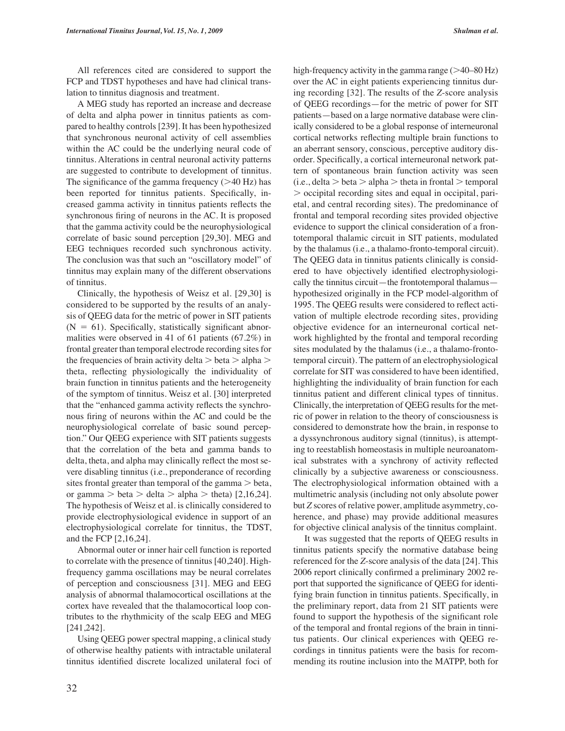All references cited are considered to support the FCP and TDST hypotheses and have had clinical translation to tinnitus diagnosis and treatment.

A MEG study has reported an increase and decrease of delta and alpha power in tinnitus patients as compared to healthy controls [239]. It has been hypothesized that synchronous neuronal activity of cell assemblies within the AC could be the underlying neural code of tinnitus. Alterations in central neuronal activity patterns are suggested to contribute to development of tinnitus. The significance of the gamma frequency (>40 Hz) has been reported for tinnitus patients. Specifically, increased gamma activity in tinnitus patients reflects the synchronous firing of neurons in the AC. It is proposed that the gamma activity could be the neurophysiological correlate of basic sound perception [29,30]. MEG and EEG techniques recorded such synchronous activity. The conclusion was that such an "oscillatory model" of tinnitus may explain many of the different observations of tinnitus.

Clinically, the hypothesis of Weisz et al. [29,30] is considered to be supported by the results of an analysis of QEEG data for the metric of power in SIT patients (N = 61). Specifically, statistically significant abnormalities were observed in 41 of 61 patients (67.2%) in frontal greater than temporal electrode recording sites for the frequencies of brain activity delta > beta > alpha > theta, reflecting physiologically the individuality of brain function in tinnitus patients and the heterogeneity of the symptom of tinnitus. Weisz et al. [30] interpreted that the "enhanced gamma activity reflects the synchronous firing of neurons within the AC and could be the neurophysiological correlate of basic sound perception." Our QEEG experience with SIT patients suggests that the correlation of the beta and gamma bands to delta, theta, and alpha may clinically reflect the most severe disabling tinnitus (i.e., preponderance of recording sites frontal greater than temporal of the gamma > beta, or gamma > beta > delta > alpha > theta) [2,16,24]. The hypothesis of Weisz et al. is clinically considered to provide electrophysiological evidence in support of an electrophysiological correlate for tinnitus, the TDST, and the FCP [2,16,24].

Abnormal outer or inner hair cell function is reported to correlate with the presence of tinnitus [40,240]. High-frequency gamma oscillations may be neural correlates of perception and consciousness [31]. MEG and EEG analysis of abnormal thalamocortical oscillations at the cortex have revealed that the thalamocortical loop contributes to the rhythmicity of the scalp EEG and MEG [241,242].

Using QEEG power spectral mapping, a clinical study of otherwise healthy patients with intractable unilateral tinnitus identified discrete localized unilateral foci of high-frequency activity in the gamma range (>40–80 Hz) over the AC in eight patients experiencing tinnitus during recording [32]. The results of the *Z*-score analysis of QEEG recordings—for the metric of power for SIT patients—based on a large normative database were clinically considered to be a global response of interneuronal cortical networks reflecting multiple brain functions to an aberrant sensory, conscious, perceptive auditory disorder. Specifically, a cortical interneuronal network pattern of spontaneous brain function activity was seen (i.e., delta > beta > alpha > theta in frontal > temporal > occipital recording sites and equal in occipital, parietal, and central recording sites). The predominance of frontal and temporal recording sites provided objective evidence to support the clinical consideration of a frontotemporal thalamic circuit in SIT patients, modulated by the thalamus (i.e., a thalamo-fronto-temporal circuit). The QEEG data in tinnitus patients clinically is considered to have objectively identified electrophysiologically the tinnitus circuit—the frontotemporal thalamus—hypothesized originally in the FCP model-algorithm of 1995. The QEEG results were considered to reflect activation of multiple electrode recording sites, providing objective evidence for an interneuronal cortical network highlighted by the frontal and temporal recording sites modulated by the thalamus (i.e., a thalamo-frontotemporal circuit). The pattern of an electrophysiological correlate for SIT was considered to have been identified, highlighting the individuality of brain function for each tinnitus patient and different clinical types of tinnitus. Clinically, the interpretation of QEEG results for the metric of power in relation to the theory of consciousness is considered to demonstrate how the brain, in response to a dyssynchronous auditory signal (tinnitus), is attempting to reestablish homeostasis in multiple neuroanatomical substrates with a synchrony of activity reflected clinically by a subjective awareness or consciousness. The electrophysiological information obtained with a multimetric analysis (including not only absolute power but *Z* scores of relative power, amplitude asymmetry, coherence, and phase) may provide additional measures for objective clinical analysis of the tinnitus complaint.

It was suggested that the reports of QEEG results in tinnitus patients specify the normative database being referenced for the *Z*-score analysis of the data [24]. This 2006 report clinically confirmed a preliminary 2002 report that supported the significance of QEEG for identifying brain function in tinnitus patients. Specifically, in the preliminary report, data from 21 SIT patients were found to support the hypothesis of the significant role of the temporal and frontal regions of the brain in tinnitus patients. Our clinical experiences with QEEG recordings in tinnitus patients were the basis for recommending its routine inclusion into the MATPP, both for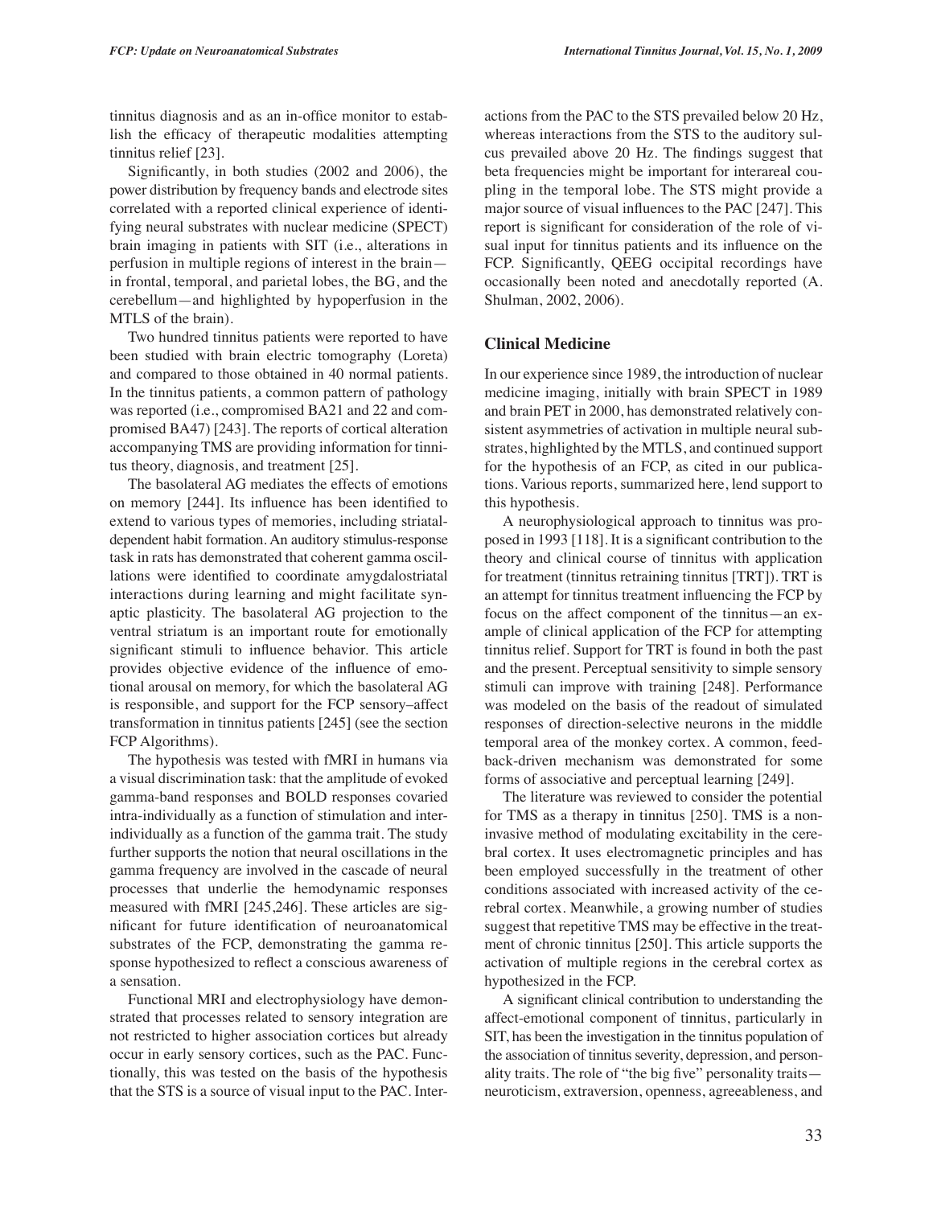tinnitus diagnosis and as an in-office monitor to establish the efficacy of therapeutic modalities attempting tinnitus relief [23].

Significantly, in both studies (2002 and 2006), the power distribution by frequency bands and electrode sites correlated with a reported clinical experience of identifying neural substrates with nuclear medicine (SPECT) brain imaging in patients with SIT (i.e., alterations in perfusion in multiple regions of interest in the brain—in frontal, temporal, and parietal lobes, the BG, and the cerebellum—and highlighted by hypoperfusion in the MTLS of the brain).

Two hundred tinnitus patients were reported to have been studied with brain electric tomography (Loreta) and compared to those obtained in 40 normal patients. In the tinnitus patients, a common pattern of pathology was reported (i.e., compromised BA21 and 22 and compromised BA47) [243]. The reports of cortical alteration accompanying TMS are providing information for tinnitus theory, diagnosis, and treatment [25].

The basolateral AG mediates the effects of emotions on memory [244]. Its influence has been identified to extend to various types of memories, including striatal-dependent habit formation. An auditory stimulus-response task in rats has demonstrated that coherent gamma oscillations were identified to coordinate amygdalostriatal interactions during learning and might facilitate synaptic plasticity. The basolateral AG projection to the ventral striatum is an important route for emotionally significant stimuli to influence behavior. This article provides objective evidence of the influence of emotional arousal on memory, for which the basolateral AG is responsible, and support for the FCP sensory–affect transformation in tinnitus patients [245] (see the section FCP Algorithms).

The hypothesis was tested with fMRI in humans via a visual discrimination task: that the amplitude of evoked gamma-band responses and BOLD responses covaried intra-individually as a function of stimulation and inter-individually as a function of the gamma trait. The study further supports the notion that neural oscillations in the gamma frequency are involved in the cascade of neural processes that underlie the hemodynamic responses measured with fMRI [245,246]. These articles are significant for future identification of neuroanatomical substrates of the FCP, demonstrating the gamma response hypothesized to reflect a conscious awareness of a sensation.

Functional MRI and electrophysiology have demonstrated that processes related to sensory integration are not restricted to higher association cortices but already occur in early sensory cortices, such as the PAC. Functionally, this was tested on the basis of the hypothesis that the STS is a source of visual input to the PAC. Interactions from the PAC to the STS prevailed below 20 Hz, whereas interactions from the STS to the auditory sulcus prevailed above 20 Hz. The findings suggest that beta frequencies might be important for interareal coupling in the temporal lobe. The STS might provide a major source of visual influences to the PAC [247]. This report is significant for consideration of the role of visual input for tinnitus patients and its influence on the FCP. Significantly, QEEG occipital recordings have occasionally been noted and anecdotally reported (A. Shulman, 2002, 2006).

## Clinical Medicine

In our experience since 1989, the introduction of nuclear medicine imaging, initially with brain SPECT in 1989 and brain PET in 2000, has demonstrated relatively consistent asymmetries of activation in multiple neural substrates, highlighted by the MTLS, and continued support for the hypothesis of an FCP, as cited in our publications. Various reports, summarized here, lend support to this hypothesis.

A neurophysiological approach to tinnitus was proposed in 1993 [118]. It is a significant contribution to the theory and clinical course of tinnitus with application for treatment (tinnitus retraining tinnitus [TRT]). TRT is an attempt for tinnitus treatment influencing the FCP by focus on the affect component of the tinnitus—an example of clinical application of the FCP for attempting tinnitus relief. Support for TRT is found in both the past and the present. Perceptual sensitivity to simple sensory stimuli can improve with training [248]. Performance was modeled on the basis of the readout of simulated responses of direction-selective neurons in the middle temporal area of the monkey cortex. A common, feedback-driven mechanism was demonstrated for some forms of associative and perceptual learning [249].

The literature was reviewed to consider the potential for TMS as a therapy in tinnitus [250]. TMS is a noninvasive method of modulating excitability in the cerebral cortex. It uses electromagnetic principles and has been employed successfully in the treatment of other conditions associated with increased activity of the cerebral cortex. Meanwhile, a growing number of studies suggest that repetitive TMS may be effective in the treatment of chronic tinnitus [250]. This article supports the activation of multiple regions in the cerebral cortex as hypothesized in the FCP.

A significant clinical contribution to understanding the affect-emotional component of tinnitus, particularly in SIT, has been the investigation in the tinnitus population of the association of tinnitus severity, depression, and personality traits. The role of "the big five" personality traits—neuroticism, extraversion, openness, agreeableness, and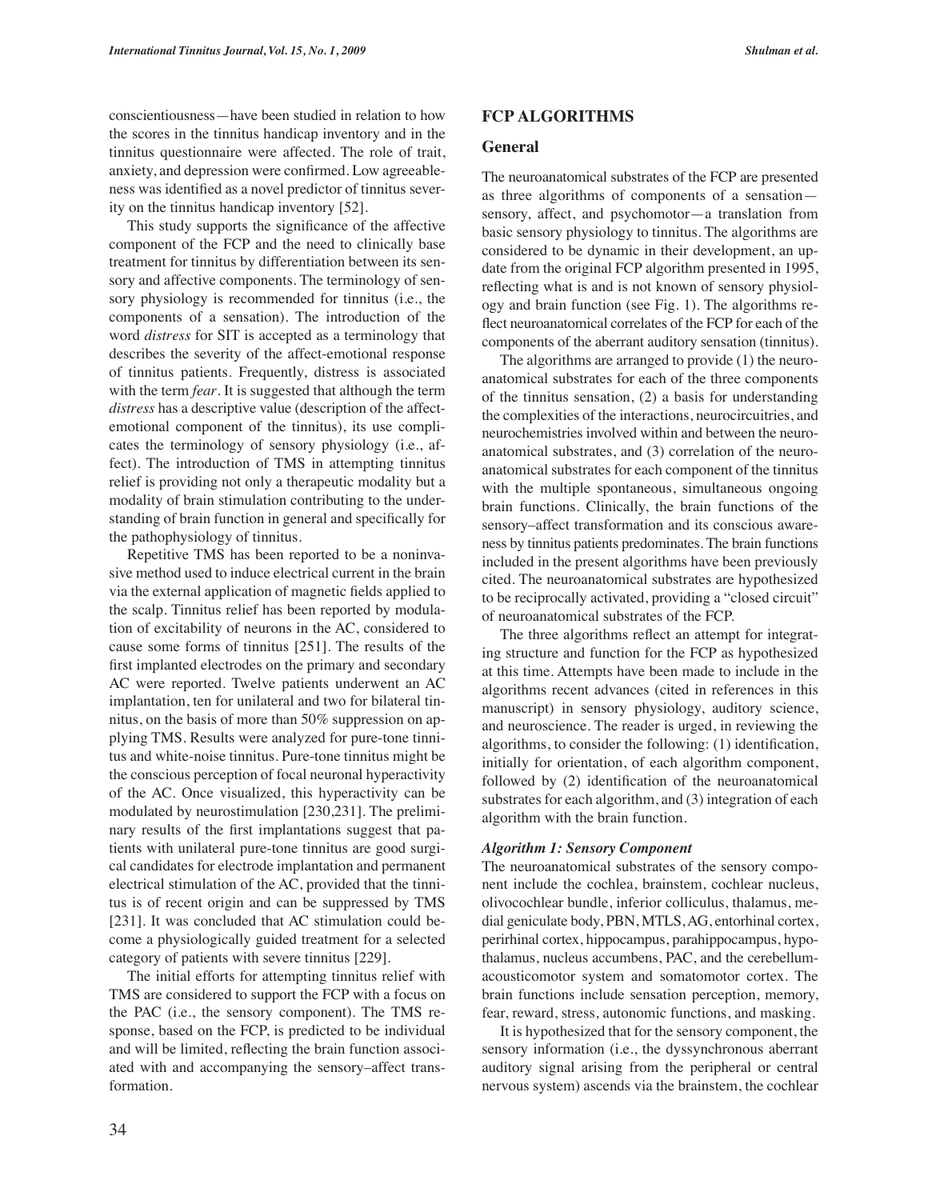conscientiousness—have been studied in relation to how the scores in the tinnitus handicap inventory and in the tinnitus questionnaire were affected. The role of trait, anxiety, and depression were confirmed. Low agreeableness was identified as a novel predictor of tinnitus severity on the tinnitus handicap inventory [52].

This study supports the significance of the affective component of the FCP and the need to clinically base treatment for tinnitus by differentiation between its sensory and affective components. The terminology of sensory physiology is recommended for tinnitus (i.e., the components of a sensation). The introduction of the word *distress* for SIT is accepted as a terminology that describes the severity of the affect-emotional response of tinnitus patients. Frequently, distress is associated with the term *fear*. It is suggested that although the term *distress* has a descriptive value (description of the affect-emotional component of the tinnitus), its use complicates the terminology of sensory physiology (i.e., affect). The introduction of TMS in attempting tinnitus relief is providing not only a therapeutic modality but a modality of brain stimulation contributing to the understanding of brain function in general and specifically for the pathophysiology of tinnitus.

Repetitive TMS has been reported to be a noninvasive method used to induce electrical current in the brain via the external application of magnetic fields applied to the scalp. Tinnitus relief has been reported by modulation of excitability of neurons in the AC, considered to cause some forms of tinnitus [251]. The results of the first implanted electrodes on the primary and secondary AC were reported. Twelve patients underwent an AC implantation, ten for unilateral and two for bilateral tinnitus, on the basis of more than 50% suppression on applying TMS. Results were analyzed for pure-tone tinnitus and white-noise tinnitus. Pure-tone tinnitus might be the conscious perception of focal neuronal hyperactivity of the AC. Once visualized, this hyperactivity can be modulated by neurostimulation [230,231]. The preliminary results of the first implantations suggest that patients with unilateral pure-tone tinnitus are good surgical candidates for electrode implantation and permanent electrical stimulation of the AC, provided that the tinnitus is of recent origin and can be suppressed by TMS [231]. It was concluded that AC stimulation could become a physiologically guided treatment for a selected category of patients with severe tinnitus [229].

The initial efforts for attempting tinnitus relief with TMS are considered to support the FCP with a focus on the PAC (i.e., the sensory component). The TMS response, based on the FCP, is predicted to be individual and will be limited, reflecting the brain function associated with and accompanying the sensory–affect transformation.

## FCP ALGORITHMS

### General

The neuroanatomical substrates of the FCP are presented as three algorithms of components of a sensation—sensory, affect, and psychomotor—a translation from basic sensory physiology to tinnitus. The algorithms are considered to be dynamic in their development, an update from the original FCP algorithm presented in 1995, reflecting what is and is not known of sensory physiology and brain function (see Fig. 1). The algorithms reflect neuroanatomical correlates of the FCP for each of the components of the aberrant auditory sensation (tinnitus).

The algorithms are arranged to provide (1) the neuroanatomical substrates for each of the three components of the tinnitus sensation, (2) a basis for understanding the complexities of the interactions, neurocircuitries, and neurochemistries involved within and between the neuroanatomical substrates, and (3) correlation of the neuroanatomical substrates for each component of the tinnitus with the multiple spontaneous, simultaneous ongoing brain functions. Clinically, the brain functions of the sensory–affect transformation and its conscious awareness by tinnitus patients predominates. The brain functions included in the present algorithms have been previously cited. The neuroanatomical substrates are hypothesized to be reciprocally activated, providing a "closed circuit" of neuroanatomical substrates of the FCP.

The three algorithms reflect an attempt for integrating structure and function for the FCP as hypothesized at this time. Attempts have been made to include in the algorithms recent advances (cited in references in this manuscript) in sensory physiology, auditory science, and neuroscience. The reader is urged, in reviewing the algorithms, to consider the following: (1) identification, initially for orientation, of each algorithm component, followed by (2) identification of the neuroanatomical substrates for each algorithm, and (3) integration of each algorithm with the brain function.

#### *Algorithm 1: Sensory Component*

The neuroanatomical substrates of the sensory component include the cochlea, brainstem, cochlear nucleus, olivocochlear bundle, inferior colliculus, thalamus, medial geniculate body, PBN, MTLS, AG, entorhinal cortex, perirhinal cortex, hippocampus, parahippocampus, hypothalamus, nucleus accumbens, PAC, and the cerebellum-acousticomotor system and somatomotor cortex. The brain functions include sensation perception, memory, fear, reward, stress, autonomic functions, and masking.

It is hypothesized that for the sensory component, the sensory information (i.e., the dyssynchronous aberrant auditory signal arising from the peripheral or central nervous system) ascends via the brainstem, the cochlear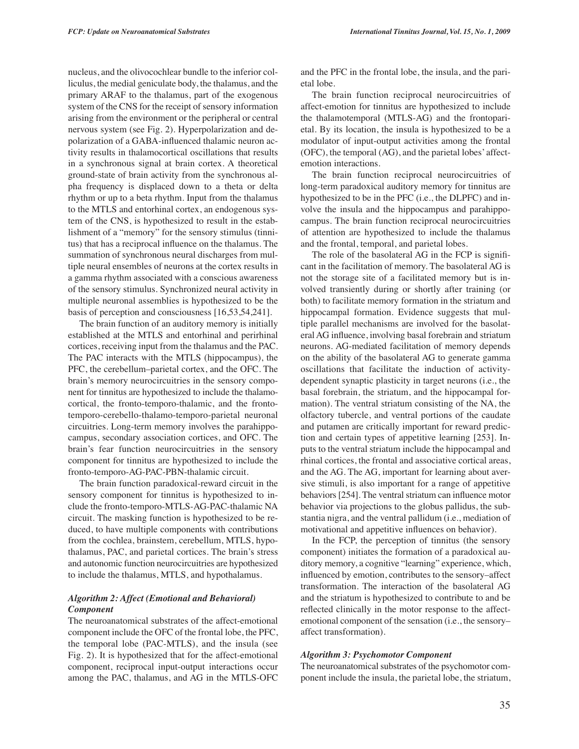nucleus, and the olivocochlear bundle to the inferior colliculus, the medial geniculate body, the thalamus, and the primary ARAF to the thalamus, part of the exogenous system of the CNS for the receipt of sensory information arising from the environment or the peripheral or central nervous system (see Fig. 2). Hyperpolarization and depolarization of a GABA-influenced thalamic neuron activity results in thalamocortical oscillations that results in a synchronous signal at brain cortex. A theoretical ground-state of brain activity from the synchronous alpha frequency is displaced down to a theta or delta rhythm or up to a beta rhythm. Input from the thalamus to the MTLS and entorhinal cortex, an endogenous system of the CNS, is hypothesized to result in the establishment of a "memory" for the sensory stimulus (tinnitus) that has a reciprocal influence on the thalamus. The summation of synchronous neural discharges from multiple neural ensembles of neurons at the cortex results in a gamma rhythm associated with a conscious awareness of the sensory stimulus. Synchronized neural activity in multiple neuronal assemblies is hypothesized to be the basis of perception and consciousness [16,53,54,241].

The brain function of an auditory memory is initially established at the MTLS and entorhinal and perirhinal cortices, receiving input from the thalamus and the PAC. The PAC interacts with the MTLS (hippocampus), the PFC, the cerebellum–parietal cortex, and the OFC. The brain's memory neurocircuitries in the sensory component for tinnitus are hypothesized to include the thalamocortical, the fronto-temporo-thalamic, and the fronto-temporo-cerebello-thalamo-temporo-parietal neuronal circuitries. Long-term memory involves the parahippocampus, secondary association cortices, and OFC. The brain's fear function neurocircuitries in the sensory component for tinnitus are hypothesized to include the fronto-temporo-AG-PAC-PBN-thalamic circuit.

The brain function paradoxical-reward circuit in the sensory component for tinnitus is hypothesized to include the fronto-temporo-MTLS-AG-PAC-thalamic NA circuit. The masking function is hypothesized to be reduced, to have multiple components with contributions from the cochlea, brainstem, cerebellum, MTLS, hypothalamus, PAC, and parietal cortices. The brain's stress and autonomic function neurocircuitries are hypothesized to include the thalamus, MTLS, and hypothalamus.

### *Algorithm 2: Affect (Emotional and Behavioral) Component*

The neuroanatomical substrates of the affect-emotional component include the OFC of the frontal lobe, the PFC, the temporal lobe (PAC-MTLS), and the insula (see Fig. 2). It is hypothesized that for the affect-emotional component, reciprocal input-output interactions occur among the PAC, thalamus, and AG in the MTLS-OFC and the PFC in the frontal lobe, the insula, and the parietal lobe.

The brain function reciprocal neurocircuitries of affect-emotion for tinnitus are hypothesized to include the thalamotemporal (MTLS-AG) and the frontoparietal. By its location, the insula is hypothesized to be a modulator of input-output activities among the frontal (OFC), the temporal (AG), and the parietal lobes' affect-emotion interactions.

The brain function reciprocal neurocircuitries of long-term paradoxical auditory memory for tinnitus are hypothesized to be in the PFC (i.e., the DLPFC) and involve the insula and the hippocampus and parahippocampus. The brain function reciprocal neurocircuitries of attention are hypothesized to include the thalamus and the frontal, temporal, and parietal lobes.

The role of the basolateral AG in the FCP is significant in the facilitation of memory. The basolateral AG is not the storage site of a facilitated memory but is involved transiently during or shortly after training (or both) to facilitate memory formation in the striatum and hippocampal formation. Evidence suggests that multiple parallel mechanisms are involved for the basolateral AG influence, involving basal forebrain and striatum neurons. AG-mediated facilitation of memory depends on the ability of the basolateral AG to generate gamma oscillations that facilitate the induction of activity-dependent synaptic plasticity in target neurons (i.e., the basal forebrain, the striatum, and the hippocampal formation). The ventral striatum consisting of the NA, the olfactory tubercle, and ventral portions of the caudate and putamen are critically important for reward prediction and certain types of appetitive learning [253]. Inputs to the ventral striatum include the hippocampal and rhinal cortices, the frontal and associative cortical areas, and the AG. The AG, important for learning about aversive stimuli, is also important for a range of appetitive behaviors [254]. The ventral striatum can influence motor behavior via projections to the globus pallidus, the substantia nigra, and the ventral pallidum (i.e., mediation of motivational and appetitive influences on behavior).

In the FCP, the perception of tinnitus (the sensory component) initiates the formation of a paradoxical auditory memory, a cognitive "learning" experience, which, influenced by emotion, contributes to the sensory–affect transformation. The interaction of the basolateral AG and the striatum is hypothesized to contribute to and be reflected clinically in the motor response to the affect-emotional component of the sensation (i.e., the sensory–affect transformation).

### *Algorithm 3: Psychomotor Component*

The neuroanatomical substrates of the psychomotor component include the insula, the parietal lobe, the striatum,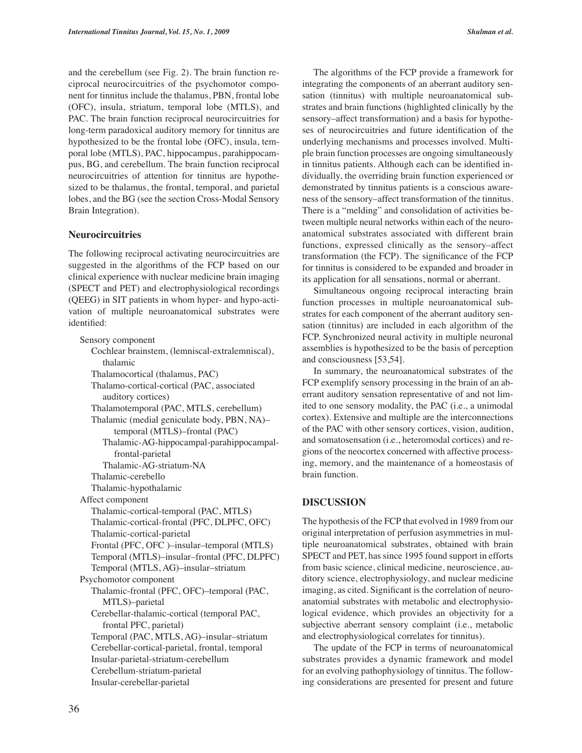and the cerebellum (see Fig. 2). The brain function reciprocal neurocircuitries of the psychomotor component for tinnitus include the thalamus, PBN, frontal lobe (OFC), insula, striatum, temporal lobe (MTLS), and PAC. The brain function reciprocal neurocircuitries for long-term paradoxical auditory memory for tinnitus are hypothesized to be the frontal lobe (OFC), insula, temporal lobe (MTLS), PAC, hippocampus, parahippocampus, BG, and cerebellum. The brain function reciprocal neurocircuitries of attention for tinnitus are hypothesized to be thalamus, the frontal, temporal, and parietal lobes, and the BG (see the section Cross-Modal Sensory Brain Integration).

## Neurocircuitries

The following reciprocal activating neurocircuitries are suggested in the algorithms of the FCP based on our clinical experience with nuclear medicine brain imaging (SPECT and PET) and electrophysiological recordings (QEEG) in SIT patients in whom hyper- and hypo-activation of multiple neuroanatomical substrates were identified:

- Sensory component
  - Cochlear brainstem, (lemniscal-extralemniscal), thalamic
  - Thalamocortical (thalamus, PAC)
  - Thalamo-cortical-cortical (PAC, associated auditory cortices)
  - Thalamotemporal (PAC, MTLS, cerebellum)
  - Thalamic (medial geniculate body, PBN, NA)–temporal (MTLS)–frontal (PAC)
    - Thalamic-AG-hippocampal-parahippocampal-frontal-parietal
    - Thalamic-AG-striatum-NA
  - Thalamic-cerebello
  - Thalamic-hypothalamic
- Affect component
  - Thalamic-cortical-temporal (PAC, MTLS)
  - Thalamic-cortical-frontal (PFC, DLPFC, OFC)
  - Thalamic-cortical-parietal
  - Frontal (PFC, OFC )–insular–temporal (MTLS)
  - Temporal (MTLS)–insular–frontal (PFC, DLPFC)
  - Temporal (MTLS, AG)–insular–striatum
- Psychomotor component
  - Thalamic-frontal (PFC, OFC)–temporal (PAC, MTLS)–parietal
  - Cerebellar-thalamic-cortical (temporal PAC, frontal PFC, parietal)
  - Temporal (PAC, MTLS, AG)–insular–striatum
  - Cerebellar-cortical-parietal, frontal, temporal
  - Insular-parietal-striatum-cerebellum
  - Cerebellum-striatum-parietal
  - Insular-cerebellar-parietal

The algorithms of the FCP provide a framework for integrating the components of an aberrant auditory sensation (tinnitus) with multiple neuroanatomical substrates and brain functions (highlighted clinically by the sensory–affect transformation) and a basis for hypotheses of neurocircuitries and future identification of the underlying mechanisms and processes involved. Multiple brain function processes are ongoing simultaneously in tinnitus patients. Although each can be identified individually, the overriding brain function experienced or demonstrated by tinnitus patients is a conscious awareness of the sensory–affect transformation of the tinnitus. There is a "melding" and consolidation of activities between multiple neural networks within each of the neuroanatomical substrates associated with different brain functions, expressed clinically as the sensory–affect transformation (the FCP). The significance of the FCP for tinnitus is considered to be expanded and broader in its application for all sensations, normal or aberrant.

Simultaneous ongoing reciprocal interacting brain function processes in multiple neuroanatomical substrates for each component of the aberrant auditory sensation (tinnitus) are included in each algorithm of the FCP. Synchronized neural activity in multiple neuronal assemblies is hypothesized to be the basis of perception and consciousness [53,54].

In summary, the neuroanatomical substrates of the FCP exemplify sensory processing in the brain of an aberrant auditory sensation representative of and not limited to one sensory modality, the PAC (i.e., a unimodal cortex). Extensive and multiple are the interconnections of the PAC with other sensory cortices, vision, audition, and somatosensation (i.e., heteromodal cortices) and regions of the neocortex concerned with affective processing, memory, and the maintenance of a homeostasis of brain function.

## DISCUSSION

The hypothesis of the FCP that evolved in 1989 from our original interpretation of perfusion asymmetries in multiple neuroanatomical substrates, obtained with brain SPECT and PET, has since 1995 found support in efforts from basic science, clinical medicine, neuroscience, auditory science, electrophysiology, and nuclear medicine imaging, as cited. Significant is the correlation of neuroanatomial substrates with metabolic and electrophysiological evidence, which provides an objectivity for a subjective aberrant sensory complaint (i.e., metabolic and electrophysiological correlates for tinnitus).

The update of the FCP in terms of neuroanatomical substrates provides a dynamic framework and model for an evolving pathophysiology of tinnitus. The following considerations are presented for present and future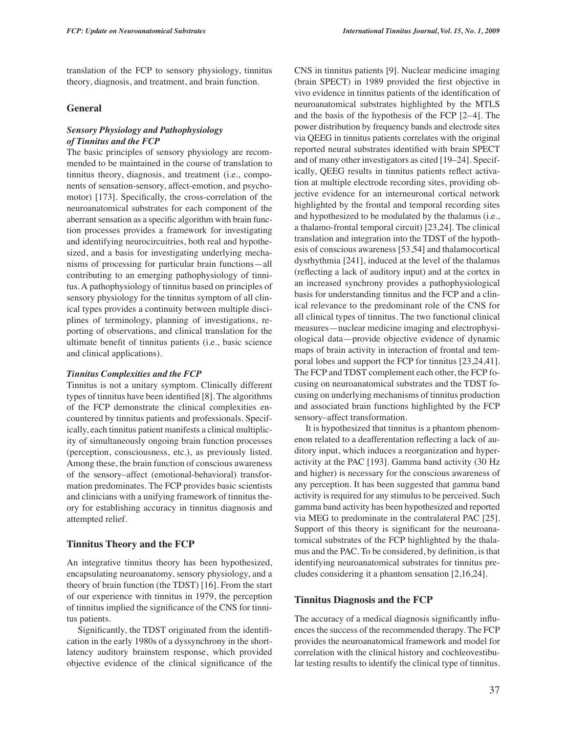translation of the FCP to sensory physiology, tinnitus theory, diagnosis, and treatment, and brain function.

## General

### *Sensory Physiology and Pathophysiology of Tinnitus and the FCP*

The basic principles of sensory physiology are recommended to be maintained in the course of translation to tinnitus theory, diagnosis, and treatment (i.e., components of sensation-sensory, affect-emotion, and psychomotor) [173]. Specifically, the cross-correlation of the neuroanatomical substrates for each component of the aberrant sensation as a specific algorithm with brain function processes provides a framework for investigating and identifying neurocircuitries, both real and hypothesized, and a basis for investigating underlying mechanisms of processing for particular brain functions—all contributing to an emerging pathophysiology of tinnitus. A pathophysiology of tinnitus based on principles of sensory physiology for the tinnitus symptom of all clinical types provides a continuity between multiple disciplines of terminology, planning of investigations, reporting of observations, and clinical translation for the ultimate benefit of tinnitus patients (i.e., basic science and clinical applications).

### *Tinnitus Complexities and the FCP*

Tinnitus is not a unitary symptom. Clinically different types of tinnitus have been identified [8]. The algorithms of the FCP demonstrate the clinical complexities encountered by tinnitus patients and professionals. Specifically, each tinnitus patient manifests a clinical multiplicity of simultaneously ongoing brain function processes (perception, consciousness, etc.), as previously listed. Among these, the brain function of conscious awareness of the sensory–affect (emotional-behavioral) transformation predominates. The FCP provides basic scientists and clinicians with a unifying framework of tinnitus theory for establishing accuracy in tinnitus diagnosis and attempted relief.

## Tinnitus Theory and the FCP

An integrative tinnitus theory has been hypothesized, encapsulating neuroanatomy, sensory physiology, and a theory of brain function (the TDST) [16]. From the start of our experience with tinnitus in 1979, the perception of tinnitus implied the significance of the CNS for tinnitus patients.

Significantly, the TDST originated from the identification in the early 1980s of a dyssynchrony in the short-latency auditory brainstem response, which provided objective evidence of the clinical significance of the CNS in tinnitus patients [9]. Nuclear medicine imaging (brain SPECT) in 1989 provided the first objective in vivo evidence in tinnitus patients of the identification of neuroanatomical substrates highlighted by the MTLS and the basis of the hypothesis of the FCP [2–4]. The power distribution by frequency bands and electrode sites via QEEG in tinnitus patients correlates with the original reported neural substrates identified with brain SPECT and of many other investigators as cited [19–24]. Specifically, QEEG results in tinnitus patients reflect activation at multiple electrode recording sites, providing objective evidence for an interneuronal cortical network highlighted by the frontal and temporal recording sites and hypothesized to be modulated by the thalamus (i.e., a thalamo-frontal temporal circuit) [23,24]. The clinical translation and integration into the TDST of the hypothesis of conscious awareness [53,54] and thalamocortical dysrhythmia [241], induced at the level of the thalamus (reflecting a lack of auditory input) and at the cortex in an increased synchrony provides a pathophysiological basis for understanding tinnitus and the FCP and a clinical relevance to the predominant role of the CNS for all clinical types of tinnitus. The two functional clinical measures—nuclear medicine imaging and electrophysiological data—provide objective evidence of dynamic maps of brain activity in interaction of frontal and temporal lobes and support the FCP for tinnitus [23,24,41]. The FCP and TDST complement each other, the FCP focusing on neuroanatomical substrates and the TDST focusing on underlying mechanisms of tinnitus production and associated brain functions highlighted by the FCP sensory–affect transformation.

It is hypothesized that tinnitus is a phantom phenomenon related to a deafferentation reflecting a lack of auditory input, which induces a reorganization and hyperactivity at the PAC [193]. Gamma band activity (30 Hz and higher) is necessary for the conscious awareness of any perception. It has been suggested that gamma band activity is required for any stimulus to be perceived. Such gamma band activity has been hypothesized and reported via MEG to predominate in the contralateral PAC [25]. Support of this theory is significant for the neuroanatomical substrates of the FCP highlighted by the thalamus and the PAC. To be considered, by definition, is that identifying neuroanatomical substrates for tinnitus precludes considering it a phantom sensation [2,16,24].

## Tinnitus Diagnosis and the FCP

The accuracy of a medical diagnosis significantly influences the success of the recommended therapy. The FCP provides the neuroanatomical framework and model for correlation with the clinical history and cochleovestibular testing results to identify the clinical type of tinnitus.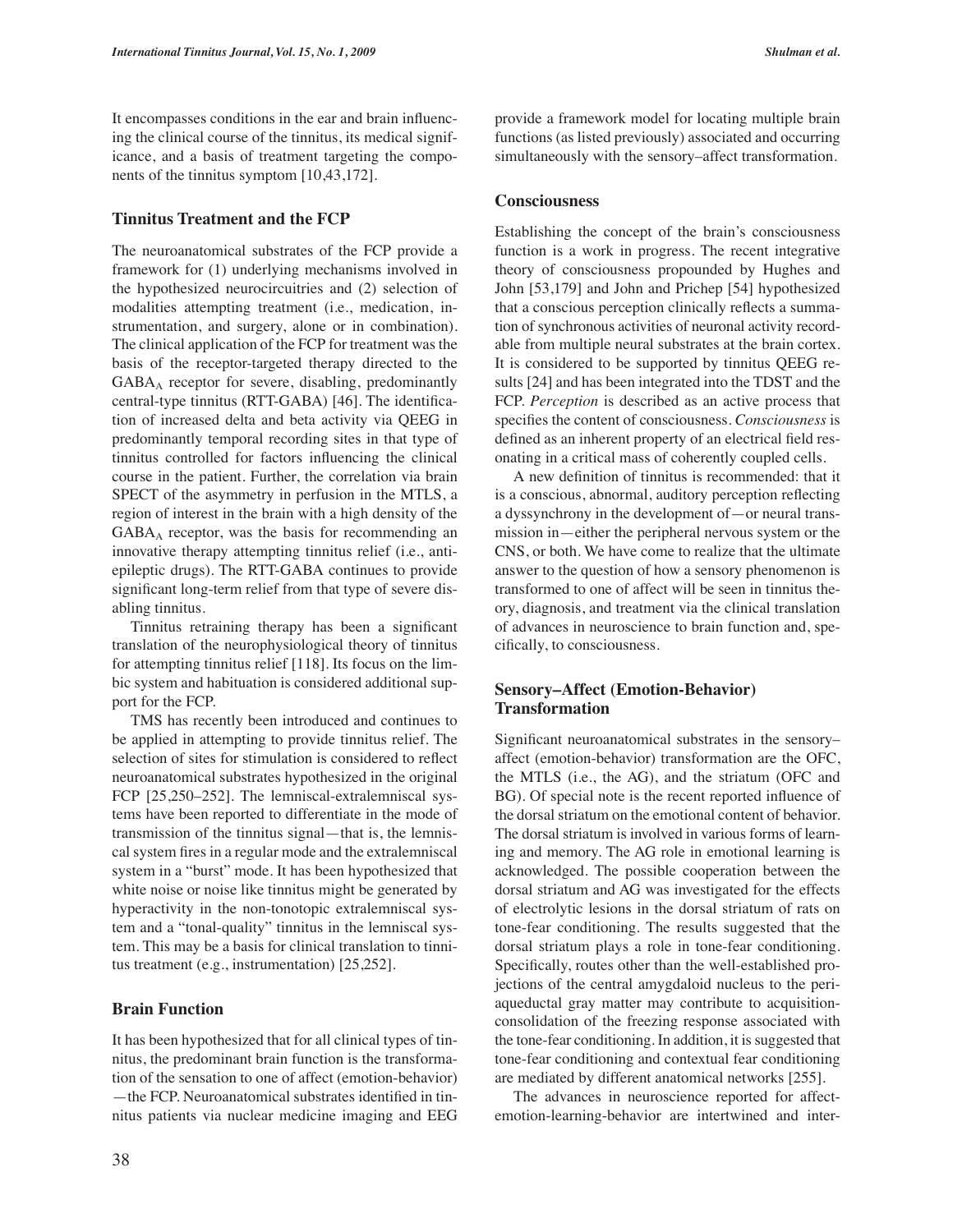It encompasses conditions in the ear and brain influencing the clinical course of the tinnitus, its medical significance, and a basis of treatment targeting the components of the tinnitus symptom [10,43,172].

## Tinnitus Treatment and the FCP

The neuroanatomical substrates of the FCP provide a framework for (1) underlying mechanisms involved in the hypothesized neurocircuitries and (2) selection of modalities attempting treatment (i.e., medication, instrumentation, and surgery, alone or in combination). The clinical application of the FCP for treatment was the basis of the receptor-targeted therapy directed to the $GABA_A$ receptor for severe, disabling, predominantly central-type tinnitus (RTT-GABA) [46]. The identification of increased delta and beta activity via QEEG in predominantly temporal recording sites in that type of tinnitus controlled for factors influencing the clinical course in the patient. Further, the correlation via brain SPECT of the asymmetry in perfusion in the MTLS, a region of interest in the brain with a high density of the $GABA_A$ receptor, was the basis for recommending an innovative therapy attempting tinnitus relief (i.e., antiepileptic drugs). The RTT-GABA continues to provide significant long-term relief from that type of severe disabling tinnitus.

Tinnitus retraining therapy has been a significant translation of the neurophysiological theory of tinnitus for attempting tinnitus relief [118]. Its focus on the limbic system and habituation is considered additional support for the FCP.

TMS has recently been introduced and continues to be applied in attempting to provide tinnitus relief. The selection of sites for stimulation is considered to reflect neuroanatomical substrates hypothesized in the original FCP [25,250–252]. The lemniscal-extralemniscal systems have been reported to differentiate in the mode of transmission of the tinnitus signal—that is, the lemniscal system fires in a regular mode and the extralemniscal system in a "burst" mode. It has been hypothesized that white noise or noise like tinnitus might be generated by hyperactivity in the non-tonotopic extralemniscal system and a "tonal-quality" tinnitus in the lemniscal system. This may be a basis for clinical translation to tinnitus treatment (e.g., instrumentation) [25,252].

## Brain Function

It has been hypothesized that for all clinical types of tinnitus, the predominant brain function is the transformation of the sensation to one of affect (emotion-behavior) —the FCP. Neuroanatomical substrates identified in tinnitus patients via nuclear medicine imaging and EEG provide a framework model for locating multiple brain functions (as listed previously) associated and occurring simultaneously with the sensory–affect transformation.

## Consciousness

Establishing the concept of the brain's consciousness function is a work in progress. The recent integrative theory of consciousness propounded by Hughes and John [53,179] and John and Prichep [54] hypothesized that a conscious perception clinically reflects a summation of synchronous activities of neuronal activity recordable from multiple neural substrates at the brain cortex. It is considered to be supported by tinnitus QEEG results [24] and has been integrated into the TDST and the FCP. *Perception* is described as an active process that specifies the content of consciousness. *Consciousness* is defined as an inherent property of an electrical field resonating in a critical mass of coherently coupled cells.

A new definition of tinnitus is recommended: that it is a conscious, abnormal, auditory perception reflecting a dyssynchrony in the development of—or neural transmission in—either the peripheral nervous system or the CNS, or both. We have come to realize that the ultimate answer to the question of how a sensory phenomenon is transformed to one of affect will be seen in tinnitus theory, diagnosis, and treatment via the clinical translation of advances in neuroscience to brain function and, specifically, to consciousness.

## Sensory–Affect (Emotion-Behavior) Transformation

Significant neuroanatomical substrates in the sensory–affect (emotion-behavior) transformation are the OFC, the MTLS (i.e., the AG), and the striatum (OFC and BG). Of special note is the recent reported influence of the dorsal striatum on the emotional content of behavior. The dorsal striatum is involved in various forms of learning and memory. The AG role in emotional learning is acknowledged. The possible cooperation between the dorsal striatum and AG was investigated for the effects of electrolytic lesions in the dorsal striatum of rats on tone-fear conditioning. The results suggested that the dorsal striatum plays a role in tone-fear conditioning. Specifically, routes other than the well-established projections of the central amygdaloid nucleus to the periaqueductal gray matter may contribute to acquisition-consolidation of the freezing response associated with the tone-fear conditioning. In addition, it is suggested that tone-fear conditioning and contextual fear conditioning are mediated by different anatomical networks [255].

The advances in neuroscience reported for affect-emotion-learning-behavior are intertwined and inter-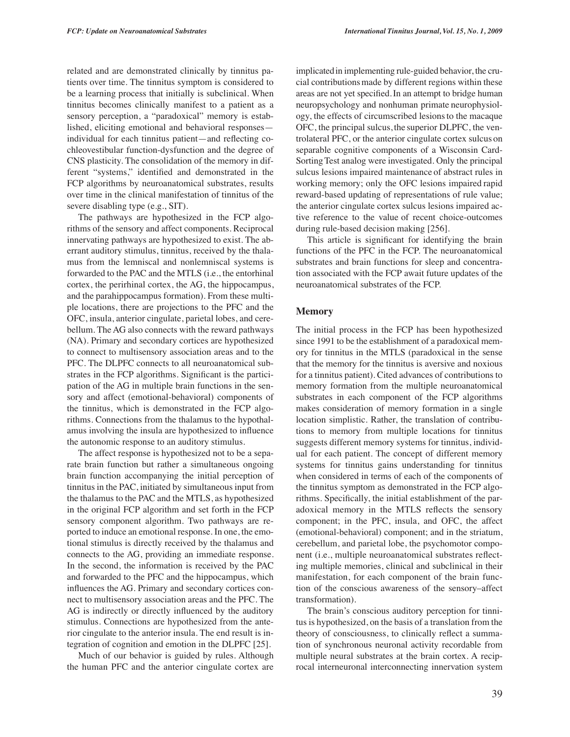related and are demonstrated clinically by tinnitus patients over time. The tinnitus symptom is considered to be a learning process that initially is subclinical. When tinnitus becomes clinically manifest to a patient as a sensory perception, a "paradoxical" memory is established, eliciting emotional and behavioral responses—individual for each tinnitus patient—and reflecting cochleovestibular function-dysfunction and the degree of CNS plasticity. The consolidation of the memory in different "systems," identified and demonstrated in the FCP algorithms by neuroanatomical substrates, results over time in the clinical manifestation of tinnitus of the severe disabling type (e.g., SIT).

The pathways are hypothesized in the FCP algorithms of the sensory and affect components. Reciprocal innervating pathways are hypothesized to exist. The aberrant auditory stimulus, tinnitus, received by the thalamus from the lemniscal and nonlemniscal systems is forwarded to the PAC and the MTLS (i.e., the entorhinal cortex, the perirhinal cortex, the AG, the hippocampus, and the parahippocampus formation). From these multiple locations, there are projections to the PFC and the OFC, insula, anterior cingulate, parietal lobes, and cerebellum. The AG also connects with the reward pathways (NA). Primary and secondary cortices are hypothesized to connect to multisensory association areas and to the PFC. The DLPFC connects to all neuroanatomical substrates in the FCP algorithms. Significant is the participation of the AG in multiple brain functions in the sensory and affect (emotional-behavioral) components of the tinnitus, which is demonstrated in the FCP algorithms. Connections from the thalamus to the hypothalamus involving the insula are hypothesized to influence the autonomic response to an auditory stimulus.

The affect response is hypothesized not to be a separate brain function but rather a simultaneous ongoing brain function accompanying the initial perception of tinnitus in the PAC, initiated by simultaneous input from the thalamus to the PAC and the MTLS, as hypothesized in the original FCP algorithm and set forth in the FCP sensory component algorithm. Two pathways are reported to induce an emotional response. In one, the emotional stimulus is directly received by the thalamus and connects to the AG, providing an immediate response. In the second, the information is received by the PAC and forwarded to the PFC and the hippocampus, which influences the AG. Primary and secondary cortices connect to multisensory association areas and the PFC. The AG is indirectly or directly influenced by the auditory stimulus. Connections are hypothesized from the anterior cingulate to the anterior insula. The end result is integration of cognition and emotion in the DLPFC [25].

Much of our behavior is guided by rules. Although the human PFC and the anterior cingulate cortex are implicated in implementing rule-guided behavior, the crucial contributions made by different regions within these areas are not yet specified. In an attempt to bridge human neuropsychology and nonhuman primate neurophysiology, the effects of circumscribed lesions to the macaque OFC, the principal sulcus, the superior DLPFC, the ventrolateral PFC, or the anterior cingulate cortex sulcus on separable cognitive components of a Wisconsin Card-Sorting Test analog were investigated. Only the principal sulcus lesions impaired maintenance of abstract rules in working memory; only the OFC lesions impaired rapid reward-based updating of representations of rule value; the anterior cingulate cortex sulcus lesions impaired active reference to the value of recent choice-outcomes during rule-based decision making [256].

This article is significant for identifying the brain functions of the PFC in the FCP. The neuroanatomical substrates and brain functions for sleep and concentration associated with the FCP await future updates of the neuroanatomical substrates of the FCP.

## Memory

The initial process in the FCP has been hypothesized since 1991 to be the establishment of a paradoxical memory for tinnitus in the MTLS (paradoxical in the sense that the memory for the tinnitus is aversive and noxious for a tinnitus patient). Cited advances of contributions to memory formation from the multiple neuroanatomical substrates in each component of the FCP algorithms makes consideration of memory formation in a single location simplistic. Rather, the translation of contributions to memory from multiple locations for tinnitus suggests different memory systems for tinnitus, individual for each patient. The concept of different memory systems for tinnitus gains understanding for tinnitus when considered in terms of each of the components of the tinnitus symptom as demonstrated in the FCP algorithms. Specifically, the initial establishment of the paradoxical memory in the MTLS reflects the sensory component; in the PFC, insula, and OFC, the affect (emotional-behavioral) component; and in the striatum, cerebellum, and parietal lobe, the psychomotor component (i.e., multiple neuroanatomical substrates reflecting multiple memories, clinical and subclinical in their manifestation, for each component of the brain function of the conscious awareness of the sensory–affect transformation).

The brain's conscious auditory perception for tinnitus is hypothesized, on the basis of a translation from the theory of consciousness, to clinically reflect a summation of synchronous neuronal activity recordable from multiple neural substrates at the brain cortex. A reciprocal interneuronal interconnecting innervation system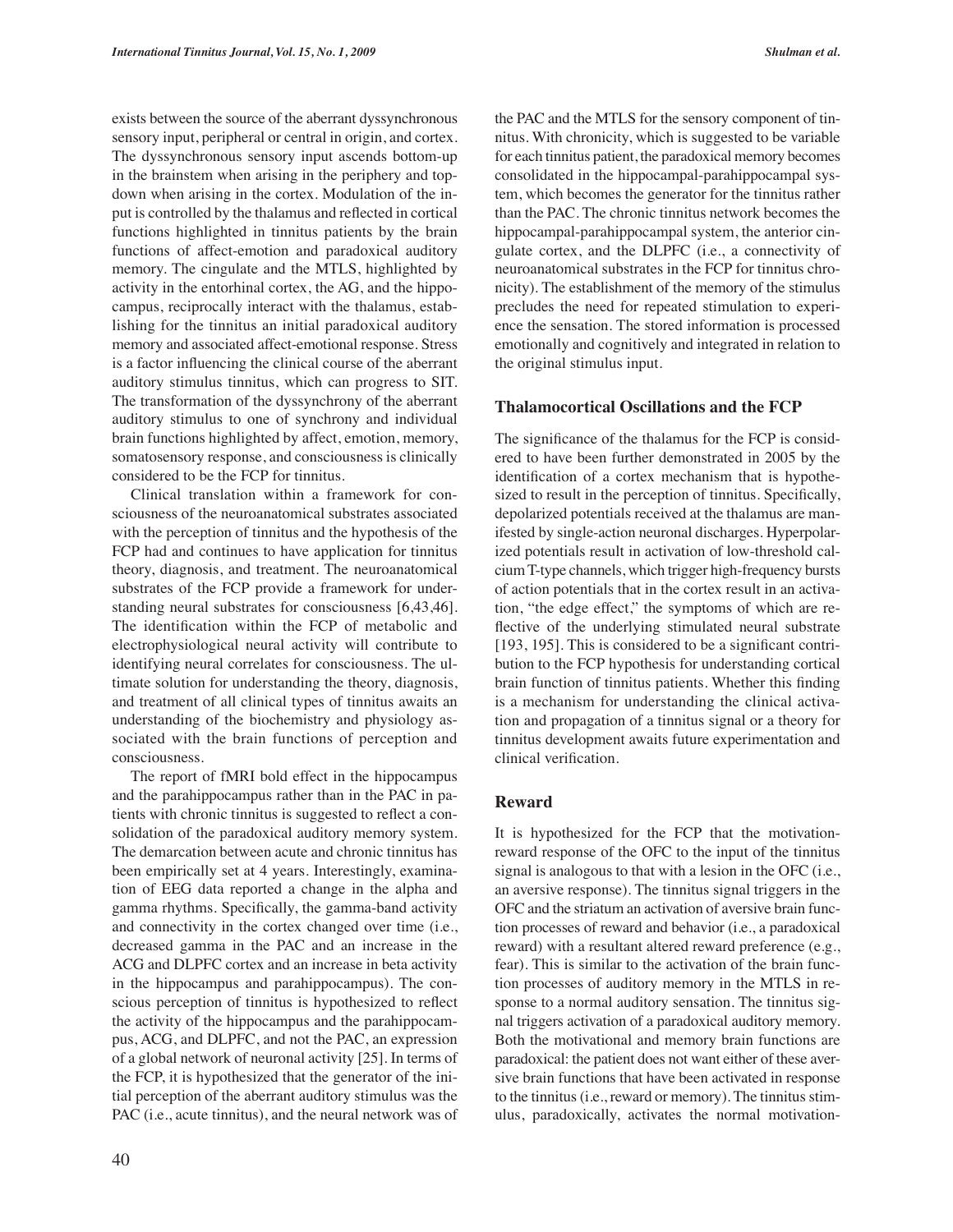exists between the source of the aberrant dyssynchronous sensory input, peripheral or central in origin, and cortex. The dyssynchronous sensory input ascends bottom-up in the brainstem when arising in the periphery and top-down when arising in the cortex. Modulation of the input is controlled by the thalamus and reflected in cortical functions highlighted in tinnitus patients by the brain functions of affect-emotion and paradoxical auditory memory. The cingulate and the MTLS, highlighted by activity in the entorhinal cortex, the AG, and the hippocampus, reciprocally interact with the thalamus, establishing for the tinnitus an initial paradoxical auditory memory and associated affect-emotional response. Stress is a factor influencing the clinical course of the aberrant auditory stimulus tinnitus, which can progress to SIT. The transformation of the dyssynchrony of the aberrant auditory stimulus to one of synchrony and individual brain functions highlighted by affect, emotion, memory, somatosensory response, and consciousness is clinically considered to be the FCP for tinnitus.

Clinical translation within a framework for consciousness of the neuroanatomical substrates associated with the perception of tinnitus and the hypothesis of the FCP had and continues to have application for tinnitus theory, diagnosis, and treatment. The neuroanatomical substrates of the FCP provide a framework for understanding neural substrates for consciousness [6,43,46]. The identification within the FCP of metabolic and electrophysiological neural activity will contribute to identifying neural correlates for consciousness. The ultimate solution for understanding the theory, diagnosis, and treatment of all clinical types of tinnitus awaits an understanding of the biochemistry and physiology associated with the brain functions of perception and consciousness.

The report of fMRI bold effect in the hippocampus and the parahippocampus rather than in the PAC in patients with chronic tinnitus is suggested to reflect a consolidation of the paradoxical auditory memory system. The demarcation between acute and chronic tinnitus has been empirically set at 4 years. Interestingly, examination of EEG data reported a change in the alpha and gamma rhythms. Specifically, the gamma-band activity and connectivity in the cortex changed over time (i.e., decreased gamma in the PAC and an increase in the ACG and DLPFC cortex and an increase in beta activity in the hippocampus and parahippocampus). The conscious perception of tinnitus is hypothesized to reflect the activity of the hippocampus and the parahippocampus, ACG, and DLPFC, and not the PAC, an expression of a global network of neuronal activity [25]. In terms of the FCP, it is hypothesized that the generator of the initial perception of the aberrant auditory stimulus was the PAC (i.e., acute tinnitus), and the neural network was of the PAC and the MTLS for the sensory component of tinnitus. With chronicity, which is suggested to be variable for each tinnitus patient, the paradoxical memory becomes consolidated in the hippocampal-parahippocampal system, which becomes the generator for the tinnitus rather than the PAC. The chronic tinnitus network becomes the hippocampal-parahippocampal system, the anterior cingulate cortex, and the DLPFC (i.e., a connectivity of neuroanatomical substrates in the FCP for tinnitus chronicity). The establishment of the memory of the stimulus precludes the need for repeated stimulation to experience the sensation. The stored information is processed emotionally and cognitively and integrated in relation to the original stimulus input.

## Thalamocortical Oscillations and the FCP

The significance of the thalamus for the FCP is considered to have been further demonstrated in 2005 by the identification of a cortex mechanism that is hypothesized to result in the perception of tinnitus. Specifically, depolarized potentials received at the thalamus are manifested by single-action neuronal discharges. Hyperpolarized potentials result in activation of low-threshold calcium T-type channels, which trigger high-frequency bursts of action potentials that in the cortex result in an activation, "the edge effect," the symptoms of which are reflective of the underlying stimulated neural substrate [193, 195]. This is considered to be a significant contribution to the FCP hypothesis for understanding cortical brain function of tinnitus patients. Whether this finding is a mechanism for understanding the clinical activation and propagation of a tinnitus signal or a theory for tinnitus development awaits future experimentation and clinical verification.

## Reward

It is hypothesized for the FCP that the motivation-reward response of the OFC to the input of the tinnitus signal is analogous to that with a lesion in the OFC (i.e., an aversive response). The tinnitus signal triggers in the OFC and the striatum an activation of aversive brain function processes of reward and behavior (i.e., a paradoxical reward) with a resultant altered reward preference (e.g., fear). This is similar to the activation of the brain function processes of auditory memory in the MTLS in response to a normal auditory sensation. The tinnitus signal triggers activation of a paradoxical auditory memory. Both the motivational and memory brain functions are paradoxical: the patient does not want either of these aversive brain functions that have been activated in response to the tinnitus (i.e., reward or memory). The tinnitus stimulus, paradoxically, activates the normal motivation-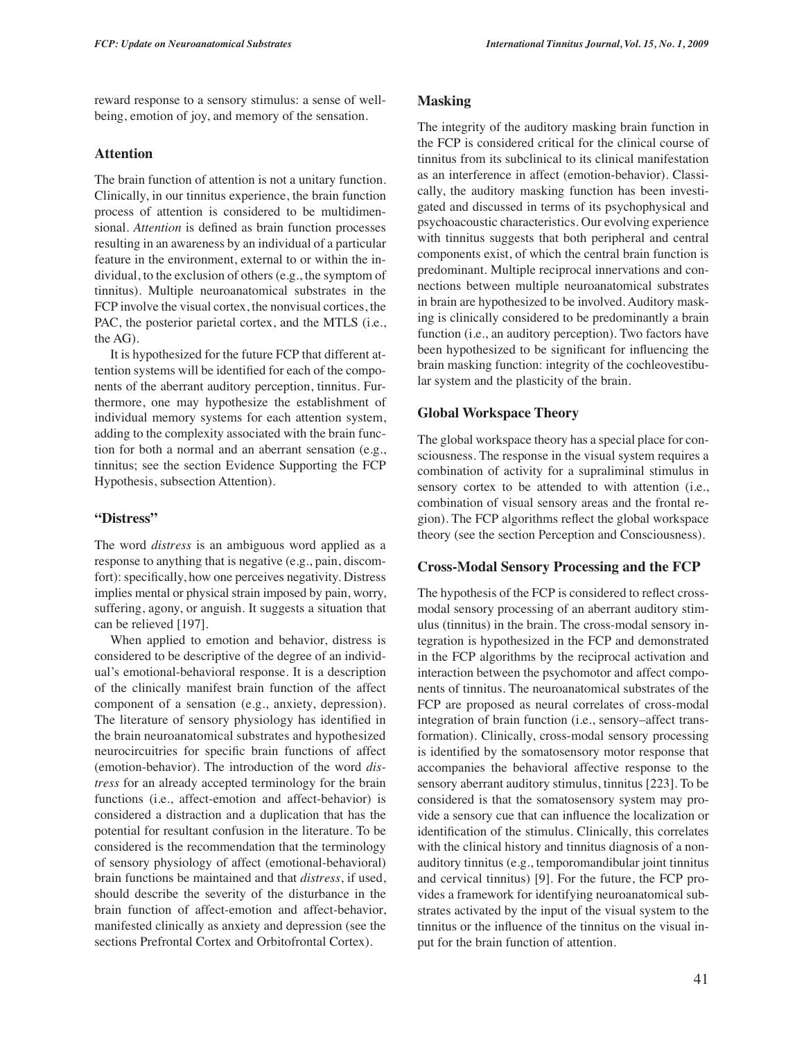reward response to a sensory stimulus: a sense of well-being, emotion of joy, and memory of the sensation.

## Attention

The brain function of attention is not a unitary function. Clinically, in our tinnitus experience, the brain function process of attention is considered to be multidimensional. *Attention* is defined as brain function processes resulting in an awareness by an individual of a particular feature in the environment, external to or within the individual, to the exclusion of others (e.g., the symptom of tinnitus). Multiple neuroanatomical substrates in the FCP involve the visual cortex, the nonvisual cortices, the PAC, the posterior parietal cortex, and the MTLS (i.e., the AG).

It is hypothesized for the future FCP that different attention systems will be identified for each of the components of the aberrant auditory perception, tinnitus. Furthermore, one may hypothesize the establishment of individual memory systems for each attention system, adding to the complexity associated with the brain function for both a normal and an aberrant sensation (e.g., tinnitus; see the section Evidence Supporting the FCP Hypothesis, subsection Attention).

## "Distress"

The word *distress* is an ambiguous word applied as a response to anything that is negative (e.g., pain, discomfort): specifically, how one perceives negativity. Distress implies mental or physical strain imposed by pain, worry, suffering, agony, or anguish. It suggests a situation that can be relieved [197].

When applied to emotion and behavior, distress is considered to be descriptive of the degree of an individual's emotional-behavioral response. It is a description of the clinically manifest brain function of the affect component of a sensation (e.g., anxiety, depression). The literature of sensory physiology has identified in the brain neuroanatomical substrates and hypothesized neurocircuitries for specific brain functions of affect (emotion-behavior). The introduction of the word *distress* for an already accepted terminology for the brain functions (i.e., affect-emotion and affect-behavior) is considered a distraction and a duplication that has the potential for resultant confusion in the literature. To be considered is the recommendation that the terminology of sensory physiology of affect (emotional-behavioral) brain functions be maintained and that *distress*, if used, should describe the severity of the disturbance in the brain function of affect-emotion and affect-behavior, manifested clinically as anxiety and depression (see the sections Prefrontal Cortex and Orbitofrontal Cortex).

## Masking

The integrity of the auditory masking brain function in the FCP is considered critical for the clinical course of tinnitus from its subclinical to its clinical manifestation as an interference in affect (emotion-behavior). Classically, the auditory masking function has been investigated and discussed in terms of its psychophysical and psychoacoustic characteristics. Our evolving experience with tinnitus suggests that both peripheral and central components exist, of which the central brain function is predominant. Multiple reciprocal innervations and connections between multiple neuroanatomical substrates in brain are hypothesized to be involved. Auditory masking is clinically considered to be predominantly a brain function (i.e., an auditory perception). Two factors have been hypothesized to be significant for influencing the brain masking function: integrity of the cochleovestibular system and the plasticity of the brain.

## Global Workspace Theory

The global workspace theory has a special place for consciousness. The response in the visual system requires a combination of activity for a supraliminal stimulus in sensory cortex to be attended to with attention (i.e., combination of visual sensory areas and the frontal region). The FCP algorithms reflect the global workspace theory (see the section Perception and Consciousness).

## Cross-Modal Sensory Processing and the FCP

The hypothesis of the FCP is considered to reflect cross-modal sensory processing of an aberrant auditory stimulus (tinnitus) in the brain. The cross-modal sensory integration is hypothesized in the FCP and demonstrated in the FCP algorithms by the reciprocal activation and interaction between the psychomotor and affect components of tinnitus. The neuroanatomical substrates of the FCP are proposed as neural correlates of cross-modal integration of brain function (i.e., sensory–affect transformation). Clinically, cross-modal sensory processing is identified by the somatosensory motor response that accompanies the behavioral affective response to the sensory aberrant auditory stimulus, tinnitus [223]. To be considered is that the somatosensory system may provide a sensory cue that can influence the localization or identification of the stimulus. Clinically, this correlates with the clinical history and tinnitus diagnosis of a nonauditory tinnitus (e.g., temporomandibular joint tinnitus and cervical tinnitus) [9]. For the future, the FCP provides a framework for identifying neuroanatomical substrates activated by the input of the visual system to the tinnitus or the influence of the tinnitus on the visual input for the brain function of attention.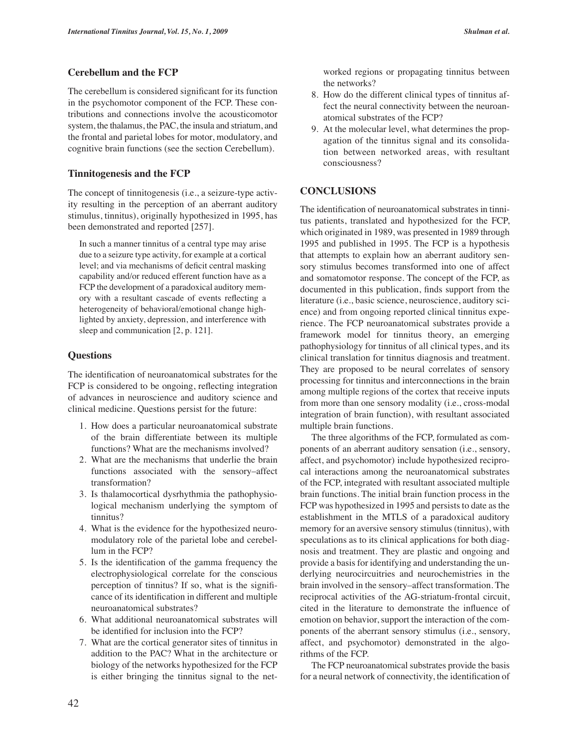### Cerebellum and the FCP

The cerebellum is considered significant for its function in the psychomotor component of the FCP. These contributions and connections involve the acousticomotor system, the thalamus, the PAC, the insula and striatum, and the frontal and parietal lobes for motor, modulatory, and cognitive brain functions (see the section Cerebellum).

### Tinnitogenesis and the FCP

The concept of tinnitogenesis (i.e., a seizure-type activity resulting in the perception of an aberrant auditory stimulus, tinnitus), originally hypothesized in 1995, has been demonstrated and reported [257].

> In such a manner tinnitus of a central type may arise due to a seizure type activity, for example at a cortical level; and via mechanisms of deficit central masking capability and/or reduced efferent function have as a FCP the development of a paradoxical auditory memory with a resultant cascade of events reflecting a heterogeneity of behavioral/emotional change highlighted by anxiety, depression, and interference with sleep and communication [2, p. 121].

### Questions

The identification of neuroanatomical substrates for the FCP is considered to be ongoing, reflecting integration of advances in neuroscience and auditory science and clinical medicine. Questions persist for the future:

1. How does a particular neuroanatomical substrate of the brain differentiate between its multiple functions? What are the mechanisms involved?
2. What are the mechanisms that underlie the brain functions associated with the sensory–affect transformation?
3. Is thalamocortical dysrhythmia the pathophysiological mechanism underlying the symptom of tinnitus?
4. What is the evidence for the hypothesized neuromodulatory role of the parietal lobe and cerebellum in the FCP?
5. Is the identification of the gamma frequency the electrophysiological correlate for the conscious perception of tinnitus? If so, what is the significance of its identification in different and multiple neuroanatomical substrates?
6. What additional neuroanatomical substrates will be identified for inclusion into the FCP?
7. What are the cortical generator sites of tinnitus in addition to the PAC? What in the architecture or biology of the networks hypothesized for the FCP is either bringing the tinnitus signal to the networked regions or propagating tinnitus between the networks?
8. How do the different clinical types of tinnitus affect the neural connectivity between the neuroanatomical substrates of the FCP?
9. At the molecular level, what determines the propagation of the tinnitus signal and its consolidation between networked areas, with resultant consciousness?

## CONCLUSIONS

The identification of neuroanatomical substrates in tinnitus patients, translated and hypothesized for the FCP, which originated in 1989, was presented in 1989 through 1995 and published in 1995. The FCP is a hypothesis that attempts to explain how an aberrant auditory sensory stimulus becomes transformed into one of affect and somatomotor response. The concept of the FCP, as documented in this publication, finds support from the literature (i.e., basic science, neuroscience, auditory science) and from ongoing reported clinical tinnitus experience. The FCP neuroanatomical substrates provide a framework model for tinnitus theory, an emerging pathophysiology for tinnitus of all clinical types, and its clinical translation for tinnitus diagnosis and treatment. They are proposed to be neural correlates of sensory processing for tinnitus and interconnections in the brain among multiple regions of the cortex that receive inputs from more than one sensory modality (i.e., cross-modal integration of brain function), with resultant associated multiple brain functions.

The three algorithms of the FCP, formulated as components of an aberrant auditory sensation (i.e., sensory, affect, and psychomotor) include hypothesized reciprocal interactions among the neuroanatomical substrates of the FCP, integrated with resultant associated multiple brain functions. The initial brain function process in the FCP was hypothesized in 1995 and persists to date as the establishment in the MTLS of a paradoxical auditory memory for an aversive sensory stimulus (tinnitus), with speculations as to its clinical applications for both diagnosis and treatment. They are plastic and ongoing and provide a basis for identifying and understanding the underlying neurocircuitries and neurochemistries in the brain involved in the sensory–affect transformation. The reciprocal activities of the AG-striatum-frontal circuit, cited in the literature to demonstrate the influence of emotion on behavior, support the interaction of the components of the aberrant sensory stimulus (i.e., sensory, affect, and psychomotor) demonstrated in the algorithms of the FCP.

The FCP neuroanatomical substrates provide the basis for a neural network of connectivity, the identification of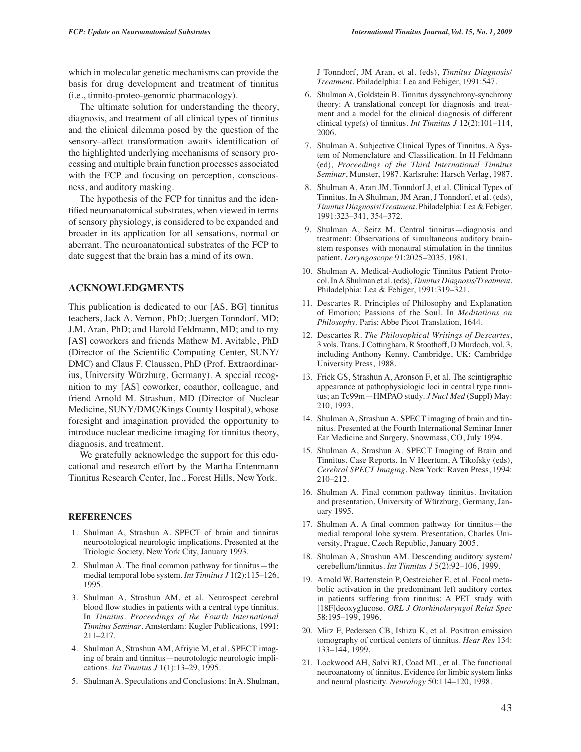which in molecular genetic mechanisms can provide the basis for drug development and treatment of tinnitus (i.e., tinnito-proteo-genomic pharmacology).

The ultimate solution for understanding the theory, diagnosis, and treatment of all clinical types of tinnitus and the clinical dilemma posed by the question of the sensory–affect transformation awaits identification of the highlighted underlying mechanisms of sensory processing and multiple brain function processes associated with the FCP and focusing on perception, consciousness, and auditory masking.

The hypothesis of the FCP for tinnitus and the identified neuroanatomical substrates, when viewed in terms of sensory physiology, is considered to be expanded and broader in its application for all sensations, normal or aberrant. The neuroanatomical substrates of the FCP to date suggest that the brain has a mind of its own.

## ACKNOWLEDGMENTS

This publication is dedicated to our [AS, BG] tinnitus teachers, Jack A. Vernon, PhD; Juergen Tonndorf, MD; J.M. Aran, PhD; and Harold Feldmann, MD; and to my [AS] coworkers and friends Mathew M. Avitable, PhD (Director of the Scientific Computing Center, SUNY/DMC) and Claus F. Claussen, PhD (Prof. Extraordinarius, University Würzburg, Germany). A special recognition to my [AS] coworker, coauthor, colleague, and friend Arnold M. Strashun, MD (Director of Nuclear Medicine, SUNY/DMC/Kings County Hospital), whose foresight and imagination provided the opportunity to introduce nuclear medicine imaging for tinnitus theory, diagnosis, and treatment.

We gratefully acknowledge the support for this educational and research effort by the Martha Entenmann Tinnitus Research Center, Inc., Forest Hills, New York.

### REFERENCES

1. Shulman A, Strashun A. SPECT of brain and tinnitus neurootological neurologic implications. Presented at the Triologic Society, New York City, January 1993.
2. Shulman A. The final common pathway for tinnitus—the medial temporal lobe system. *Int Tinnitus J* 1(2):115–126, 1995.
3. Shulman A, Strashun AM, et al. Neurospect cerebral blood flow studies in patients with a central type tinnitus. In *Tinnitus. Proceedings of the Fourth International Tinnitus Seminar*. Amsterdam: Kugler Publications, 1991: 211–217.
4. Shulman A, Strashun AM, Afriyie M, et al. SPECT imaging of brain and tinnitus—neurotologic neurologic implications. *Int Tinnitus J* 1(1):13–29, 1995.
5. Shulman A. Speculations and Conclusions: In A. Shulman, J Tonndorf, JM Aran, et al. (eds), *Tinnitus Diagnosis/Treatment*. Philadelphia: Lea and Febiger, 1991:547.
6. Shulman A, Goldstein B. Tinnitus dyssynchrony-synchrony theory: A translational concept for diagnosis and treatment and a model for the clinical diagnosis of different clinical type(s) of tinnitus. *Int Tinnitus J* 12(2):101–114, 2006.
7. Shulman A. Subjective Clinical Types of Tinnitus. A System of Nomenclature and Classification. In H Feldmann (ed), *Proceedings of the Third International Tinnitus Seminar*, Munster, 1987. Karlsruhe: Harsch Verlag, 1987.
8. Shulman A, Aran JM, Tonndorf J, et al. Clinical Types of Tinnitus. In A Shulman, JM Aran, J Tonndorf, et al. (eds), *Tinnitus Diagnosis/Treatment*. Philadelphia: Lea & Febiger, 1991:323–341, 354–372.
9. Shulman A, Seitz M. Central tinnitus—diagnosis and treatment: Observations of simultaneous auditory brainstem responses with monaural stimulation in the tinnitus patient. *Laryngoscope* 91:2025–2035, 1981.
10. Shulman A. Medical-Audiologic Tinnitus Patient Protocol. In A Shulman et al. (eds), *Tinnitus Diagnosis/Treatment*. Philadelphia: Lea & Febiger, 1991:319–321.
11. Descartes R. Principles of Philosophy and Explanation of Emotion; Passions of the Soul. In *Meditations on Philosophy*. Paris: Abbe Picot Translation, 1644.
12. Descartes R. *The Philosophical Writings of Descartes*, 3 vols. Trans. J Cottingham, R Stoothoff, D Murdoch, vol. 3, including Anthony Kenny. Cambridge, UK: Cambridge University Press, 1988.
13. Frick GS, Strashun A, Aronson F, et al. The scintigraphic appearance at pathophysiologic loci in central type tinnitus; an Tc99m—HMPAO study. *J Nucl Med* (Suppl) May: 210, 1993.
14. Shulman A, Strashun A. SPECT imaging of brain and tinnitus. Presented at the Fourth International Seminar Inner Ear Medicine and Surgery, Snowmass, CO, July 1994.
15. Shulman A, Strashun A. SPECT Imaging of Brain and Tinnitus. Case Reports. In V Heertum, A Tikofsky (eds), *Cerebral SPECT Imaging*. New York: Raven Press, 1994: 210–212.
16. Shulman A. Final common pathway tinnitus. Invitation and presentation, University of Würzburg, Germany, January 1995.
17. Shulman A. A final common pathway for tinnitus—the medial temporal lobe system. Presentation, Charles University, Prague, Czech Republic, January 2005.
18. Shulman A, Strashun AM. Descending auditory system/cerebellum/tinnitus. *Int Tinnitus J* 5(2):92–106, 1999.
19. Arnold W, Bartenstein P, Oestreicher E, et al. Focal metabolic activation in the predominant left auditory cortex in patients suffering from tinnitus: A PET study with [18F]deoxyglucose. *ORL J Otorhinolaryngol Relat Spec* 58:195–199, 1996.
20. Mirz F, Pedersen CB, Ishizu K, et al. Positron emission tomography of cortical centers of tinnitus. *Hear Res* 134: 133–144, 1999.
21. Lockwood AH, Salvi RJ, Coad ML, et al. The functional neuroanatomy of tinnitus. Evidence for limbic system links and neural plasticity. *Neurology* 50:114–120, 1998.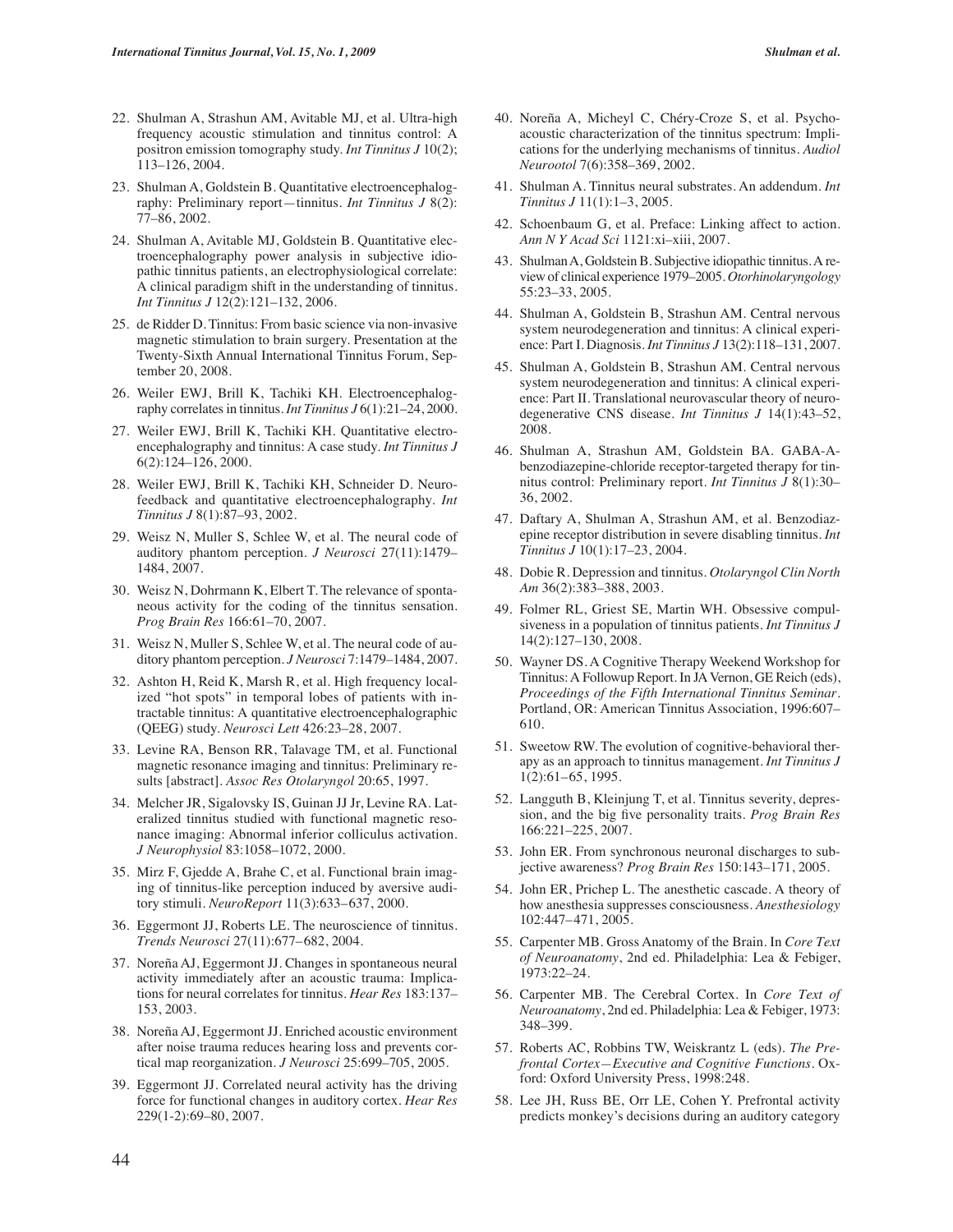22. Shulman A, Strashun AM, Avitable MJ, et al. Ultra-high frequency acoustic stimulation and tinnitus control: A positron emission tomography study. *Int Tinnitus J* 10(2); 113–126, 2004.
23. Shulman A, Goldstein B. Quantitative electroencephalography: Preliminary report—tinnitus. *Int Tinnitus J* 8(2): 77–86, 2002.
24. Shulman A, Avitable MJ, Goldstein B. Quantitative electroencephalography power analysis in subjective idiopathic tinnitus patients, an electrophysiological correlate: A clinical paradigm shift in the understanding of tinnitus. *Int Tinnitus J* 12(2):121–132, 2006.
25. de Ridder D. Tinnitus: From basic science via non-invasive magnetic stimulation to brain surgery. Presentation at the Twenty-Sixth Annual International Tinnitus Forum, September 20, 2008.
26. Weiler EWJ, Brill K, Tachiki KH. Electroencephalography correlates in tinnitus. *Int Tinnitus J* 6(1):21–24, 2000.
27. Weiler EWJ, Brill K, Tachiki KH. Quantitative electroencephalography and tinnitus: A case study. *Int Tinnitus J* 6(2):124–126, 2000.
28. Weiler EWJ, Brill K, Tachiki KH, Schneider D. Neurofeedback and quantitative electroencephalography. *Int Tinnitus J* 8(1):87–93, 2002.
29. Weisz N, Muller S, Schlee W, et al. The neural code of auditory phantom perception. *J Neurosci* 27(11):1479–1484, 2007.
30. Weisz N, Dohrmann K, Elbert T. The relevance of spontaneous activity for the coding of the tinnitus sensation. *Prog Brain Res* 166:61–70, 2007.
31. Weisz N, Muller S, Schlee W, et al. The neural code of auditory phantom perception. *J Neurosci* 7:1479–1484, 2007.
32. Ashton H, Reid K, Marsh R, et al. High frequency localized "hot spots" in temporal lobes of patients with intractable tinnitus: A quantitative electroencephalographic (QEEG) study. *Neurosci Lett* 426:23–28, 2007.
33. Levine RA, Benson RR, Talavage TM, et al. Functional magnetic resonance imaging and tinnitus: Preliminary results [abstract]. *Assoc Res Otolaryngol* 20:65, 1997.
34. Melcher JR, Sigalovsky IS, Guinan JJ Jr, Levine RA. Lateralized tinnitus studied with functional magnetic resonance imaging: Abnormal inferior colliculus activation. *J Neurophysiol* 83:1058–1072, 2000.
35. Mirz F, Gjedde A, Brahe C, et al. Functional brain imaging of tinnitus-like perception induced by aversive auditory stimuli. *NeuroReport* 11(3):633–637, 2000.
36. Eggermont JJ, Roberts LE. The neuroscience of tinnitus. *Trends Neurosci* 27(11):677–682, 2004.
37. Noreña AJ, Eggermont JJ. Changes in spontaneous neural activity immediately after an acoustic trauma: Implications for neural correlates for tinnitus. *Hear Res* 183:137–153, 2003.
38. Noreña AJ, Eggermont JJ. Enriched acoustic environment after noise trauma reduces hearing loss and prevents cortical map reorganization. *J Neurosci* 25:699–705, 2005.
39. Eggermont JJ. Correlated neural activity has the driving force for functional changes in auditory cortex. *Hear Res* 229(1-2):69–80, 2007.
40. Noreña A, Micheyl C, Chéry-Croze S, et al. Psychoacoustic characterization of the tinnitus spectrum: Implications for the underlying mechanisms of tinnitus. *Audiol Neurootol* 7(6):358–369, 2002.
41. Shulman A. Tinnitus neural substrates. An addendum. *Int Tinnitus J* 11(1):1–3, 2005.
42. Schoenbaum G, et al. Preface: Linking affect to action. *Ann N Y Acad Sci* 1121:xi–xiii, 2007.
43. Shulman A, Goldstein B. Subjective idiopathic tinnitus. A review of clinical experience 1979–2005. *Otorhinolaryngology* 55:23–33, 2005.
44. Shulman A, Goldstein B, Strashun AM. Central nervous system neurodegeneration and tinnitus: A clinical experience: Part I. Diagnosis. *Int Tinnitus J* 13(2):118–131, 2007.
45. Shulman A, Goldstein B, Strashun AM. Central nervous system neurodegeneration and tinnitus: A clinical experience: Part II. Translational neurovascular theory of neurodegenerative CNS disease. *Int Tinnitus J* 14(1):43–52, 2008.
46. Shulman A, Strashun AM, Goldstein BA. GABA-A-benzodiazepine-chloride receptor-targeted therapy for tinnitus control: Preliminary report. *Int Tinnitus J* 8(1):30–36, 2002.
47. Daftary A, Shulman A, Strashun AM, et al. Benzodiazepine receptor distribution in severe disabling tinnitus. *Int Tinnitus J* 10(1):17–23, 2004.
48. Dobie R. Depression and tinnitus. *Otolaryngol Clin North Am* 36(2):383–388, 2003.
49. Folmer RL, Griest SE, Martin WH. Obsessive compulsiveness in a population of tinnitus patients. *Int Tinnitus J* 14(2):127–130, 2008.
50. Wayner DS. A Cognitive Therapy Weekend Workshop for Tinnitus: A Followup Report. In JA Vernon, GE Reich (eds), *Proceedings of the Fifth International Tinnitus Seminar*. Portland, OR: American Tinnitus Association, 1996:607–610.
51. Sweetow RW. The evolution of cognitive-behavioral therapy as an approach to tinnitus management. *Int Tinnitus J* 1(2):61–65, 1995.
52. Langguth B, Kleinjung T, et al. Tinnitus severity, depression, and the big five personality traits. *Prog Brain Res* 166:221–225, 2007.
53. John ER. From synchronous neuronal discharges to subjective awareness? *Prog Brain Res* 150:143–171, 2005.
54. John ER, Prichep L. The anesthetic cascade. A theory of how anesthesia suppresses consciousness. *Anesthesiology* 102:447–471, 2005.
55. Carpenter MB. Gross Anatomy of the Brain. In *Core Text of Neuroanatomy*, 2nd ed. Philadelphia: Lea & Febiger, 1973:22–24.
56. Carpenter MB. The Cerebral Cortex. In *Core Text of Neuroanatomy*, 2nd ed. Philadelphia: Lea & Febiger, 1973: 348–399.
57. Roberts AC, Robbins TW, Weiskrantz L (eds). *The Prefrontal Cortex—Executive and Cognitive Functions*. Oxford: Oxford University Press, 1998:248.
58. Lee JH, Russ BE, Orr LE, Cohen Y. Prefrontal activity predicts monkey's decisions during an auditory category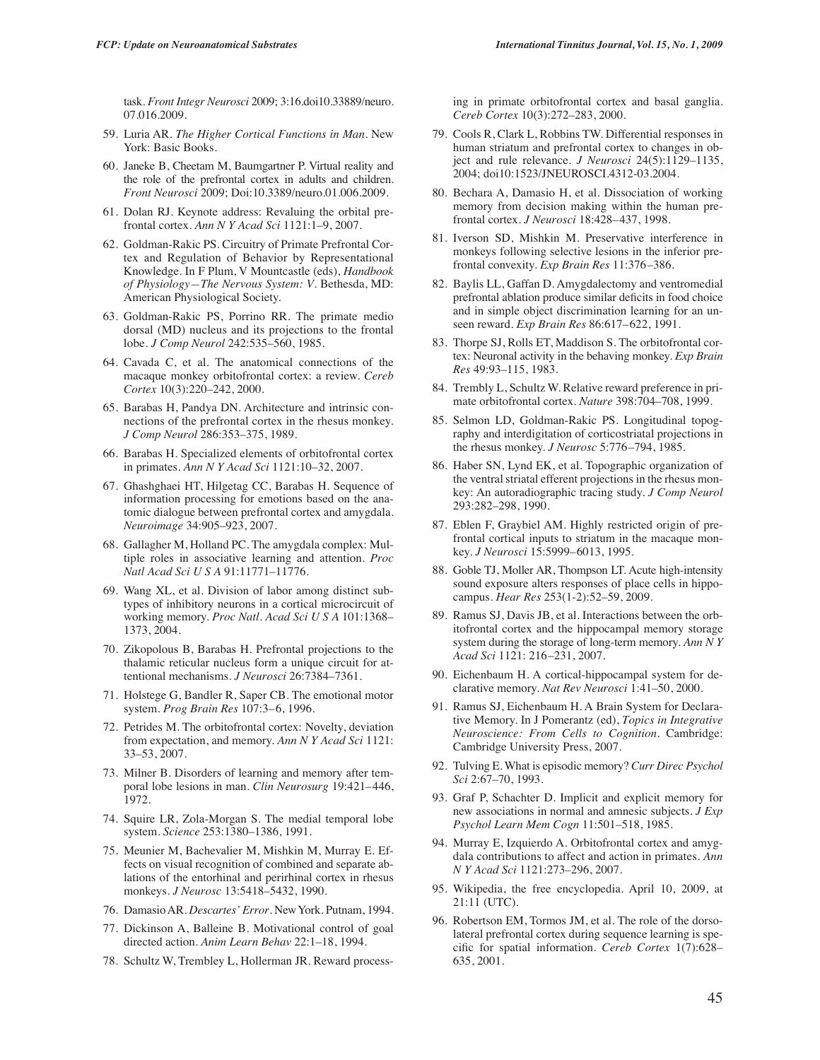task. *Front Integr Neurosci* 2009; 3:16.doi10.33889/neuro.07.016.2009.

59. Luria AR. *The Higher Cortical Functions in Man*. New York: Basic Books.

60. Janeke B, Cheetam M, Baumgartner P. Virtual reality and the role of the prefrontal cortex in adults and children. *Front Neurosci* 2009; Doi:10.3389/neuro.01.006.2009.

61. Dolan RJ. Keynote address: Revaluing the orbital prefrontal cortex. *Ann N Y Acad Sci* 1121:1–9, 2007.

62. Goldman-Rakic PS. Circuitry of Primate Prefrontal Cortex and Regulation of Behavior by Representational Knowledge. In F Plum, V Mountcastle (eds), *Handbook of Physiology—The Nervous System: V*. Bethesda, MD: American Physiological Society.

63. Goldman-Rakic PS, Porrino RR. The primate medio dorsal (MD) nucleus and its projections to the frontal lobe. *J Comp Neurol* 242:535–560, 1985.

64. Cavada C, et al. The anatomical connections of the macaque monkey orbitofrontal cortex: a review. *Cereb Cortex* 10(3):220–242, 2000.

65. Barabas H, Pandya DN. Architecture and intrinsic connections of the prefrontal cortex in the rhesus monkey. *J Comp Neurol* 286:353–375, 1989.

66. Barabas H. Specialized elements of orbitofrontal cortex in primates. *Ann N Y Acad Sci* 1121:10–32, 2007.

67. Ghashghaei HT, Hilgetag CC, Barabas H. Sequence of information processing for emotions based on the anatomic dialogue between prefrontal cortex and amygdala. *Neuroimage* 34:905–923, 2007.

68. Gallagher M, Holland PC. The amygdala complex: Multiple roles in associative learning and attention. *Proc Natl Acad Sci U S A* 91:11771–11776.

69. Wang XL, et al. Division of labor among distinct subtypes of inhibitory neurons in a cortical microcircuit of working memory. *Proc Natl. Acad Sci U S A* 101:1368–1373, 2004.

70. Zikopolous B, Barabas H. Prefrontal projections to the thalamic reticular nucleus form a unique circuit for attentional mechanisms. *J Neurosci* 26:7384–7361.

71. Holstege G, Bandler R, Saper CB. The emotional motor system. *Prog Brain Res* 107:3–6, 1996.

72. Petrides M. The orbitofrontal cortex: Novelty, deviation from expectation, and memory. *Ann N Y Acad Sci* 1121: 33–53, 2007.

73. Milner B. Disorders of learning and memory after temporal lobe lesions in man. *Clin Neurosurg* 19:421–446, 1972.

74. Squire LR, Zola-Morgan S. The medial temporal lobe system. *Science* 253:1380–1386, 1991.

75. Meunier M, Bachevalier M, Mishkin M, Murray E. Effects on visual recognition of combined and separate ablations of the entorhinal and perirhinal cortex in rhesus monkeys. *J Neurosc* 13:5418–5432, 1990.

76. Damasio AR. *Descartes' Error*. New York. Putnam, 1994.

77. Dickinson A, Balleine B. Motivational control of goal directed action. *Anim Learn Behav* 22:1–18, 1994.

78. Schultz W, Trembley L, Hollerman JR. Reward processing in primate orbitofrontal cortex and basal ganglia. *Cereb Cortex* 10(3):272–283, 2000.

79. Cools R, Clark L, Robbins TW. Differential responses in human striatum and prefrontal cortex to changes in object and rule relevance. *J Neurosci* 24(5):1129–1135, 2004; doi10:1523/JNEUROSCI.4312-03.2004.

80. Bechara A, Damasio H, et al. Dissociation of working memory from decision making within the human prefrontal cortex. *J Neurosci* 18:428–437, 1998.

81. Iverson SD, Mishkin M. Preservative interference in monkeys following selective lesions in the inferior prefrontal convexity. *Exp Brain Res* 11:376–386.

82. Baylis LL, Gaffan D. Amygdalectomy and ventromedial prefrontal ablation produce similar deficits in food choice and in simple object discrimination learning for an unseen reward. *Exp Brain Res* 86:617–622, 1991.

83. Thorpe SJ, Rolls ET, Maddison S. The orbitofrontal cortex: Neuronal activity in the behaving monkey. *Exp Brain Res* 49:93–115, 1983.

84. Trembly L, Schultz W. Relative reward preference in primate orbitofrontal cortex. *Nature* 398:704–708, 1999.

85. Selmon LD, Goldman-Rakic PS. Longitudinal topography and interdigitation of corticostriatal projections in the rhesus monkey. *J Neurosc* 5:776–794, 1985.

86. Haber SN, Lynd EK, et al. Topographic organization of the ventral striatal efferent projections in the rhesus monkey: An autoradiographic tracing study. *J Comp Neurol* 293:282–298, 1990.

87. Eblen F, Graybiel AM. Highly restricted origin of prefrontal cortical inputs to striatum in the macaque monkey. *J Neurosci* 15:5999–6013, 1995.

88. Goble TJ, Moller AR, Thompson LT. Acute high-intensity sound exposure alters responses of place cells in hippocampus. *Hear Res* 253(1-2):52–59, 2009.

89. Ramus SJ, Davis JB, et al. Interactions between the orbitofrontal cortex and the hippocampal memory storage system during the storage of long-term memory. *Ann N Y Acad Sci* 1121: 216–231, 2007.

90. Eichenbaum H. A cortical-hippocampal system for declarative memory. *Nat Rev Neurosci* 1:41–50, 2000.

91. Ramus SJ, Eichenbaum H. A Brain System for Declarative Memory. In J Pomerantz (ed), *Topics in Integrative Neuroscience: From Cells to Cognition*. Cambridge: Cambridge University Press, 2007.

92. Tulving E. What is episodic memory? *Curr Direc Psychol Sci* 2:67–70, 1993.

93. Graf P, Schachter D. Implicit and explicit memory for new associations in normal and amnesic subjects. *J Exp Psychol Learn Mem Cogn* 11:501–518, 1985.

94. Murray E, Izquierdo A. Orbitofrontal cortex and amygdala contributions to affect and action in primates. *Ann N Y Acad Sci* 1121:273–296, 2007.

95. Wikipedia, the free encyclopedia. April 10, 2009, at 21:11 (UTC).

96. Robertson EM, Tormos JM, et al. The role of the dorsolateral prefrontal cortex during sequence learning is specific for spatial information. *Cereb Cortex* 1(7):628–635, 2001.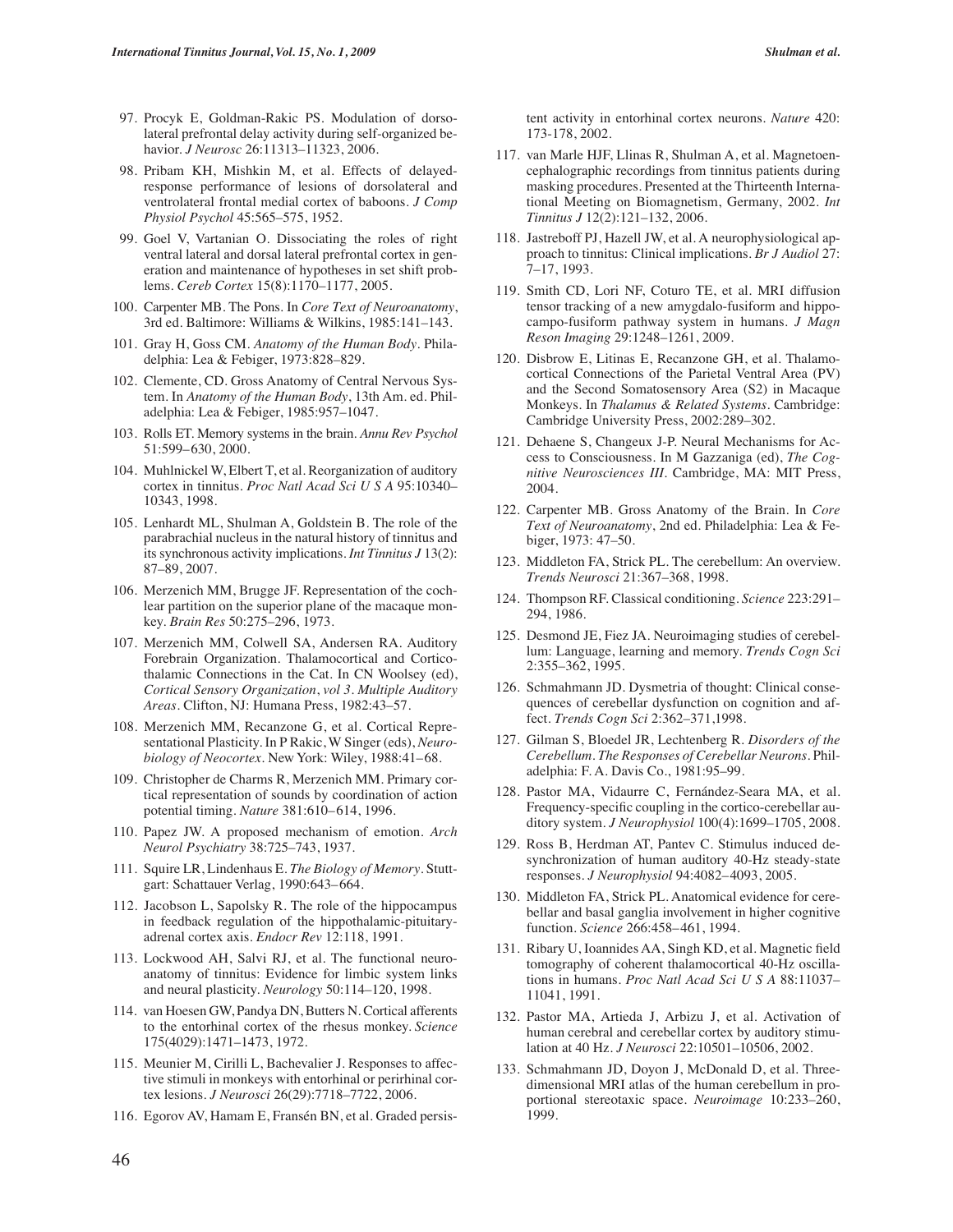97. Procyk E, Goldman-Rakic PS. Modulation of dorsolateral prefrontal delay activity during self-organized behavior. *J Neurosc* 26:11313–11323, 2006.

98. Pribam KH, Mishkin M, et al. Effects of delayed-response performance of lesions of dorsolateral and ventrolateral frontal medial cortex of baboons. *J Comp Physiol Psychol* 45:565–575, 1952.

99. Goel V, Vartanian O. Dissociating the roles of right ventral lateral and dorsal lateral prefrontal cortex in generation and maintenance of hypotheses in set shift problems. *Cereb Cortex* 15(8):1170–1177, 2005.

100. Carpenter MB. The Pons. In *Core Text of Neuroanatomy*, 3rd ed. Baltimore: Williams & Wilkins, 1985:141–143.

101. Gray H, Goss CM. *Anatomy of the Human Body*. Philadelphia: Lea & Febiger, 1973:828–829.

102. Clemente, CD. Gross Anatomy of Central Nervous System. In *Anatomy of the Human Body*, 13th Am. ed. Philadelphia: Lea & Febiger, 1985:957–1047.

103. Rolls ET. Memory systems in the brain. *Annu Rev Psychol* 51:599–630, 2000.

104. Muhlnickel W, Elbert T, et al. Reorganization of auditory cortex in tinnitus. *Proc Natl Acad Sci U S A* 95:10340–10343, 1998.

105. Lenhardt ML, Shulman A, Goldstein B. The role of the parabrachial nucleus in the natural history of tinnitus and its synchronous activity implications. *Int Tinnitus J* 13(2): 87–89, 2007.

106. Merzenich MM, Brugge JF. Representation of the cochlear partition on the superior plane of the macaque monkey. *Brain Res* 50:275–296, 1973.

107. Merzenich MM, Colwell SA, Andersen RA. Auditory Forebrain Organization. Thalamocortical and Corticothalamic Connections in the Cat. In CN Woolsey (ed), *Cortical Sensory Organization*, *vol 3*. *Multiple Auditory Areas*. Clifton, NJ: Humana Press, 1982:43–57.

108. Merzenich MM, Recanzone G, et al. Cortical Representational Plasticity. In P Rakic, W Singer (eds), *Neurobiology of Neocortex*. New York: Wiley, 1988:41–68.

109. Christopher de Charms R, Merzenich MM. Primary cortical representation of sounds by coordination of action potential timing. *Nature* 381:610–614, 1996.

110. Papez JW. A proposed mechanism of emotion. *Arch Neurol Psychiatry* 38:725–743, 1937.

111. Squire LR, Lindenhaus E. *The Biology of Memory*. Stuttgart: Schattauer Verlag, 1990:643–664.

112. Jacobson L, Sapolsky R. The role of the hippocampus in feedback regulation of the hippothalamic-pituitary-adrenal cortex axis. *Endocr Rev* 12:118, 1991.

113. Lockwood AH, Salvi RJ, et al. The functional neuroanatomy of tinnitus: Evidence for limbic system links and neural plasticity. *Neurology* 50:114–120, 1998.

114. van Hoesen GW, Pandya DN, Butters N. Cortical afferents to the entorhinal cortex of the rhesus monkey. *Science* 175(4029):1471–1473, 1972.

115. Meunier M, Cirilli L, Bachevalier J. Responses to affective stimuli in monkeys with entorhinal or perirhinal cortex lesions. *J Neurosci* 26(29):7718–7722, 2006.

116. Egorov AV, Hamam E, Fransén BN, et al. Graded persistent activity in entorhinal cortex neurons. *Nature* 420: 173-178, 2002.

117. van Marle HJF, Llinas R, Shulman A, et al. Magnetoencephalographic recordings from tinnitus patients during masking procedures. Presented at the Thirteenth International Meeting on Biomagnetism, Germany, 2002. *Int Tinnitus J* 12(2):121–132, 2006.

118. Jastreboff PJ, Hazell JW, et al. A neurophysiological approach to tinnitus: Clinical implications. *Br J Audiol* 27: 7–17, 1993.

119. Smith CD, Lori NF, Coturo TE, et al. MRI diffusion tensor tracking of a new amygdalo-fusiform and hippocampo-fusiform pathway system in humans. *J Magn Reson Imaging* 29:1248–1261, 2009.

120. Disbrow E, Litinas E, Recanzone GH, et al. Thalamocortical Connections of the Parietal Ventral Area (PV) and the Second Somatosensory Area (S2) in Macaque Monkeys. In *Thalamus & Related Systems*. Cambridge: Cambridge University Press, 2002:289–302.

121. Dehaene S, Changeux J-P. Neural Mechanisms for Access to Consciousness. In M Gazzaniga (ed), *The Cognitive Neurosciences III*. Cambridge, MA: MIT Press, 2004.

122. Carpenter MB. Gross Anatomy of the Brain. In *Core Text of Neuroanatomy*, 2nd ed. Philadelphia: Lea & Febiger, 1973: 47–50.

123. Middleton FA, Strick PL. The cerebellum: An overview. *Trends Neurosci* 21:367–368, 1998.

124. Thompson RF. Classical conditioning. *Science* 223:291–294, 1986.

125. Desmond JE, Fiez JA. Neuroimaging studies of cerebellum: Language, learning and memory. *Trends Cogn Sci* 2:355–362, 1995.

126. Schmahmann JD. Dysmetria of thought: Clinical consequences of cerebellar dysfunction on cognition and affect. *Trends Cogn Sci* 2:362–371,1998.

127. Gilman S, Bloedel JR, Lechtenberg R. *Disorders of the Cerebellum*. *The Responses of Cerebellar Neurons*. Philadelphia: F. A. Davis Co., 1981:95–99.

128. Pastor MA, Vidaurre C, Fernández-Seara MA, et al. Frequency-specific coupling in the cortico-cerebellar auditory system. *J Neurophysiol* 100(4):1699–1705, 2008.

129. Ross B, Herdman AT, Pantev C. Stimulus induced desynchronization of human auditory 40-Hz steady-state responses. *J Neurophysiol* 94:4082–4093, 2005.

130. Middleton FA, Strick PL. Anatomical evidence for cerebellar and basal ganglia involvement in higher cognitive function. *Science* 266:458–461, 1994.

131. Ribary U, Ioannides AA, Singh KD, et al. Magnetic field tomography of coherent thalamocortical 40-Hz oscillations in humans. *Proc Natl Acad Sci U S A* 88:11037–11041, 1991.

132. Pastor MA, Artieda J, Arbizu J, et al. Activation of human cerebral and cerebellar cortex by auditory stimulation at 40 Hz. *J Neurosci* 22:10501–10506, 2002.

133. Schmahmann JD, Doyon J, McDonald D, et al. Three-dimensional MRI atlas of the human cerebellum in proportional stereotaxic space. *Neuroimage* 10:233–260, 1999.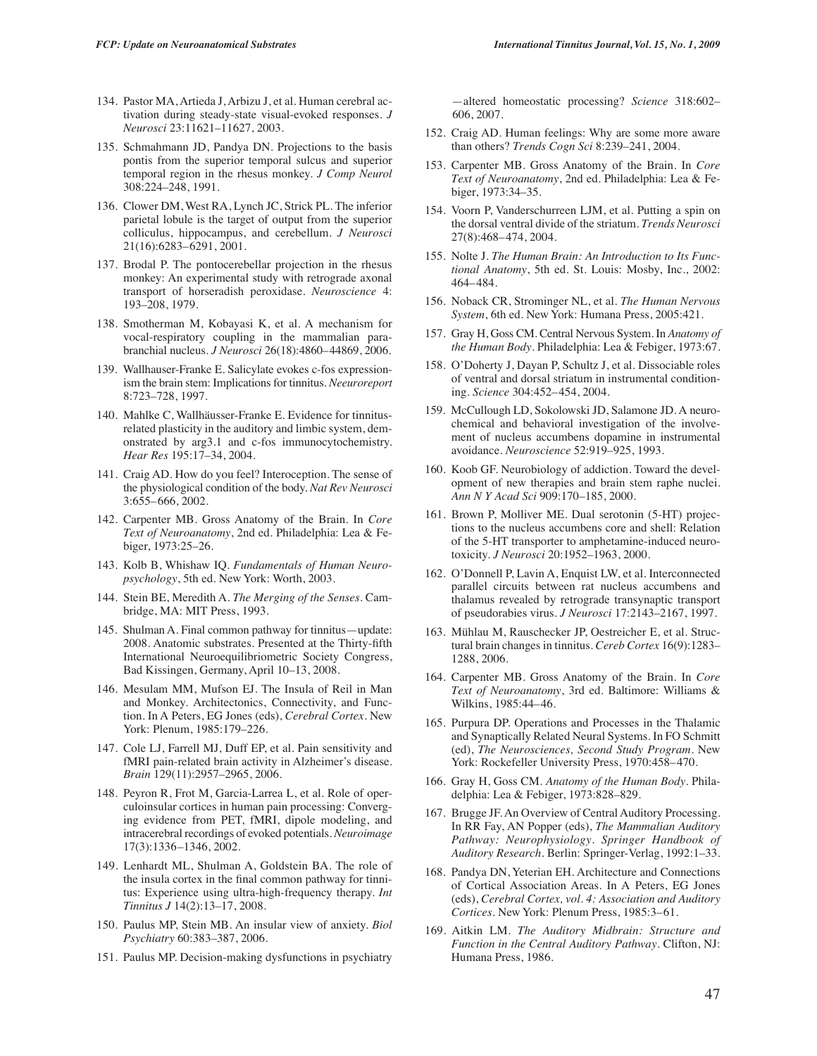134. Pastor MA, Artieda J, Arbizu J, et al. Human cerebral activation during steady-state visual-evoked responses. *J Neurosci* 23:11621–11627, 2003.

135. Schmahmann JD, Pandya DN. Projections to the basis pontis from the superior temporal sulcus and superior temporal region in the rhesus monkey. *J Comp Neurol* 308:224–248, 1991.

136. Clower DM, West RA, Lynch JC, Strick PL. The inferior parietal lobule is the target of output from the superior colliculus, hippocampus, and cerebellum. *J Neurosci* 21(16):6283–6291, 2001.

137. Brodal P. The pontocerebellar projection in the rhesus monkey: An experimental study with retrograde axonal transport of horseradish peroxidase. *Neuroscience* 4: 193–208, 1979.

138. Smotherman M, Kobayasi K, et al. A mechanism for vocal-respiratory coupling in the mammalian parabranchial nucleus. *J Neurosci* 26(18):4860–44869, 2006.

139. Wallhauser-Franke E. Salicylate evokes c-fos expressionism the brain stem: Implications for tinnitus. *Neeuroreport* 8:723–728, 1997.

140. Mahlke C, Wallhäusser-Franke E. Evidence for tinnitus-related plasticity in the auditory and limbic system, demonstrated by arg3.1 and c-fos immunocytochemistry. *Hear Res* 195:17–34, 2004.

141. Craig AD. How do you feel? Interoception. The sense of the physiological condition of the body. *Nat Rev Neurosci* 3:655–666, 2002.

142. Carpenter MB. Gross Anatomy of the Brain. In *Core Text of Neuroanatomy*, 2nd ed. Philadelphia: Lea & Febiger, 1973:25–26.

143. Kolb B, Whishaw IQ. *Fundamentals of Human Neuropsychology*, 5th ed. New York: Worth, 2003.

144. Stein BE, Meredith A. *The Merging of the Senses*. Cambridge, MA: MIT Press, 1993.

145. Shulman A. Final common pathway for tinnitus—update: 2008. Anatomic substrates. Presented at the Thirty-fifth International Neuroequilibriometric Society Congress, Bad Kissingen, Germany, April 10–13, 2008.

146. Mesulam MM, Mufson EJ. The Insula of Reil in Man and Monkey. Architectonics, Connectivity, and Function. In A Peters, EG Jones (eds), *Cerebral Cortex*. New York: Plenum, 1985:179–226.

147. Cole LJ, Farrell MJ, Duff EP, et al. Pain sensitivity and fMRI pain-related brain activity in Alzheimer's disease. *Brain* 129(11):2957–2965, 2006.

148. Peyron R, Frot M, Garcia-Larrea L, et al. Role of operculoinsular cortices in human pain processing: Converging evidence from PET, fMRI, dipole modeling, and intracerebral recordings of evoked potentials. *Neuroimage* 17(3):1336–1346, 2002.

149. Lenhardt ML, Shulman A, Goldstein BA. The role of the insula cortex in the final common pathway for tinnitus: Experience using ultra-high-frequency therapy. *Int Tinnitus J* 14(2):13–17, 2008.

150. Paulus MP, Stein MB. An insular view of anxiety. *Biol Psychiatry* 60:383–387, 2006.

151. Paulus MP. Decision-making dysfunctions in psychiatry—altered homeostatic processing? *Science* 318:602–606, 2007.

152. Craig AD. Human feelings: Why are some more aware than others? *Trends Cogn Sci* 8:239–241, 2004.

153. Carpenter MB. Gross Anatomy of the Brain. In *Core Text of Neuroanatomy*, 2nd ed. Philadelphia: Lea & Febiger, 1973:34–35.

154. Voorn P, Vanderschurreen LJM, et al. Putting a spin on the dorsal ventral divide of the striatum. *Trends Neurosci* 27(8):468–474, 2004.

155. Nolte J. *The Human Brain: An Introduction to Its Functional Anatomy*, 5th ed. St. Louis: Mosby, Inc., 2002: 464–484.

156. Noback CR, Strominger NL, et al. *The Human Nervous System*, 6th ed. New York: Humana Press, 2005:421.

157. Gray H, Goss CM. Central Nervous System. In *Anatomy of the Human Body*. Philadelphia: Lea & Febiger, 1973:67.

158. O'Doherty J, Dayan P, Schultz J, et al. Dissociable roles of ventral and dorsal striatum in instrumental conditioning. *Science* 304:452–454, 2004.

159. McCullough LD, Sokolowski JD, Salamone JD. A neurochemical and behavioral investigation of the involvement of nucleus accumbens dopamine in instrumental avoidance. *Neuroscience* 52:919–925, 1993.

160. Koob GF. Neurobiology of addiction. Toward the development of new therapies and brain stem raphe nuclei. *Ann N Y Acad Sci* 909:170–185, 2000.

161. Brown P, Molliver ME. Dual serotonin (5-HT) projections to the nucleus accumbens core and shell: Relation of the 5-HT transporter to amphetamine-induced neurotoxicity. *J Neurosci* 20:1952–1963, 2000.

162. O'Donnell P, Lavin A, Enquist LW, et al. Interconnected parallel circuits between rat nucleus accumbens and thalamus revealed by retrograde transynaptic transport of pseudorabies virus. *J Neurosci* 17:2143–2167, 1997.

163. Mühlau M, Rauschecker JP, Oestreicher E, et al. Structural brain changes in tinnitus. *Cereb Cortex* 16(9):1283–1288, 2006.

164. Carpenter MB. Gross Anatomy of the Brain. In *Core Text of Neuroanatomy*, 3rd ed. Baltimore: Williams & Wilkins, 1985:44–46.

165. Purpura DP. Operations and Processes in the Thalamic and Synaptically Related Neural Systems. In FO Schmitt (ed), *The Neurosciences, Second Study Program*. New York: Rockefeller University Press, 1970:458–470.

166. Gray H, Goss CM. *Anatomy of the Human Body*. Philadelphia: Lea & Febiger, 1973:828–829.

167. Brugge JF. An Overview of Central Auditory Processing. In RR Fay, AN Popper (eds), *The Mammalian Auditory Pathway: Neurophysiology. Springer Handbook of Auditory Research*. Berlin: Springer-Verlag, 1992:1–33.

168. Pandya DN, Yeterian EH. Architecture and Connections of Cortical Association Areas. In A Peters, EG Jones (eds), *Cerebral Cortex, vol. 4: Association and Auditory Cortices*. New York: Plenum Press, 1985:3–61.

169. Aitkin LM. *The Auditory Midbrain: Structure and Function in the Central Auditory Pathway*. Clifton, NJ: Humana Press, 1986.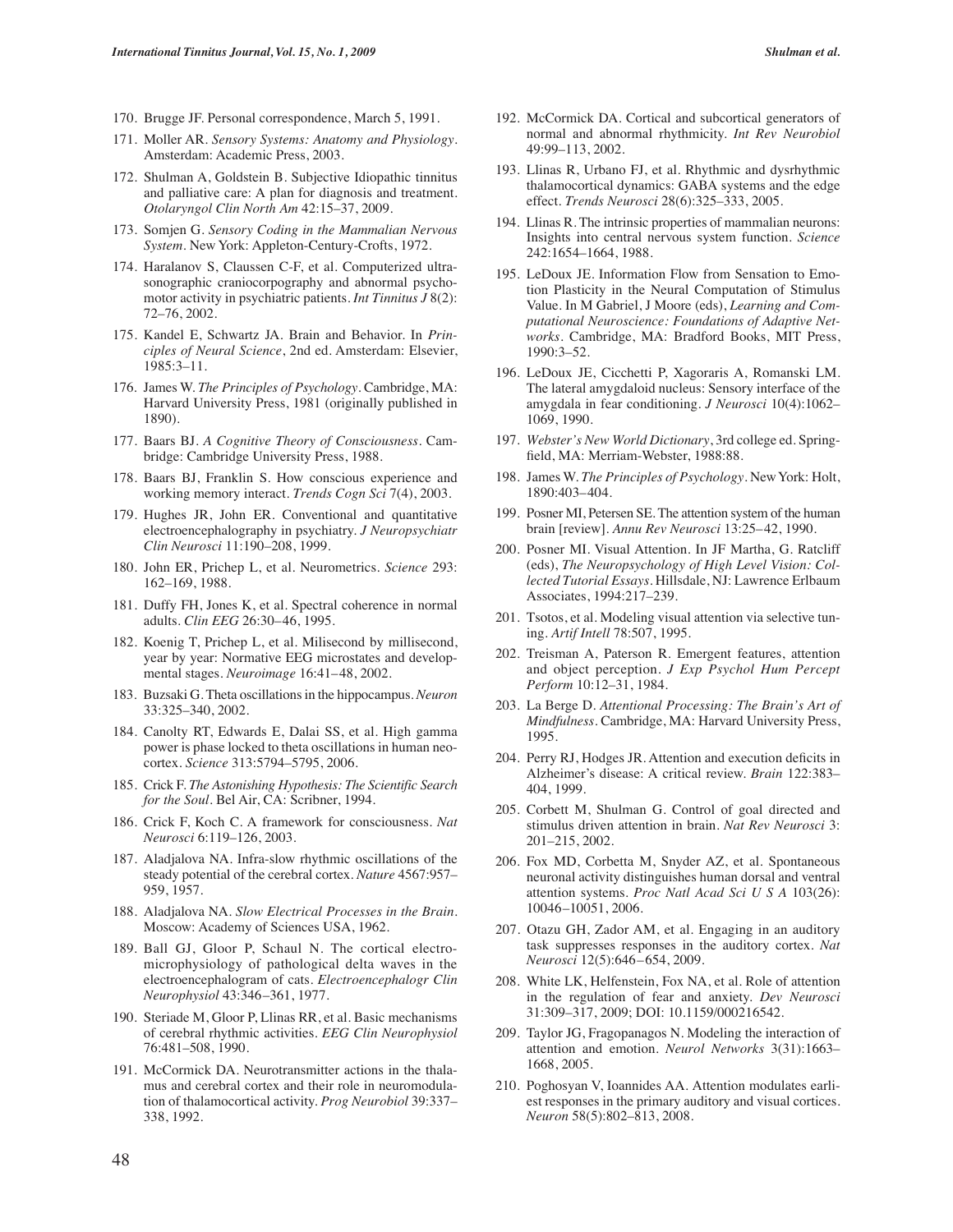170. Brugge JF. Personal correspondence, March 5, 1991.

171. Moller AR. *Sensory Systems: Anatomy and Physiology*. Amsterdam: Academic Press, 2003.

172. Shulman A, Goldstein B. Subjective Idiopathic tinnitus and palliative care: A plan for diagnosis and treatment. *Otolaryngol Clin North Am* 42:15–37, 2009.

173. Somjen G. *Sensory Coding in the Mammalian Nervous System*. New York: Appleton-Century-Crofts, 1972.

174. Haralanov S, Claussen C-F, et al. Computerized ultrasonographic craniocorpography and abnormal psychomotor activity in psychiatric patients. *Int Tinnitus J* 8(2): 72–76, 2002.

175. Kandel E, Schwartz JA. Brain and Behavior. In *Principles of Neural Science*, 2nd ed. Amsterdam: Elsevier, 1985:3–11.

176. James W. *The Principles of Psychology*. Cambridge, MA: Harvard University Press, 1981 (originally published in 1890).

177. Baars BJ. *A Cognitive Theory of Consciousness*. Cambridge: Cambridge University Press, 1988.

178. Baars BJ, Franklin S. How conscious experience and working memory interact. *Trends Cogn Sci* 7(4), 2003.

179. Hughes JR, John ER. Conventional and quantitative electroencephalography in psychiatry. *J Neuropsychiatr Clin Neurosci* 11:190–208, 1999.

180. John ER, Prichep L, et al. Neurometrics. *Science* 293: 162–169, 1988.

181. Duffy FH, Jones K, et al. Spectral coherence in normal adults. *Clin EEG* 26:30–46, 1995.

182. Koenig T, Prichep L, et al. Milisecond by millisecond, year by year: Normative EEG microstates and developmental stages. *Neuroimage* 16:41–48, 2002.

183. Buzsaki G. Theta oscillations in the hippocampus. *Neuron* 33:325–340, 2002.

184. Canolty RT, Edwards E, Dalai SS, et al. High gamma power is phase locked to theta oscillations in human neocortex. *Science* 313:5794–5795, 2006.

185. Crick F. *The Astonishing Hypothesis: The Scientific Search for the Soul*. Bel Air, CA: Scribner, 1994.

186. Crick F, Koch C. A framework for consciousness. *Nat Neurosci* 6:119–126, 2003.

187. Aladjalova NA. Infra-slow rhythmic oscillations of the steady potential of the cerebral cortex. *Nature* 4567:957–959, 1957.

188. Aladjalova NA. *Slow Electrical Processes in the Brain*. Moscow: Academy of Sciences USA, 1962.

189. Ball GJ, Gloor P, Schaul N. The cortical electromicrophysiology of pathological delta waves in the electroencephalogram of cats. *Electroencephalogr Clin Neurophysiol* 43:346–361, 1977.

190. Steriade M, Gloor P, Llinas RR, et al. Basic mechanisms of cerebral rhythmic activities. *EEG Clin Neurophysiol* 76:481–508, 1990.

191. McCormick DA. Neurotransmitter actions in the thalamus and cerebral cortex and their role in neuromodulation of thalamocortical activity. *Prog Neurobiol* 39:337–338, 1992.

192. McCormick DA. Cortical and subcortical generators of normal and abnormal rhythmicity. *Int Rev Neurobiol* 49:99–113, 2002.

193. Llinas R, Urbano FJ, et al. Rhythmic and dysrhythmic thalamocortical dynamics: GABA systems and the edge effect. *Trends Neurosci* 28(6):325–333, 2005.

194. Llinas R. The intrinsic properties of mammalian neurons: Insights into central nervous system function. *Science* 242:1654–1664, 1988.

195. LeDoux JE. Information Flow from Sensation to Emotion Plasticity in the Neural Computation of Stimulus Value. In M Gabriel, J Moore (eds), *Learning and Computational Neuroscience: Foundations of Adaptive Networks*. Cambridge, MA: Bradford Books, MIT Press, 1990:3–52.

196. LeDoux JE, Cicchetti P, Xagoraris A, Romanski LM. The lateral amygdaloid nucleus: Sensory interface of the amygdala in fear conditioning. *J Neurosci* 10(4):1062–1069, 1990.

197. *Webster's New World Dictionary*, 3rd college ed. Springfield, MA: Merriam-Webster, 1988:88.

198. James W. *The Principles of Psychology*. New York: Holt, 1890:403–404.

199. Posner MI, Petersen SE. The attention system of the human brain [review]. *Annu Rev Neurosci* 13:25–42, 1990.

200. Posner MI. Visual Attention. In JF Martha, G. Ratcliff (eds), *The Neuropsychology of High Level Vision: Collected Tutorial Essays*. Hillsdale, NJ: Lawrence Erlbaum Associates, 1994:217–239.

201. Tsotos, et al. Modeling visual attention via selective tuning. *Artif Intell* 78:507, 1995.

202. Treisman A, Paterson R. Emergent features, attention and object perception. *J Exp Psychol Hum Percept Perform* 10:12–31, 1984.

203. La Berge D. *Attentional Processing: The Brain's Art of Mindfulness*. Cambridge, MA: Harvard University Press, 1995.

204. Perry RJ, Hodges JR. Attention and execution deficits in Alzheimer's disease: A critical review. *Brain* 122:383–404, 1999.

205. Corbett M, Shulman G. Control of goal directed and stimulus driven attention in brain. *Nat Rev Neurosci* 3: 201–215, 2002.

206. Fox MD, Corbetta M, Snyder AZ, et al. Spontaneous neuronal activity distinguishes human dorsal and ventral attention systems. *Proc Natl Acad Sci U S A* 103(26): 10046–10051, 2006.

207. Otazu GH, Zador AM, et al. Engaging in an auditory task suppresses responses in the auditory cortex. *Nat Neurosci* 12(5):646–654, 2009.

208. White LK, Helfenstein, Fox NA, et al. Role of attention in the regulation of fear and anxiety. *Dev Neurosci* 31:309–317, 2009; DOI: 10.1159/000216542.

209. Taylor JG, Fragopanagos N. Modeling the interaction of attention and emotion. *Neurol Networks* 3(31):1663–1668, 2005.

210. Poghosyan V, Ioannides AA. Attention modulates earliest responses in the primary auditory and visual cortices. *Neuron* 58(5):802–813, 2008.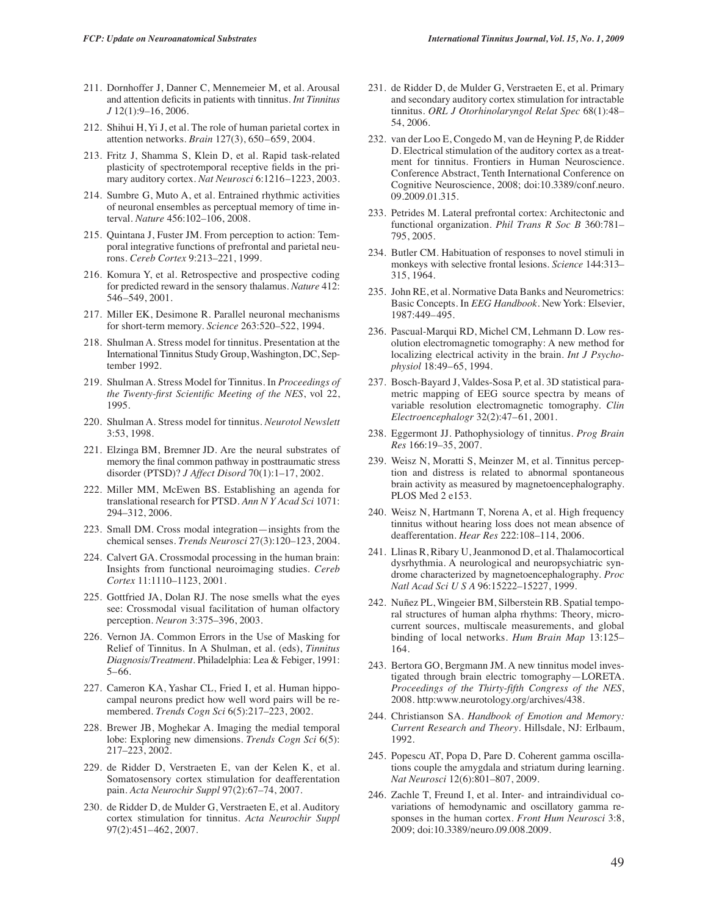211. Dornhoffer J, Danner C, Mennemeier M, et al. Arousal and attention deficits in patients with tinnitus. *Int Tinnitus J* 12(1):9–16, 2006.

212. Shihui H, Yi J, et al. The role of human parietal cortex in attention networks. *Brain* 127(3), 650–659, 2004.

213. Fritz J, Shamma S, Klein D, et al. Rapid task-related plasticity of spectrotemporal receptive fields in the primary auditory cortex. *Nat Neurosci* 6:1216–1223, 2003.

214. Sumbre G, Muto A, et al. Entrained rhythmic activities of neuronal ensembles as perceptual memory of time interval. *Nature* 456:102–106, 2008.

215. Quintana J, Fuster JM. From perception to action: Temporal integrative functions of prefrontal and parietal neurons. *Cereb Cortex* 9:213–221, 1999.

216. Komura Y, et al. Retrospective and prospective coding for predicted reward in the sensory thalamus. *Nature* 412: 546–549, 2001.

217. Miller EK, Desimone R. Parallel neuronal mechanisms for short-term memory. *Science* 263:520–522, 1994.

218. Shulman A. Stress model for tinnitus. Presentation at the International Tinnitus Study Group, Washington, DC, September 1992.

219. Shulman A. Stress Model for Tinnitus. In *Proceedings of the Twenty-first Scientific Meeting of the NES*, vol 22, 1995.

220. Shulman A. Stress model for tinnitus. *Neurotol Newslett* 3:53, 1998.

221. Elzinga BM, Bremner JD. Are the neural substrates of memory the final common pathway in posttraumatic stress disorder (PTSD)? *J Affect Disord* 70(1):1–17, 2002.

222. Miller MM, McEwen BS. Establishing an agenda for translational research for PTSD. *Ann N Y Acad Sci* 1071: 294–312, 2006.

223. Small DM. Cross modal integration—insights from the chemical senses. *Trends Neurosci* 27(3):120–123, 2004.

224. Calvert GA. Crossmodal processing in the human brain: Insights from functional neuroimaging studies. *Cereb Cortex* 11:1110–1123, 2001.

225. Gottfried JA, Dolan RJ. The nose smells what the eyes see: Crossmodal visual facilitation of human olfactory perception. *Neuron* 3:375–396, 2003.

226. Vernon JA. Common Errors in the Use of Masking for Relief of Tinnitus. In A Shulman, et al. (eds), *Tinnitus Diagnosis/Treatment*. Philadelphia: Lea & Febiger, 1991: 5–66.

227. Cameron KA, Yashar CL, Fried I, et al. Human hippocampal neurons predict how well word pairs will be remembered. *Trends Cogn Sci* 6(5):217–223, 2002.

228. Brewer JB, Moghekar A. Imaging the medial temporal lobe: Exploring new dimensions. *Trends Cogn Sci* 6(5): 217–223, 2002.

229. de Ridder D, Verstraeten E, van der Kelen K, et al. Somatosensory cortex stimulation for deafferentation pain. *Acta Neurochir Suppl* 97(2):67–74, 2007.

230. de Ridder D, de Mulder G, Verstraeten E, et al. Auditory cortex stimulation for tinnitus. *Acta Neurochir Suppl* 97(2):451–462, 2007.

231. de Ridder D, de Mulder G, Verstraeten E, et al. Primary and secondary auditory cortex stimulation for intractable tinnitus. *ORL J Otorhinolaryngol Relat Spec* 68(1):48–54, 2006.

232. van der Loo E, Congedo M, van de Heyning P, de Ridder D. Electrical stimulation of the auditory cortex as a treatment for tinnitus. Frontiers in Human Neuroscience. Conference Abstract, Tenth International Conference on Cognitive Neuroscience, 2008; doi:10.3389/conf.neuro.09.2009.01.315.

233. Petrides M. Lateral prefrontal cortex: Architectonic and functional organization. *Phil Trans R Soc B* 360:781–795, 2005.

234. Butler CM. Habituation of responses to novel stimuli in monkeys with selective frontal lesions. *Science* 144:313–315, 1964.

235. John RE, et al. Normative Data Banks and Neurometrics: Basic Concepts. In *EEG Handbook*. New York: Elsevier, 1987:449–495.

236. Pascual-Marqui RD, Michel CM, Lehmann D. Low resolution electromagnetic tomography: A new method for localizing electrical activity in the brain. *Int J Psychophysiol* 18:49–65, 1994.

237. Bosch-Bayard J, Valdes-Sosa P, et al. 3D statistical parametric mapping of EEG source spectra by means of variable resolution electromagnetic tomography. *Clin Electroencephalogr* 32(2):47–61, 2001.

238. Eggermont JJ. Pathophysiology of tinnitus. *Prog Brain Res* 166:19–35, 2007.

239. Weisz N, Moratti S, Meinzer M, et al. Tinnitus perception and distress is related to abnormal spontaneous brain activity as measured by magnetoencephalography. PLOS Med 2 e153.

240. Weisz N, Hartmann T, Norena A, et al. High frequency tinnitus without hearing loss does not mean absence of deafferentation. *Hear Res* 222:108–114, 2006.

241. Llinas R, Ribary U, Jeanmonod D, et al. Thalamocortical dysrhythmia. A neurological and neuropsychiatric syndrome characterized by magnetoencephalography. *Proc Natl Acad Sci U S A* 96:15222–15227, 1999.

242. Nuñez PL, Wingeier BM, Silberstein RB. Spatial temporal structures of human alpha rhythms: Theory, microcurrent sources, multiscale measurements, and global binding of local networks. *Hum Brain Map* 13:125–164.

243. Bertora GO, Bergmann JM. A new tinnitus model investigated through brain electric tomography—LORETA. *Proceedings of the Thirty-fifth Congress of the NES*, 2008. http:www.neurotology.org/archives/438.

244. Christianson SA. *Handbook of Emotion and Memory: Current Research and Theory*. Hillsdale, NJ: Erlbaum, 1992.

245. Popescu AT, Popa D, Pare D. Coherent gamma oscillations couple the amygdala and striatum during learning. *Nat Neurosci* 12(6):801–807, 2009.

246. Zachle T, Freund I, et al. Inter- and intraindividual covariations of hemodynamic and oscillatory gamma responses in the human cortex. *Front Hum Neurosci* 3:8, 2009; doi:10.3389/neuro.09.008.2009.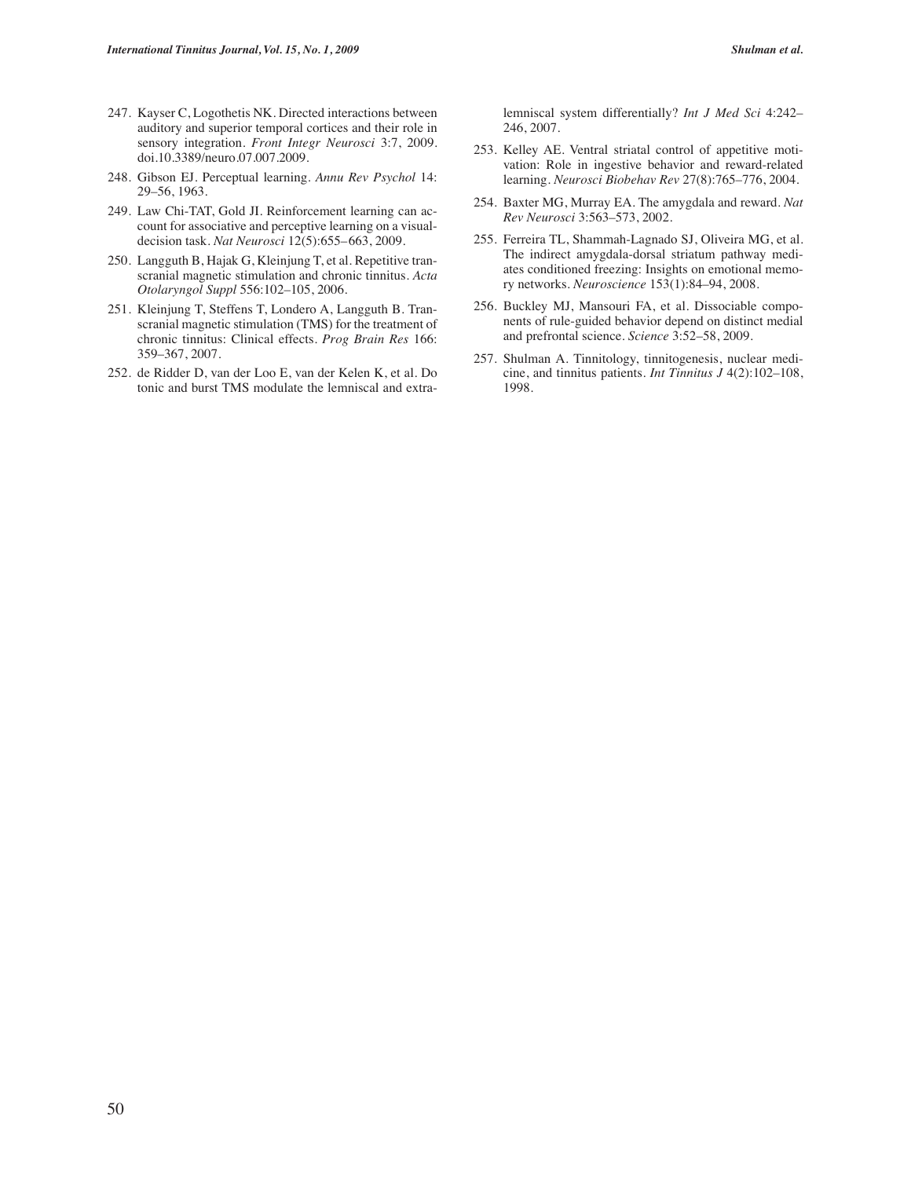247. Kayser C, Logothetis NK. Directed interactions between auditory and superior temporal cortices and their role in sensory integration. *Front Integr Neurosci* 3:7, 2009. doi.10.3389/neuro.07.007.2009.

248. Gibson EJ. Perceptual learning. *Annu Rev Psychol* 14: 29–56, 1963.

249. Law Chi-TAT, Gold JI. Reinforcement learning can account for associative and perceptive learning on a visual-decision task. *Nat Neurosci* 12(5):655–663, 2009.

250. Langguth B, Hajak G, Kleinjung T, et al. Repetitive transcranial magnetic stimulation and chronic tinnitus. *Acta Otolaryngol Suppl* 556:102–105, 2006.

251. Kleinjung T, Steffens T, Londero A, Langguth B. Transcranial magnetic stimulation (TMS) for the treatment of chronic tinnitus: Clinical effects. *Prog Brain Res* 166: 359–367, 2007.

252. de Ridder D, van der Loo E, van der Kelen K, et al. Do tonic and burst TMS modulate the lemniscal and extralemniscal system differentially? *Int J Med Sci* 4:242–246, 2007.

253. Kelley AE. Ventral striatal control of appetitive motivation: Role in ingestive behavior and reward-related learning. *Neurosci Biobehav Rev* 27(8):765–776, 2004.

254. Baxter MG, Murray EA. The amygdala and reward. *Nat Rev Neurosci* 3:563–573, 2002.

255. Ferreira TL, Shammah-Lagnado SJ, Oliveira MG, et al. The indirect amygdala-dorsal striatum pathway mediates conditioned freezing: Insights on emotional memory networks. *Neuroscience* 153(1):84–94, 2008.

256. Buckley MJ, Mansouri FA, et al. Dissociable components of rule-guided behavior depend on distinct medial and prefrontal science. *Science* 3:52–58, 2009.

257. Shulman A. Tinnitology, tinnitogenesis, nuclear medicine, and tinnitus patients. *Int Tinnitus J* 4(2):102–108, 1998.